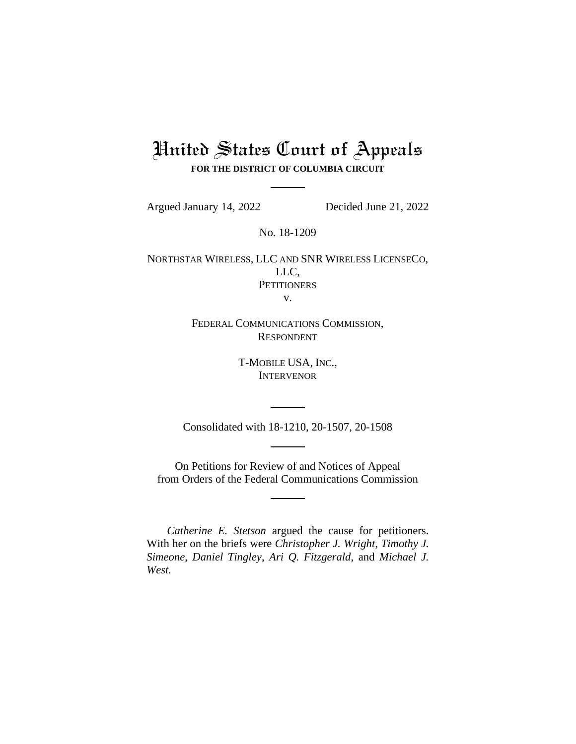# United States Court of Appeals

**FOR THE DISTRICT OF COLUMBIA CIRCUIT**

Argued January 14, 2022 Decided June 21, 2022

No. 18-1209

NORTHSTAR WIRELESS, LLC AND SNR WIRELESS LICENSECO, LLC,
PETITIONERS

v.

FEDERAL COMMUNICATIONS COMMISSION,
RESPONDENT

T-MOBILE USA, INC.,
INTERVENOR

Consolidated with 18-1210, 20-1507, 20-1508

On Petitions for Review of and Notices of Appeal from Orders of the Federal Communications Commission

*Catherine E. Stetson* argued the cause for petitioners. With her on the briefs were *Christopher J. Wright*, *Timothy J. Simeone*, *Daniel Tingley*, *Ari Q. Fitzgerald*, and *Michael J. West.*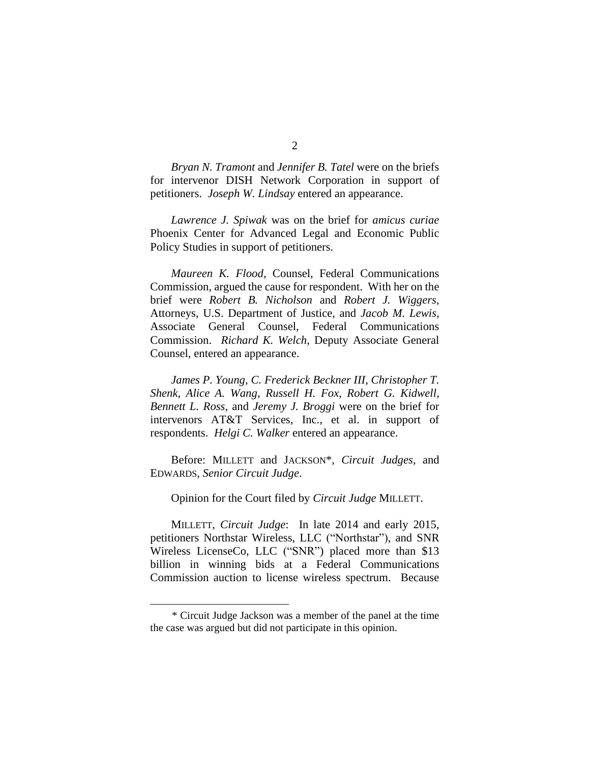*Bryan N. Tramont* and *Jennifer B. Tatel* were on the briefs for intervenor DISH Network Corporation in support of petitioners. *Joseph W. Lindsay* entered an appearance.

*Lawrence J. Spiwak* was on the brief for *amicus curiae* Phoenix Center for Advanced Legal and Economic Public Policy Studies in support of petitioners.

*Maureen K. Flood*, Counsel, Federal Communications Commission, argued the cause for respondent. With her on the brief were *Robert B. Nicholson* and *Robert J. Wiggers*, Attorneys, U.S. Department of Justice, and *Jacob M. Lewis*, Associate General Counsel, Federal Communications Commission. *Richard K. Welch*, Deputy Associate General Counsel, entered an appearance.

*James P. Young, C. Frederick Beckner III*, *Christopher T. Shenk*, *Alice A. Wang*, *Russell H. Fox*, *Robert G. Kidwell*, *Bennett L. Ross*, and *Jeremy J. Broggi* were on the brief for intervenors AT&T Services, Inc., et al. in support of respondents. *Helgi C. Walker* entered an appearance.

Before: MILLETT and JACKSON*, *Circuit Judges*, and EDWARDS, *Senior Circuit Judge*.

Opinion for the Court filed by *Circuit Judge* MILLETT.

MILLETT, *Circuit Judge*: In late 2014 and early 2015, petitioners Northstar Wireless, LLC ("Northstar"), and SNR Wireless LicenseCo, LLC ("SNR") placed more than $13 billion in winning bids at a Federal Communications Commission auction to license wireless spectrum. Because

* Circuit Judge Jackson was a member of the panel at the time the case was argued but did not participate in this opinion.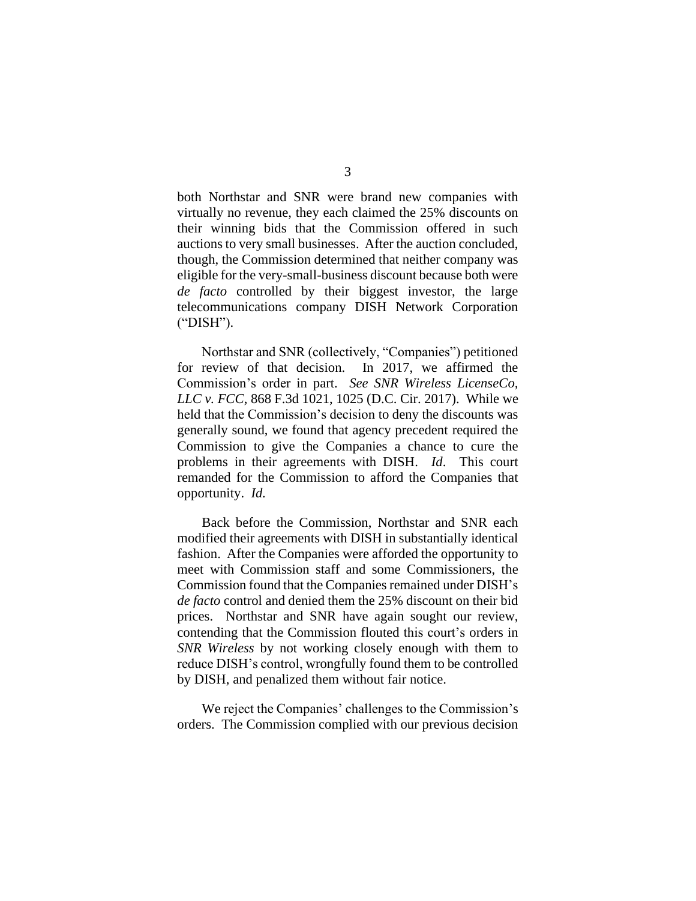both Northstar and SNR were brand new companies with virtually no revenue, they each claimed the 25% discounts on their winning bids that the Commission offered in such auctions to very small businesses. After the auction concluded, though, the Commission determined that neither company was eligible for the very-small-business discount because both were *de facto* controlled by their biggest investor, the large telecommunications company DISH Network Corporation ("DISH").

Northstar and SNR (collectively, "Companies") petitioned for review of that decision. In 2017, we affirmed the Commission's order in part. *See SNR Wireless LicenseCo, LLC v. FCC*, 868 F.3d 1021, 1025 (D.C. Cir. 2017). While we held that the Commission's decision to deny the discounts was generally sound, we found that agency precedent required the Commission to give the Companies a chance to cure the problems in their agreements with DISH. *Id*. This court remanded for the Commission to afford the Companies that opportunity. *Id.*

Back before the Commission, Northstar and SNR each modified their agreements with DISH in substantially identical fashion. After the Companies were afforded the opportunity to meet with Commission staff and some Commissioners, the Commission found that the Companies remained under DISH's *de facto* control and denied them the 25% discount on their bid prices. Northstar and SNR have again sought our review, contending that the Commission flouted this court's orders in *SNR Wireless* by not working closely enough with them to reduce DISH's control, wrongfully found them to be controlled by DISH, and penalized them without fair notice.

We reject the Companies' challenges to the Commission's orders. The Commission complied with our previous decision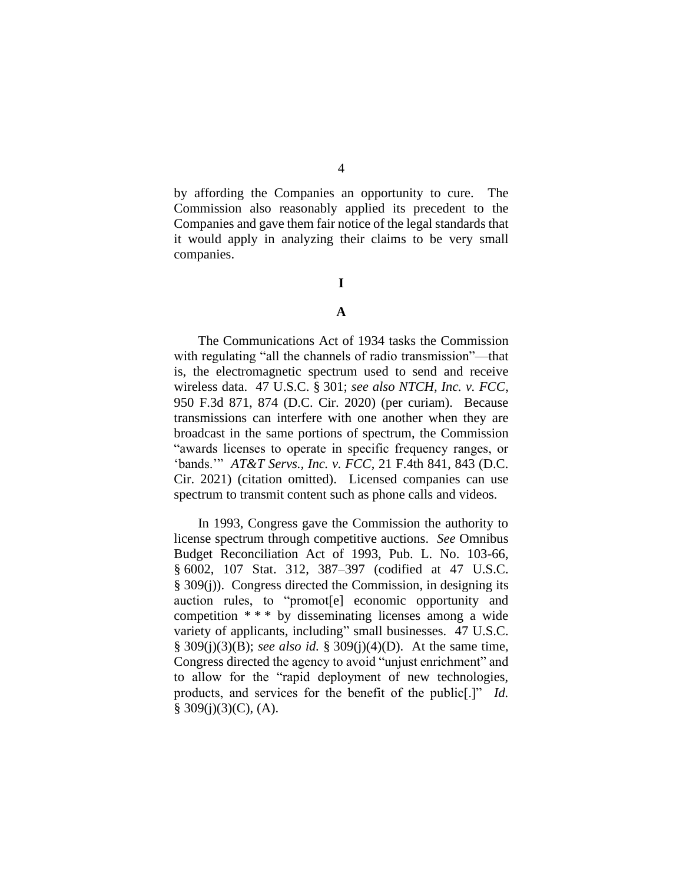by affording the Companies an opportunity to cure. The Commission also reasonably applied its precedent to the Companies and gave them fair notice of the legal standards that it would apply in analyzing their claims to be very small companies.

# I

## A

The Communications Act of 1934 tasks the Commission with regulating "all the channels of radio transmission"—that is, the electromagnetic spectrum used to send and receive wireless data. 47 U.S.C. § 301; *see also NTCH, Inc. v. FCC*, 950 F.3d 871, 874 (D.C. Cir. 2020) (per curiam). Because transmissions can interfere with one another when they are broadcast in the same portions of spectrum, the Commission "awards licenses to operate in specific frequency ranges, or 'bands.'" *AT&T Servs., Inc. v. FCC*, 21 F.4th 841, 843 (D.C. Cir. 2021) (citation omitted). Licensed companies can use spectrum to transmit content such as phone calls and videos.

In 1993, Congress gave the Commission the authority to license spectrum through competitive auctions. *See* Omnibus Budget Reconciliation Act of 1993, Pub. L. No. 103-66, § 6002, 107 Stat. 312, 387–397 (codified at 47 U.S.C. § 309(j)). Congress directed the Commission, in designing its auction rules, to "promot[e] economic opportunity and competition * * * by disseminating licenses among a wide variety of applicants, including" small businesses. 47 U.S.C. § 309(j)(3)(B); *see also id.* § 309(j)(4)(D). At the same time, Congress directed the agency to avoid "unjust enrichment" and to allow for the "rapid deployment of new technologies, products, and services for the benefit of the public[.]" *Id.* § 309(j)(3)(C), (A).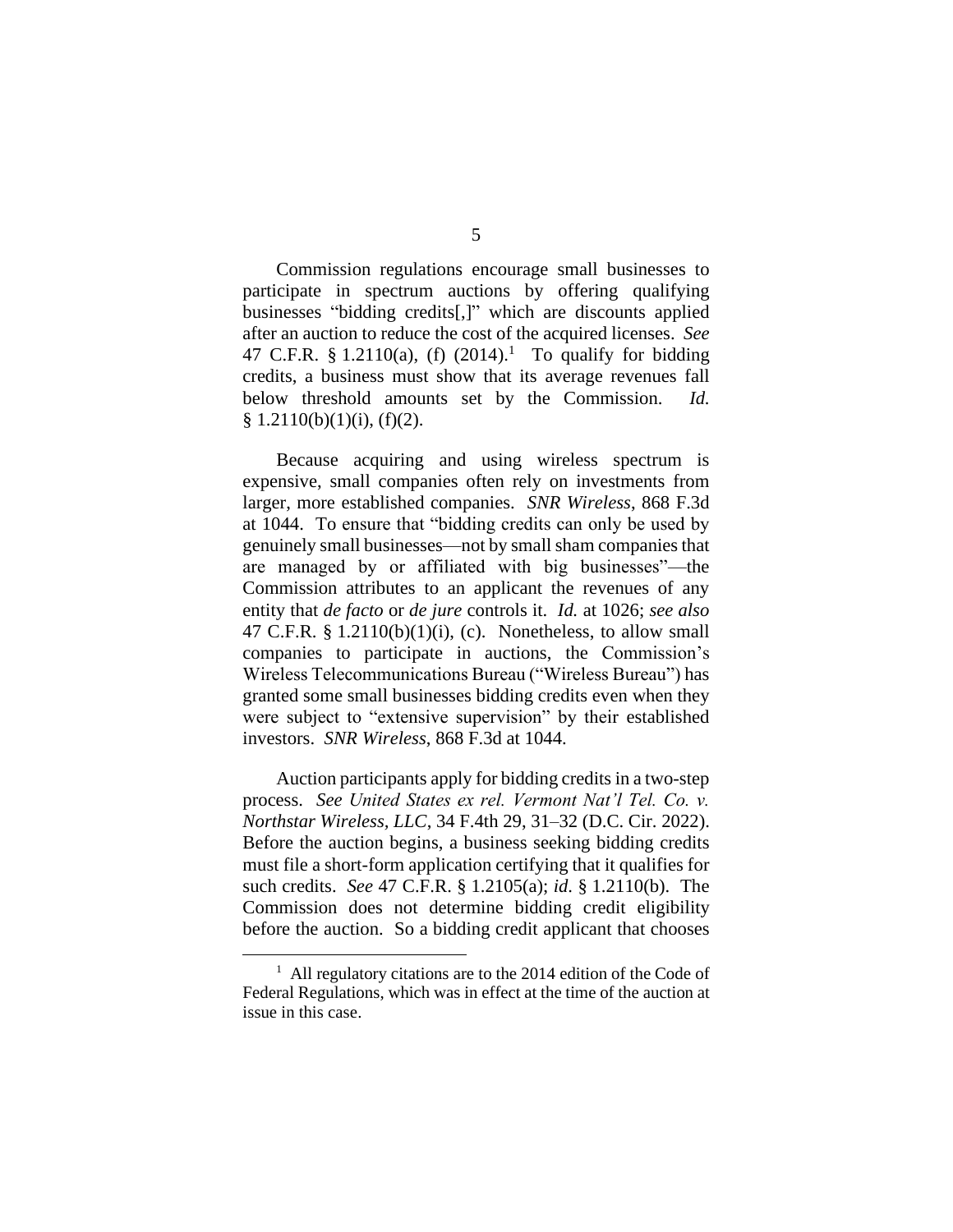Commission regulations encourage small businesses to participate in spectrum auctions by offering qualifying businesses "bidding credits[,]" which are discounts applied after an auction to reduce the cost of the acquired licenses. *See* 47 C.F.R. § 1.2110(a), (f) (2014).[1] To qualify for bidding credits, a business must show that its average revenues fall below threshold amounts set by the Commission. *Id.* § 1.2110(b)(1)(i), (f)(2).

Because acquiring and using wireless spectrum is expensive, small companies often rely on investments from larger, more established companies. *SNR Wireless*, 868 F.3d at 1044. To ensure that "bidding credits can only be used by genuinely small businesses—not by small sham companies that are managed by or affiliated with big businesses"—the Commission attributes to an applicant the revenues of any entity that *de facto* or *de jure* controls it. *Id.* at 1026; *see also* 47 C.F.R. § 1.2110(b)(1)(i), (c). Nonetheless, to allow small companies to participate in auctions, the Commission's Wireless Telecommunications Bureau ("Wireless Bureau") has granted some small businesses bidding credits even when they were subject to "extensive supervision" by their established investors. *SNR Wireless*, 868 F.3d at 1044.

Auction participants apply for bidding credits in a two-step process. *See United States ex rel. Vermont Nat'l Tel. Co. v. Northstar Wireless, LLC*, 34 F.4th 29, 31–32 (D.C. Cir. 2022). Before the auction begins, a business seeking bidding credits must file a short-form application certifying that it qualifies for such credits. *See* 47 C.F.R. § 1.2105(a); *id.* § 1.2110(b). The Commission does not determine bidding credit eligibility before the auction. So a bidding credit applicant that chooses

[1] All regulatory citations are to the 2014 edition of the Code of Federal Regulations, which was in effect at the time of the auction at issue in this case.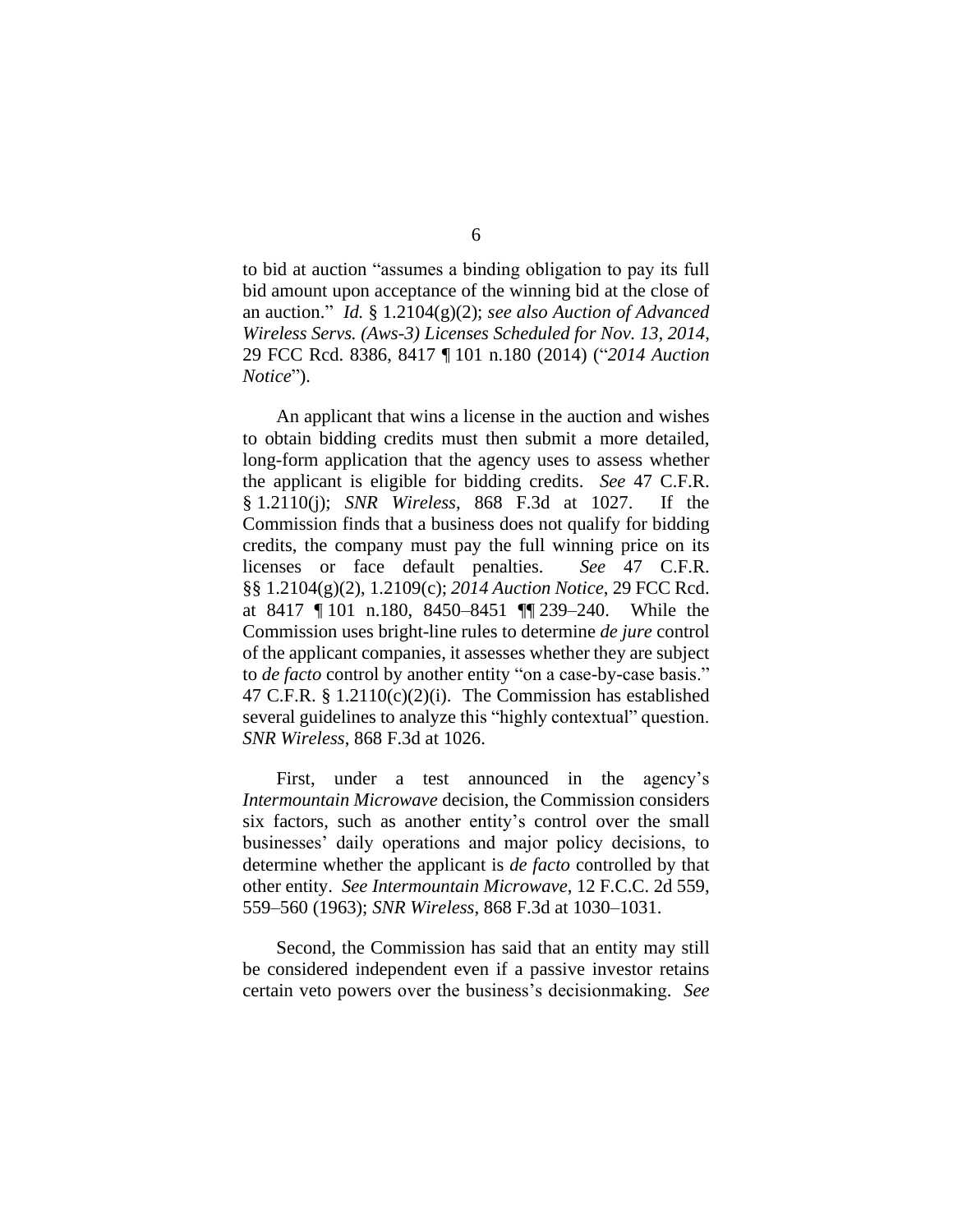to bid at auction "assumes a binding obligation to pay its full bid amount upon acceptance of the winning bid at the close of an auction." *Id.* § 1.2104(g)(2); *see also Auction of Advanced Wireless Servs. (Aws-3) Licenses Scheduled for Nov. 13, 2014*, 29 FCC Rcd. 8386, 8417 ¶ 101 n.180 (2014) ("*2014 Auction Notice*").

An applicant that wins a license in the auction and wishes to obtain bidding credits must then submit a more detailed, long-form application that the agency uses to assess whether the applicant is eligible for bidding credits. *See* 47 C.F.R. § 1.2110(j); *SNR Wireless*, 868 F.3d at 1027. If the Commission finds that a business does not qualify for bidding credits, the company must pay the full winning price on its licenses or face default penalties. *See* 47 C.F.R. §§ 1.2104(g)(2), 1.2109(c); *2014 Auction Notice*, 29 FCC Rcd. at 8417 ¶ 101 n.180, 8450–8451 ¶¶ 239–240. While the Commission uses bright-line rules to determine *de jure* control of the applicant companies, it assesses whether they are subject to *de facto* control by another entity "on a case-by-case basis." 47 C.F.R. § 1.2110(c)(2)(i). The Commission has established several guidelines to analyze this "highly contextual" question. *SNR Wireless*, 868 F.3d at 1026.

First, under a test announced in the agency's *Intermountain Microwave* decision, the Commission considers six factors, such as another entity's control over the small businesses' daily operations and major policy decisions, to determine whether the applicant is *de facto* controlled by that other entity. *See Intermountain Microwave*, 12 F.C.C. 2d 559, 559–560 (1963); *SNR Wireless*, 868 F.3d at 1030–1031.

Second, the Commission has said that an entity may still be considered independent even if a passive investor retains certain veto powers over the business's decisionmaking. *See*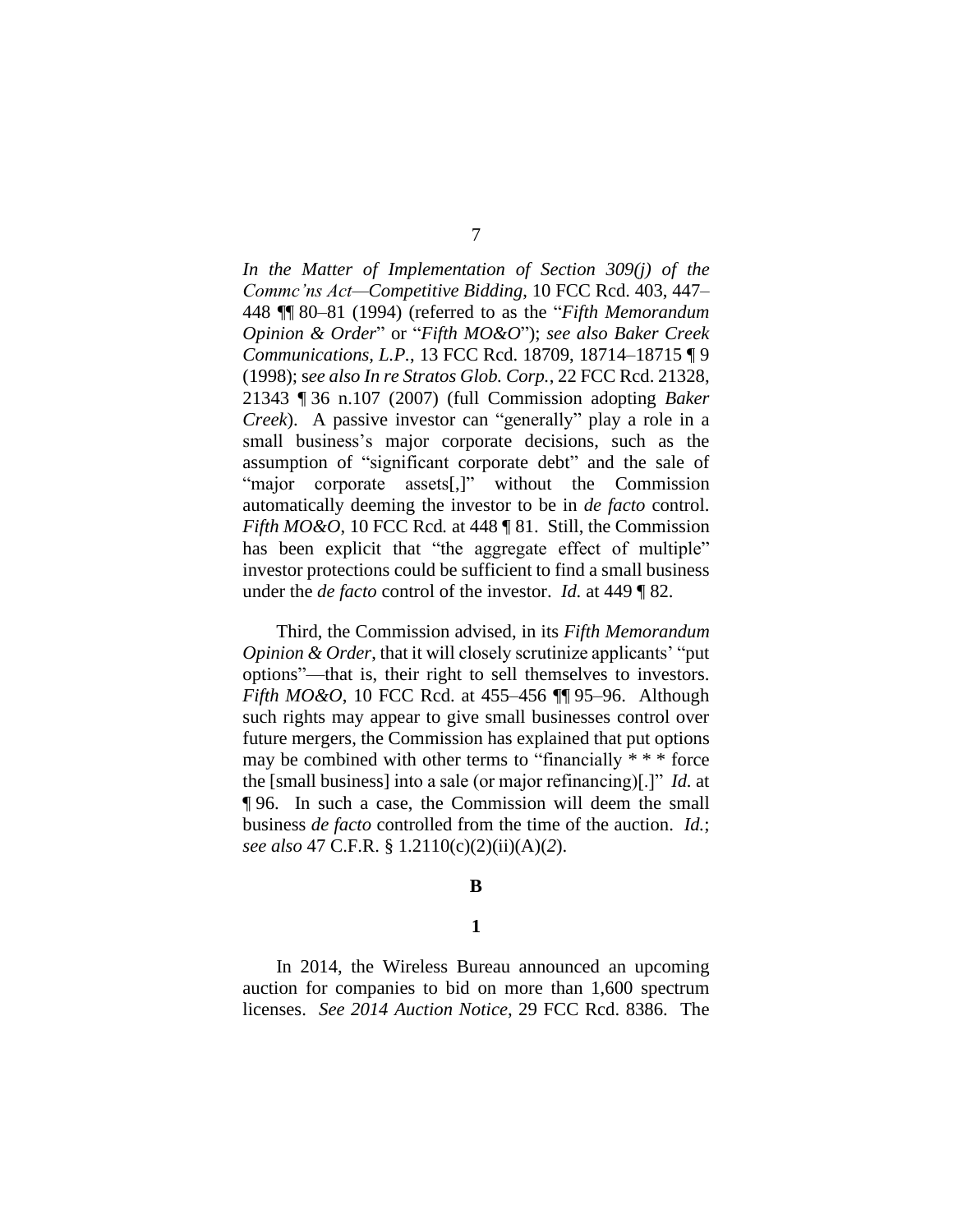*In the Matter of Implementation of Section 309(j) of the Commc'ns Act—Competitive Bidding*, 10 FCC Rcd. 403, 447–448 ¶¶ 80–81 (1994) (referred to as the "*Fifth Memorandum Opinion & Order*" or "*Fifth MO&O*"); *see also Baker Creek Communications, L.P.*, 13 FCC Rcd. 18709, 18714–18715 ¶ 9 (1998); *see also In re Stratos Glob. Corp.*, 22 FCC Rcd. 21328, 21343 ¶ 36 n.107 (2007) (full Commission adopting *Baker Creek*). A passive investor can "generally" play a role in a small business's major corporate decisions, such as the assumption of "significant corporate debt" and the sale of "major corporate assets[,]" without the Commission automatically deeming the investor to be in *de facto* control. *Fifth MO&O*, 10 FCC Rcd. at 448 ¶ 81. Still, the Commission has been explicit that "the aggregate effect of multiple" investor protections could be sufficient to find a small business under the *de facto* control of the investor. *Id.* at 449 ¶ 82.

Third, the Commission advised, in its *Fifth Memorandum Opinion & Order*, that it will closely scrutinize applicants' "put options"—that is, their right to sell themselves to investors. *Fifth MO&O*, 10 FCC Rcd. at 455–456 ¶¶ 95–96. Although such rights may appear to give small businesses control over future mergers, the Commission has explained that put options may be combined with other terms to "financially * * * force the [small business] into a sale (or major refinancing)[.]" *Id.* at ¶ 96. In such a case, the Commission will deem the small business *de facto* controlled from the time of the auction. *Id.*; *see also* 47 C.F.R. § 1.2110(c)(2)(ii)(A)(*2*).

**B**

**1**

In 2014, the Wireless Bureau announced an upcoming auction for companies to bid on more than 1,600 spectrum licenses. *See 2014 Auction Notice*, 29 FCC Rcd. 8386. The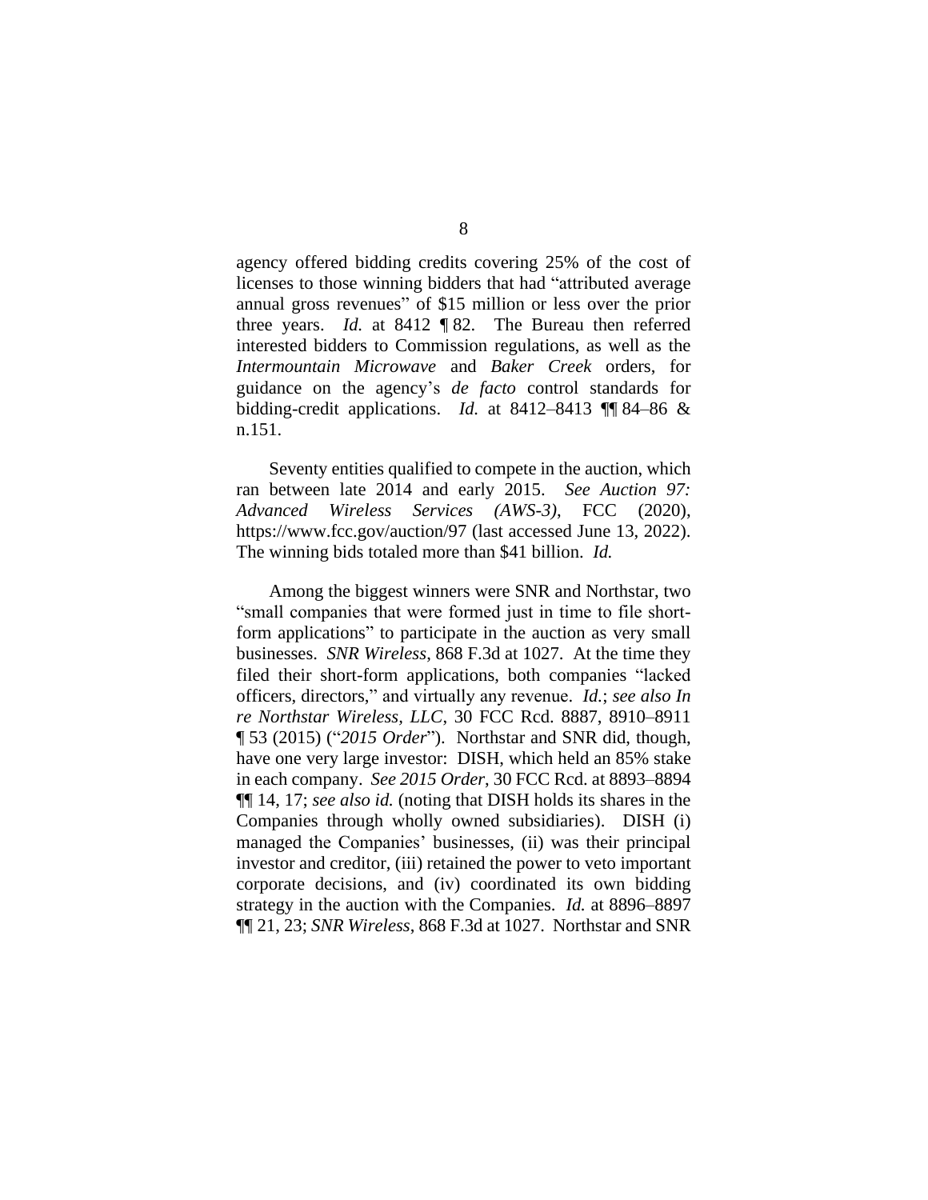agency offered bidding credits covering 25% of the cost of licenses to those winning bidders that had "attributed average annual gross revenues" of $15 million or less over the prior three years. *Id.* at 8412 ¶ 82. The Bureau then referred interested bidders to Commission regulations, as well as the *Intermountain Microwave* and *Baker Creek* orders, for guidance on the agency's *de facto* control standards for bidding-credit applications. *Id.* at 8412–8413 ¶¶ 84–86 & n.151.

Seventy entities qualified to compete in the auction, which ran between late 2014 and early 2015. *See Auction 97: Advanced Wireless Services (AWS-3)*, FCC (2020), https://www.fcc.gov/auction/97 (last accessed June 13, 2022). The winning bids totaled more than $41 billion. *Id.*

Among the biggest winners were SNR and Northstar, two "small companies that were formed just in time to file short-form applications" to participate in the auction as very small businesses. *SNR Wireless*, 868 F.3d at 1027. At the time they filed their short-form applications, both companies "lacked officers, directors," and virtually any revenue. *Id.*; *see also In re Northstar Wireless, LLC*, 30 FCC Rcd. 8887, 8910–8911 ¶ 53 (2015) ("*2015 Order*"). Northstar and SNR did, though, have one very large investor: DISH, which held an 85% stake in each company. *See 2015 Order*, 30 FCC Rcd. at 8893–8894 ¶¶ 14, 17; *see also id.* (noting that DISH holds its shares in the Companies through wholly owned subsidiaries). DISH (i) managed the Companies' businesses, (ii) was their principal investor and creditor, (iii) retained the power to veto important corporate decisions, and (iv) coordinated its own bidding strategy in the auction with the Companies. *Id.* at 8896–8897 ¶¶ 21, 23; *SNR Wireless*, 868 F.3d at 1027. Northstar and SNR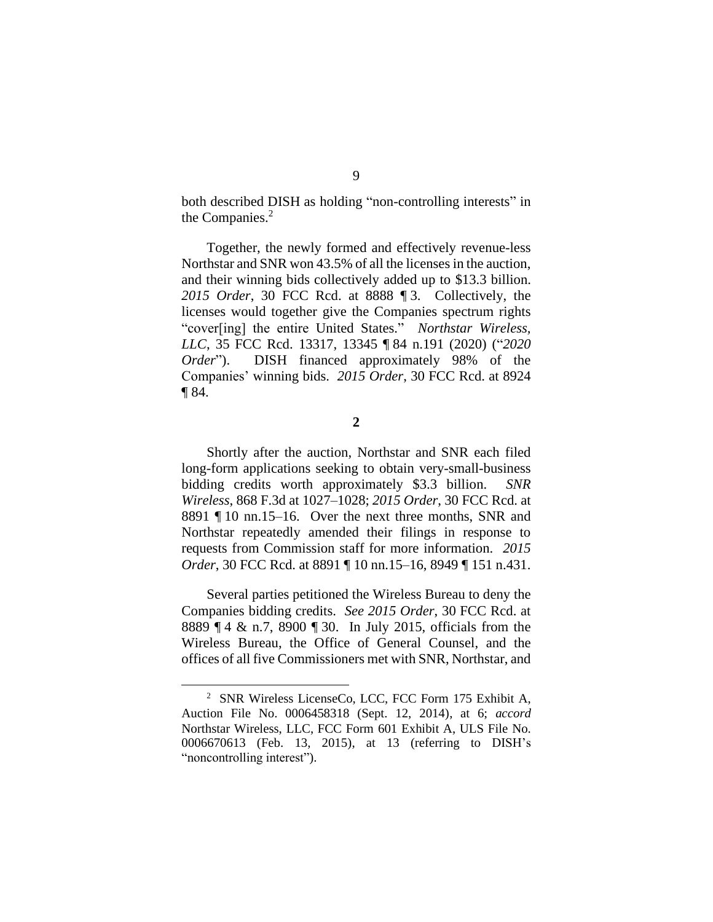both described DISH as holding "non-controlling interests" in the Companies.[2]

Together, the newly formed and effectively revenue-less Northstar and SNR won 43.5% of all the licenses in the auction, and their winning bids collectively added up to $13.3 billion. *2015 Order*, 30 FCC Rcd. at 8888 ¶ 3. Collectively, the licenses would together give the Companies spectrum rights "cover[ing] the entire United States." *Northstar Wireless, LLC*, 35 FCC Rcd. 13317, 13345 ¶ 84 n.191 (2020) ("*2020 Order*"). DISH financed approximately 98% of the Companies' winning bids. *2015 Order*, 30 FCC Rcd. at 8924 ¶ 84.

**2**

Shortly after the auction, Northstar and SNR each filed long-form applications seeking to obtain very-small-business bidding credits worth approximately $3.3 billion. *SNR Wireless*, 868 F.3d at 1027–1028; *2015 Order*, 30 FCC Rcd. at 8891 ¶ 10 nn.15–16. Over the next three months, SNR and Northstar repeatedly amended their filings in response to requests from Commission staff for more information. *2015 Order*, 30 FCC Rcd. at 8891 ¶ 10 nn.15–16, 8949 ¶ 151 n.431.

Several parties petitioned the Wireless Bureau to deny the Companies bidding credits. *See 2015 Order*, 30 FCC Rcd. at 8889 ¶ 4 & n.7, 8900 ¶ 30. In July 2015, officials from the Wireless Bureau, the Office of General Counsel, and the offices of all five Commissioners met with SNR, Northstar, and

[2] SNR Wireless LicenseCo, LCC, FCC Form 175 Exhibit A, Auction File No. 0006458318 (Sept. 12, 2014), at 6; *accord* Northstar Wireless, LLC, FCC Form 601 Exhibit A, ULS File No. 0006670613 (Feb. 13, 2015), at 13 (referring to DISH's "noncontrolling interest").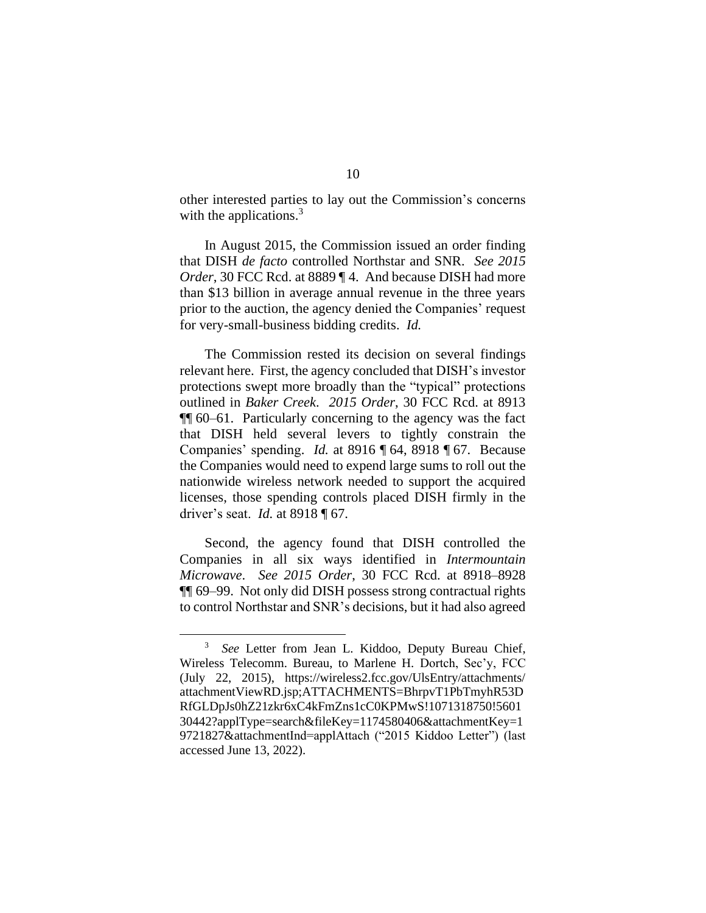other interested parties to lay out the Commission's concerns with the applications.[3]

In August 2015, the Commission issued an order finding that DISH *de facto* controlled Northstar and SNR. *See 2015 Order*, 30 FCC Rcd. at 8889 ¶ 4. And because DISH had more than $13 billion in average annual revenue in the three years prior to the auction, the agency denied the Companies' request for very-small-business bidding credits. *Id.*

The Commission rested its decision on several findings relevant here. First, the agency concluded that DISH's investor protections swept more broadly than the "typical" protections outlined in *Baker Creek*. *2015 Order*, 30 FCC Rcd. at 8913 ¶¶ 60–61. Particularly concerning to the agency was the fact that DISH held several levers to tightly constrain the Companies' spending. *Id.* at 8916 ¶ 64, 8918 ¶ 67. Because the Companies would need to expend large sums to roll out the nationwide wireless network needed to support the acquired licenses, those spending controls placed DISH firmly in the driver's seat. *Id.* at 8918 ¶ 67.

Second, the agency found that DISH controlled the Companies in all six ways identified in *Intermountain Microwave*. *See 2015 Order*, 30 FCC Rcd. at 8918–8928 ¶¶ 69–99. Not only did DISH possess strong contractual rights to control Northstar and SNR's decisions, but it had also agreed

---

[3] *See* Letter from Jean L. Kiddoo, Deputy Bureau Chief, Wireless Telecomm. Bureau, to Marlene H. Dortch, Sec'y, FCC (July 22, 2015), https://wireless2.fcc.gov/UlsEntry/attachments/attachmentViewRD.jsp;ATTACHMENTS=BhrpvT1PbTmyhR53DRfGLDpJs0hZ21zkr6xC4kFmZns1cC0KPMwS!1071318750!560130442?applType=search&fileKey=1174580406&attachmentKey=19721827&attachmentInd=applAttach ("2015 Kiddoo Letter") (last accessed June 13, 2022).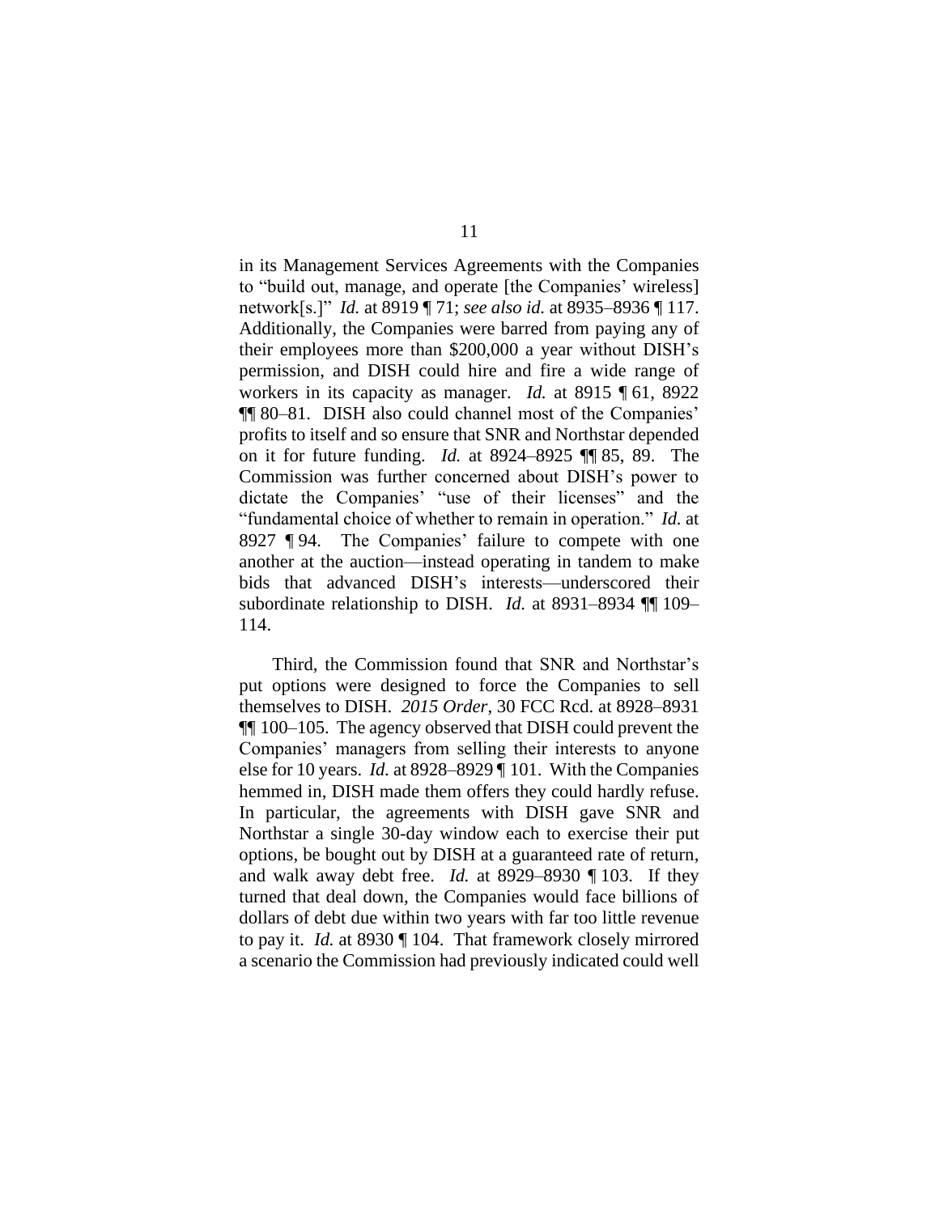in its Management Services Agreements with the Companies to "build out, manage, and operate [the Companies' wireless] network[s.]" *Id.* at 8919 ¶ 71; *see also id.* at 8935–8936 ¶ 117. Additionally, the Companies were barred from paying any of their employees more than $200,000 a year without DISH's permission, and DISH could hire and fire a wide range of workers in its capacity as manager. *Id.* at 8915 ¶ 61, 8922 ¶¶ 80–81. DISH also could channel most of the Companies' profits to itself and so ensure that SNR and Northstar depended on it for future funding. *Id.* at 8924–8925 ¶¶ 85, 89. The Commission was further concerned about DISH's power to dictate the Companies' "use of their licenses" and the "fundamental choice of whether to remain in operation." *Id.* at 8927 ¶ 94. The Companies' failure to compete with one another at the auction—instead operating in tandem to make bids that advanced DISH's interests—underscored their subordinate relationship to DISH. *Id.* at 8931–8934 ¶¶ 109–114.

Third, the Commission found that SNR and Northstar's put options were designed to force the Companies to sell themselves to DISH. *2015 Order*, 30 FCC Rcd. at 8928–8931 ¶¶ 100–105. The agency observed that DISH could prevent the Companies' managers from selling their interests to anyone else for 10 years. *Id.* at 8928–8929 ¶ 101. With the Companies hemmed in, DISH made them offers they could hardly refuse. In particular, the agreements with DISH gave SNR and Northstar a single 30-day window each to exercise their put options, be bought out by DISH at a guaranteed rate of return, and walk away debt free. *Id.* at 8929–8930 ¶ 103. If they turned that deal down, the Companies would face billions of dollars of debt due within two years with far too little revenue to pay it. *Id.* at 8930 ¶ 104. That framework closely mirrored a scenario the Commission had previously indicated could well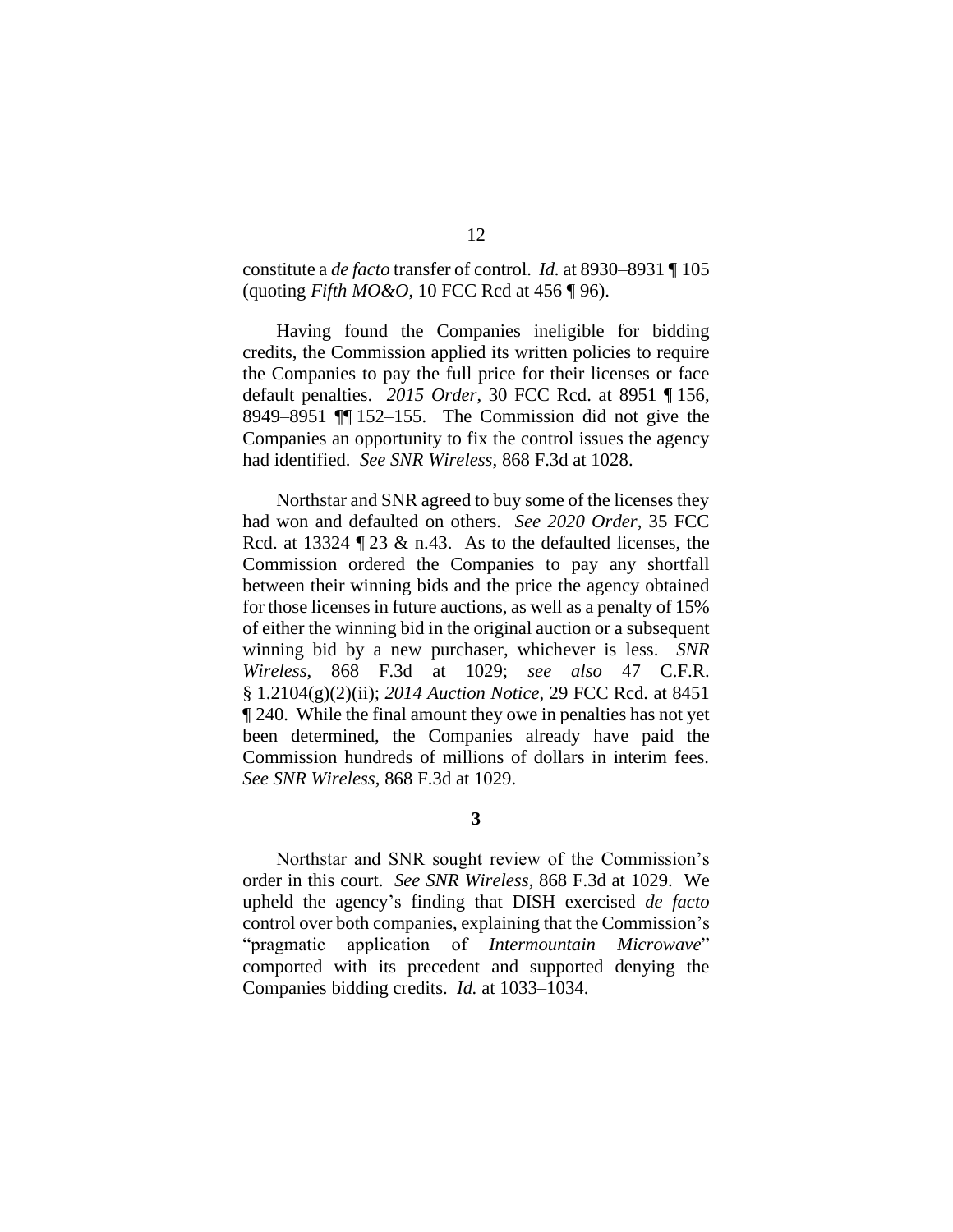constitute a *de facto* transfer of control. *Id.* at 8930–8931 ¶ 105 (quoting *Fifth MO&O*, 10 FCC Rcd at 456 ¶ 96).

Having found the Companies ineligible for bidding credits, the Commission applied its written policies to require the Companies to pay the full price for their licenses or face default penalties. *2015 Order*, 30 FCC Rcd. at 8951 ¶ 156, 8949–8951 ¶¶ 152–155. The Commission did not give the Companies an opportunity to fix the control issues the agency had identified. *See SNR Wireless*, 868 F.3d at 1028.

Northstar and SNR agreed to buy some of the licenses they had won and defaulted on others. *See 2020 Order*, 35 FCC Rcd. at 13324 ¶ 23 & n.43. As to the defaulted licenses, the Commission ordered the Companies to pay any shortfall between their winning bids and the price the agency obtained for those licenses in future auctions, as well as a penalty of 15% of either the winning bid in the original auction or a subsequent winning bid by a new purchaser, whichever is less. *SNR Wireless*, 868 F.3d at 1029; *see also* 47 C.F.R. § 1.2104(g)(2)(ii); *2014 Auction Notice*, 29 FCC Rcd. at 8451 ¶ 240. While the final amount they owe in penalties has not yet been determined, the Companies already have paid the Commission hundreds of millions of dollars in interim fees. *See SNR Wireless*, 868 F.3d at 1029.

**3**

Northstar and SNR sought review of the Commission's order in this court. *See SNR Wireless*, 868 F.3d at 1029. We upheld the agency's finding that DISH exercised *de facto* control over both companies, explaining that the Commission's "pragmatic application of *Intermountain Microwave*" comported with its precedent and supported denying the Companies bidding credits. *Id.* at 1033–1034.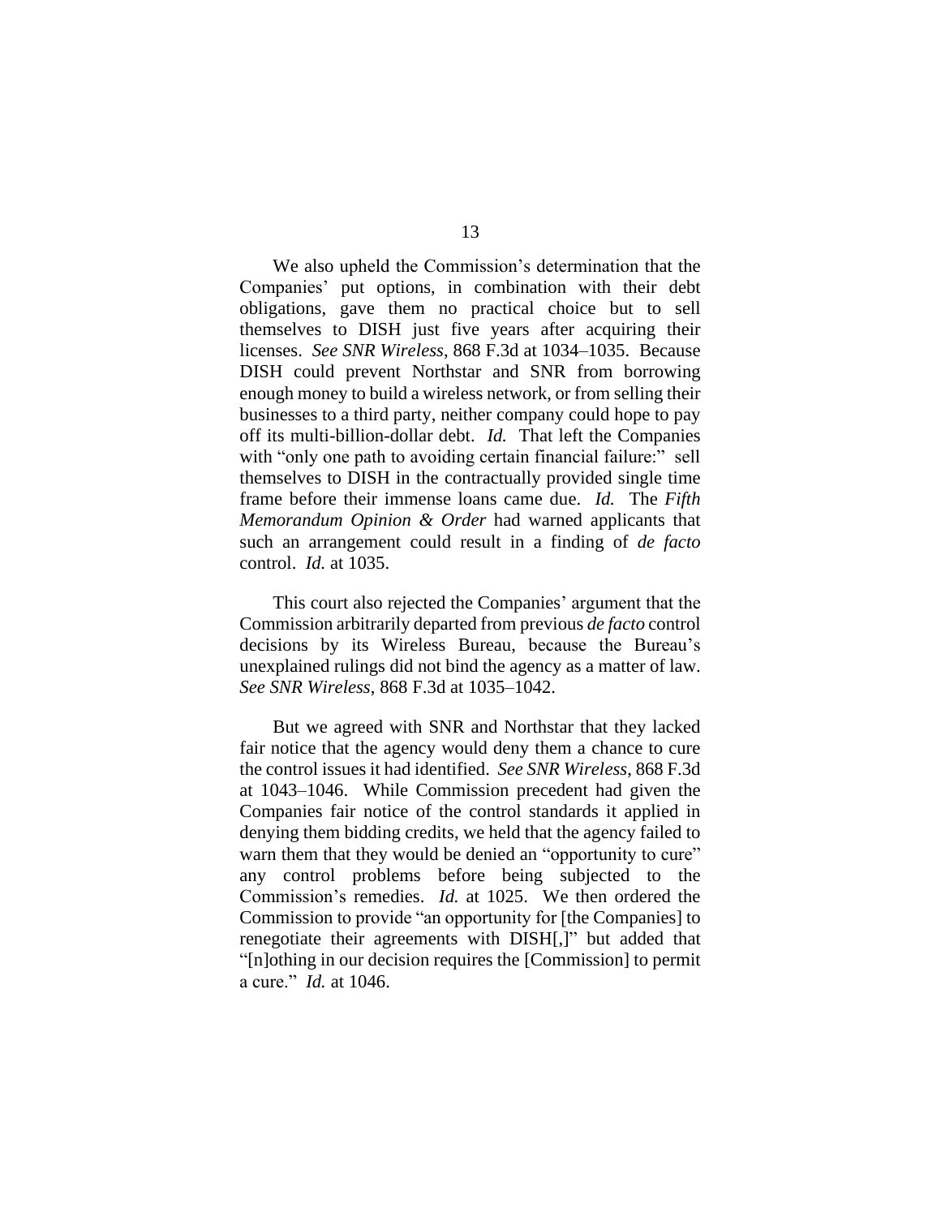We also upheld the Commission's determination that the Companies' put options, in combination with their debt obligations, gave them no practical choice but to sell themselves to DISH just five years after acquiring their licenses. *See SNR Wireless*, 868 F.3d at 1034–1035. Because DISH could prevent Northstar and SNR from borrowing enough money to build a wireless network, or from selling their businesses to a third party, neither company could hope to pay off its multi-billion-dollar debt. *Id.* That left the Companies with "only one path to avoiding certain financial failure:" sell themselves to DISH in the contractually provided single time frame before their immense loans came due. *Id.* The *Fifth Memorandum Opinion & Order* had warned applicants that such an arrangement could result in a finding of *de facto* control. *Id.* at 1035.

This court also rejected the Companies' argument that the Commission arbitrarily departed from previous *de facto* control decisions by its Wireless Bureau, because the Bureau's unexplained rulings did not bind the agency as a matter of law. *See SNR Wireless*, 868 F.3d at 1035–1042.

But we agreed with SNR and Northstar that they lacked fair notice that the agency would deny them a chance to cure the control issues it had identified. *See SNR Wireless*, 868 F.3d at 1043–1046. While Commission precedent had given the Companies fair notice of the control standards it applied in denying them bidding credits, we held that the agency failed to warn them that they would be denied an "opportunity to cure" any control problems before being subjected to the Commission's remedies. *Id.* at 1025. We then ordered the Commission to provide "an opportunity for [the Companies] to renegotiate their agreements with DISH[,]" but added that "[n]othing in our decision requires the [Commission] to permit a cure." *Id.* at 1046.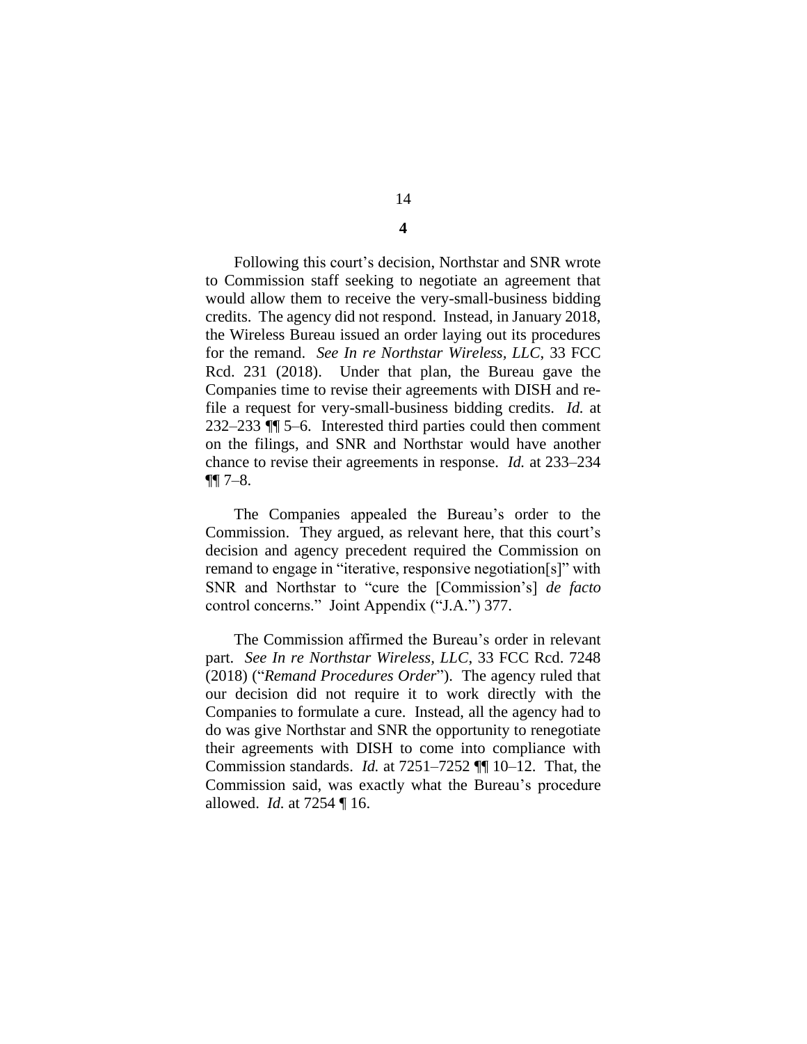**4**

Following this court's decision, Northstar and SNR wrote to Commission staff seeking to negotiate an agreement that would allow them to receive the very-small-business bidding credits. The agency did not respond. Instead, in January 2018, the Wireless Bureau issued an order laying out its procedures for the remand. *See In re Northstar Wireless, LLC*, 33 FCC Rcd. 231 (2018). Under that plan, the Bureau gave the Companies time to revise their agreements with DISH and re-file a request for very-small-business bidding credits. *Id.* at 232–233 ¶¶ 5–6. Interested third parties could then comment on the filings, and SNR and Northstar would have another chance to revise their agreements in response. *Id.* at 233–234 ¶¶ 7–8.

The Companies appealed the Bureau's order to the Commission. They argued, as relevant here, that this court's decision and agency precedent required the Commission on remand to engage in "iterative, responsive negotiation[s]" with SNR and Northstar to "cure the [Commission's] *de facto* control concerns." Joint Appendix ("J.A.") 377.

The Commission affirmed the Bureau's order in relevant part. *See In re Northstar Wireless, LLC*, 33 FCC Rcd. 7248 (2018) ("*Remand Procedures Order*"). The agency ruled that our decision did not require it to work directly with the Companies to formulate a cure. Instead, all the agency had to do was give Northstar and SNR the opportunity to renegotiate their agreements with DISH to come into compliance with Commission standards. *Id.* at 7251–7252 ¶¶ 10–12. That, the Commission said, was exactly what the Bureau's procedure allowed. *Id.* at 7254 ¶ 16.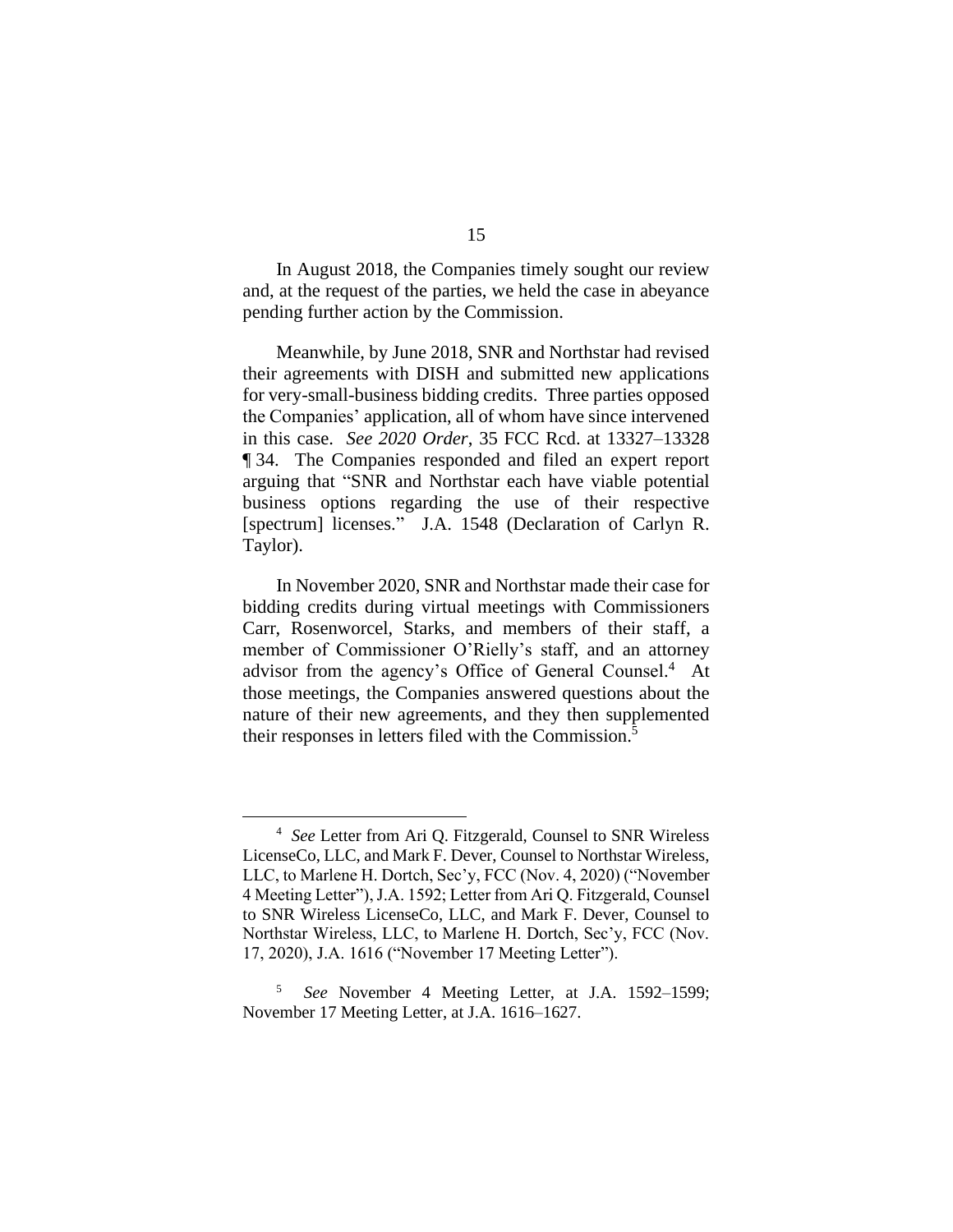In August 2018, the Companies timely sought our review and, at the request of the parties, we held the case in abeyance pending further action by the Commission.

Meanwhile, by June 2018, SNR and Northstar had revised their agreements with DISH and submitted new applications for very-small-business bidding credits. Three parties opposed the Companies' application, all of whom have since intervened in this case. *See 2020 Order*, 35 FCC Rcd. at 13327–13328 ¶ 34. The Companies responded and filed an expert report arguing that "SNR and Northstar each have viable potential business options regarding the use of their respective [spectrum] licenses." J.A. 1548 (Declaration of Carlyn R. Taylor).

In November 2020, SNR and Northstar made their case for bidding credits during virtual meetings with Commissioners Carr, Rosenworcel, Starks, and members of their staff, a member of Commissioner O'Rielly's staff, and an attorney advisor from the agency's Office of General Counsel.[4] At those meetings, the Companies answered questions about the nature of their new agreements, and they then supplemented their responses in letters filed with the Commission.[5]

---

[4] *See* Letter from Ari Q. Fitzgerald, Counsel to SNR Wireless LicenseCo, LLC, and Mark F. Dever, Counsel to Northstar Wireless, LLC, to Marlene H. Dortch, Sec'y, FCC (Nov. 4, 2020) ("November 4 Meeting Letter"), J.A. 1592; Letter from Ari Q. Fitzgerald, Counsel to SNR Wireless LicenseCo, LLC, and Mark F. Dever, Counsel to Northstar Wireless, LLC, to Marlene H. Dortch, Sec'y, FCC (Nov. 17, 2020), J.A. 1616 ("November 17 Meeting Letter").

[5] *See* November 4 Meeting Letter, at J.A. 1592–1599; November 17 Meeting Letter, at J.A. 1616–1627.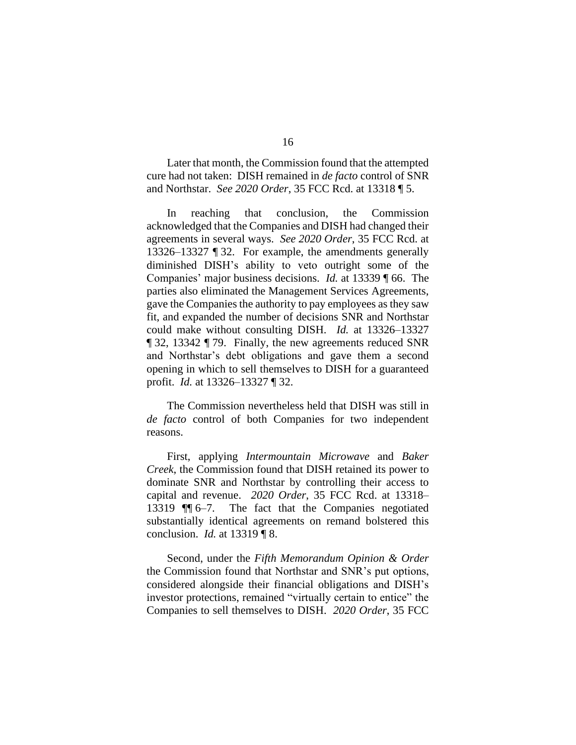Later that month, the Commission found that the attempted cure had not taken: DISH remained in *de facto* control of SNR and Northstar. *See 2020 Order*, 35 FCC Rcd. at 13318 ¶ 5.

In reaching that conclusion, the Commission acknowledged that the Companies and DISH had changed their agreements in several ways. *See 2020 Order*, 35 FCC Rcd. at 13326–13327 ¶ 32. For example, the amendments generally diminished DISH's ability to veto outright some of the Companies' major business decisions. *Id.* at 13339 ¶ 66. The parties also eliminated the Management Services Agreements, gave the Companies the authority to pay employees as they saw fit, and expanded the number of decisions SNR and Northstar could make without consulting DISH. *Id.* at 13326–13327 ¶ 32, 13342 ¶ 79. Finally, the new agreements reduced SNR and Northstar's debt obligations and gave them a second opening in which to sell themselves to DISH for a guaranteed profit. *Id.* at 13326–13327 ¶ 32.

The Commission nevertheless held that DISH was still in *de facto* control of both Companies for two independent reasons.

First, applying *Intermountain Microwave* and *Baker Creek*, the Commission found that DISH retained its power to dominate SNR and Northstar by controlling their access to capital and revenue. *2020 Order*, 35 FCC Rcd. at 13318–13319 ¶¶ 6–7. The fact that the Companies negotiated substantially identical agreements on remand bolstered this conclusion. *Id.* at 13319 ¶ 8.

Second, under the *Fifth Memorandum Opinion & Order* the Commission found that Northstar and SNR's put options, considered alongside their financial obligations and DISH's investor protections, remained "virtually certain to entice" the Companies to sell themselves to DISH. *2020 Order*, 35 FCC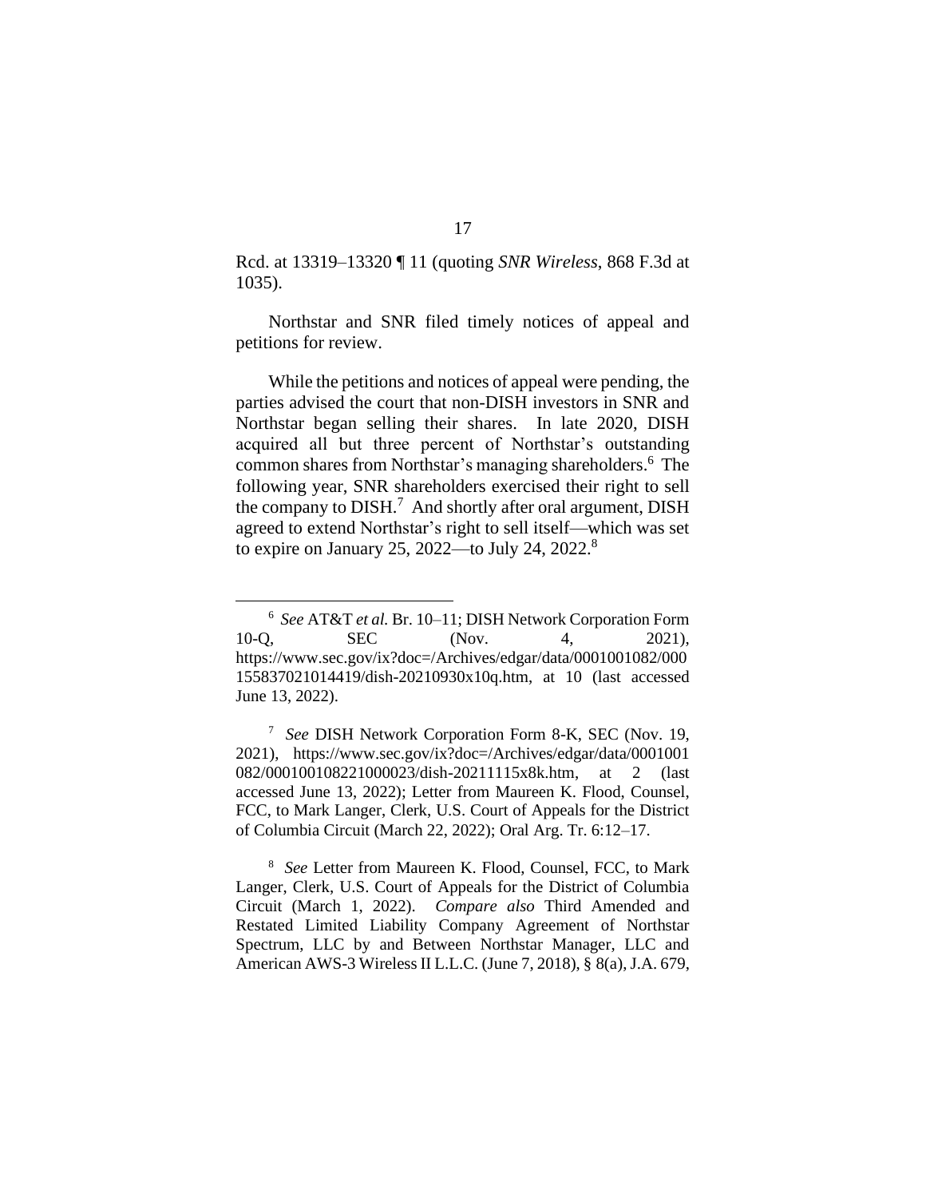Rcd. at 13319–13320 ¶ 11 (quoting *SNR Wireless*, 868 F.3d at 1035).

Northstar and SNR filed timely notices of appeal and petitions for review.

While the petitions and notices of appeal were pending, the parties advised the court that non-DISH investors in SNR and Northstar began selling their shares. In late 2020, DISH acquired all but three percent of Northstar's outstanding common shares from Northstar's managing shareholders.[6] The following year, SNR shareholders exercised their right to sell the company to DISH.[7] And shortly after oral argument, DISH agreed to extend Northstar's right to sell itself—which was set to expire on January 25, 2022—to July 24, 2022.[8]

---

[6] *See* AT&T *et al.* Br. 10–11; DISH Network Corporation Form 10-Q, SEC (Nov. 4, 2021), https://www.sec.gov/ix?doc=/Archives/edgar/data/0001001082/000155837021014419/dish-20210930x10q.htm, at 10 (last accessed June 13, 2022).

[7] *See* DISH Network Corporation Form 8-K, SEC (Nov. 19, 2021), https://www.sec.gov/ix?doc=/Archives/edgar/data/0001001082/000100108221000023/dish-20211115x8k.htm, at 2 (last accessed June 13, 2022); Letter from Maureen K. Flood, Counsel, FCC, to Mark Langer, Clerk, U.S. Court of Appeals for the District of Columbia Circuit (March 22, 2022); Oral Arg. Tr. 6:12–17.

[8] *See* Letter from Maureen K. Flood, Counsel, FCC, to Mark Langer, Clerk, U.S. Court of Appeals for the District of Columbia Circuit (March 1, 2022). *Compare also* Third Amended and Restated Limited Liability Company Agreement of Northstar Spectrum, LLC by and Between Northstar Manager, LLC and American AWS-3 Wireless II L.L.C. (June 7, 2018), § 8(a), J.A. 679,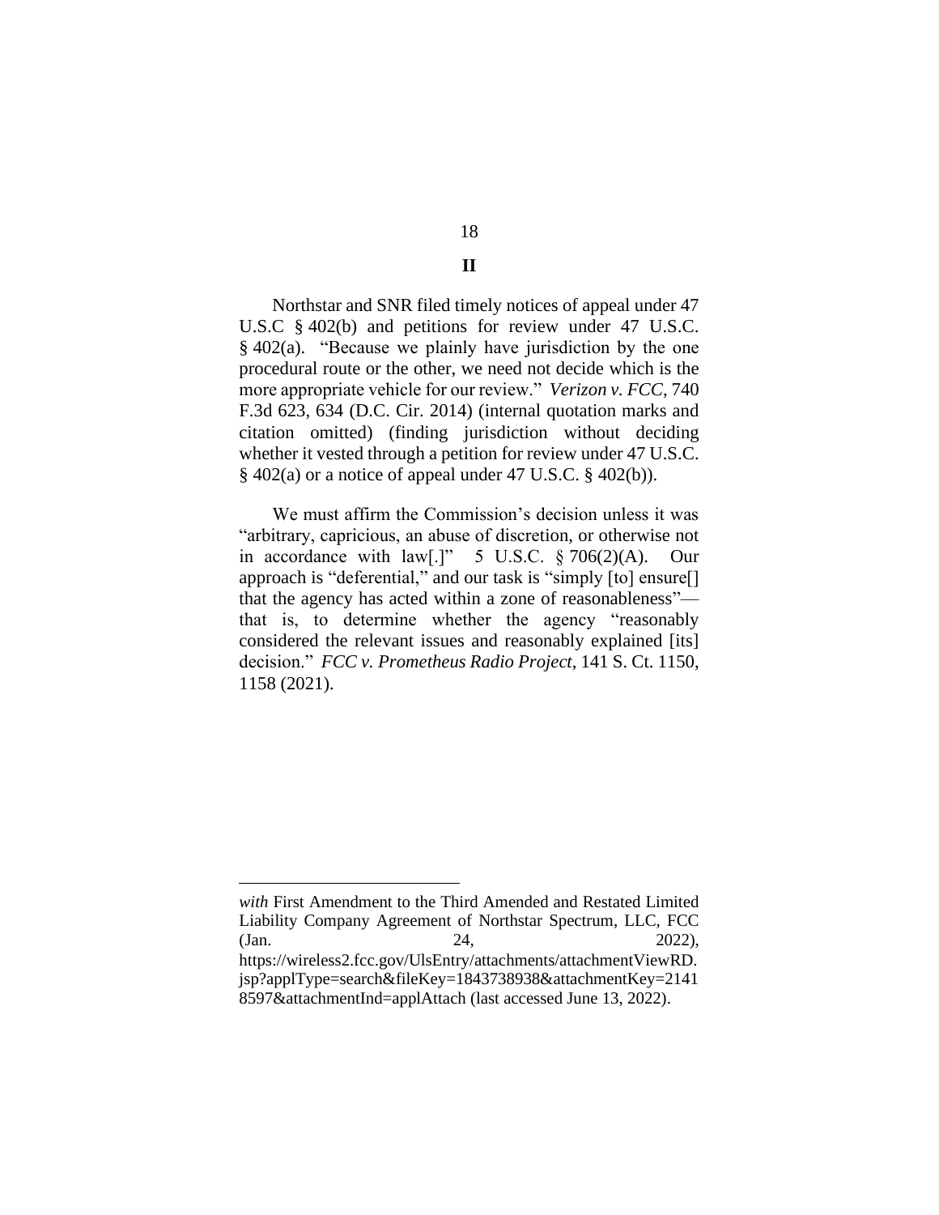## II

Northstar and SNR filed timely notices of appeal under 47 U.S.C § 402(b) and petitions for review under 47 U.S.C. § 402(a). "Because we plainly have jurisdiction by the one procedural route or the other, we need not decide which is the more appropriate vehicle for our review." *Verizon v. FCC*, 740 F.3d 623, 634 (D.C. Cir. 2014) (internal quotation marks and citation omitted) (finding jurisdiction without deciding whether it vested through a petition for review under 47 U.S.C. § 402(a) or a notice of appeal under 47 U.S.C. § 402(b)).

We must affirm the Commission's decision unless it was "arbitrary, capricious, an abuse of discretion, or otherwise not in accordance with law[.]" 5 U.S.C. § 706(2)(A). Our approach is "deferential," and our task is "simply [to] ensure[] that the agency has acted within a zone of reasonableness"—that is, to determine whether the agency "reasonably considered the relevant issues and reasonably explained [its] decision." *FCC v. Prometheus Radio Project*, 141 S. Ct. 1150, 1158 (2021).

---

*with* First Amendment to the Third Amended and Restated Limited Liability Company Agreement of Northstar Spectrum, LLC, FCC (Jan. 24, 2022), https://wireless2.fcc.gov/UlsEntry/attachments/attachmentViewRD.jsp?applType=search&fileKey=1843738938&attachmentKey=21418597&attachmentInd=applAttach (last accessed June 13, 2022).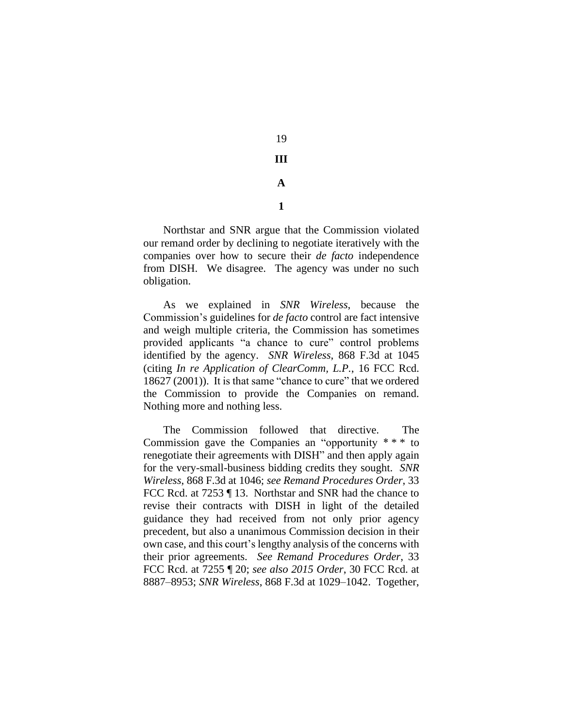# III

## A

### 1

Northstar and SNR argue that the Commission violated our remand order by declining to negotiate iteratively with the companies over how to secure their *de facto* independence from DISH. We disagree. The agency was under no such obligation.

As we explained in *SNR Wireless*, because the Commission's guidelines for *de facto* control are fact intensive and weigh multiple criteria, the Commission has sometimes provided applicants "a chance to cure" control problems identified by the agency. *SNR Wireless*, 868 F.3d at 1045 (citing *In re Application of ClearComm, L.P.*, 16 FCC Rcd. 18627 (2001)). It is that same "chance to cure" that we ordered the Commission to provide the Companies on remand. Nothing more and nothing less.

The Commission followed that directive. The Commission gave the Companies an "opportunity * * * to renegotiate their agreements with DISH" and then apply again for the very-small-business bidding credits they sought. *SNR Wireless*, 868 F.3d at 1046; *see Remand Procedures Order*, 33 FCC Rcd. at 7253 ¶ 13. Northstar and SNR had the chance to revise their contracts with DISH in light of the detailed guidance they had received from not only prior agency precedent, but also a unanimous Commission decision in their own case, and this court's lengthy analysis of the concerns with their prior agreements. *See Remand Procedures Order*, 33 FCC Rcd. at 7255 ¶ 20; *see also 2015 Order*, 30 FCC Rcd. at 8887–8953; *SNR Wireless*, 868 F.3d at 1029–1042. Together,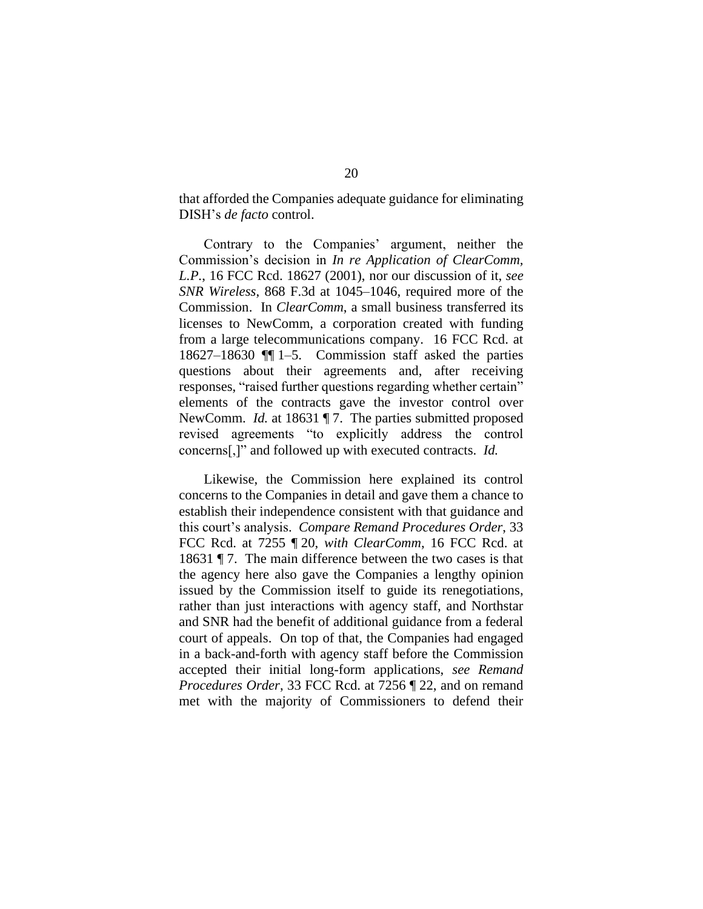that afforded the Companies adequate guidance for eliminating DISH's *de facto* control.

Contrary to the Companies' argument, neither the Commission's decision in *In re Application of ClearComm, L.P.*, 16 FCC Rcd. 18627 (2001), nor our discussion of it, *see SNR Wireless*, 868 F.3d at 1045–1046, required more of the Commission. In *ClearComm*, a small business transferred its licenses to NewComm, a corporation created with funding from a large telecommunications company. 16 FCC Rcd. at 18627–18630 ¶¶ 1–5. Commission staff asked the parties questions about their agreements and, after receiving responses, "raised further questions regarding whether certain" elements of the contracts gave the investor control over NewComm. *Id.* at 18631 ¶ 7. The parties submitted proposed revised agreements "to explicitly address the control concerns[,]" and followed up with executed contracts. *Id.*

Likewise, the Commission here explained its control concerns to the Companies in detail and gave them a chance to establish their independence consistent with that guidance and this court's analysis. *Compare Remand Procedures Order*, 33 FCC Rcd. at 7255 ¶ 20, *with ClearComm*, 16 FCC Rcd. at 18631 ¶ 7. The main difference between the two cases is that the agency here also gave the Companies a lengthy opinion issued by the Commission itself to guide its renegotiations, rather than just interactions with agency staff, and Northstar and SNR had the benefit of additional guidance from a federal court of appeals. On top of that, the Companies had engaged in a back-and-forth with agency staff before the Commission accepted their initial long-form applications, *see Remand Procedures Order*, 33 FCC Rcd. at 7256 ¶ 22, and on remand met with the majority of Commissioners to defend their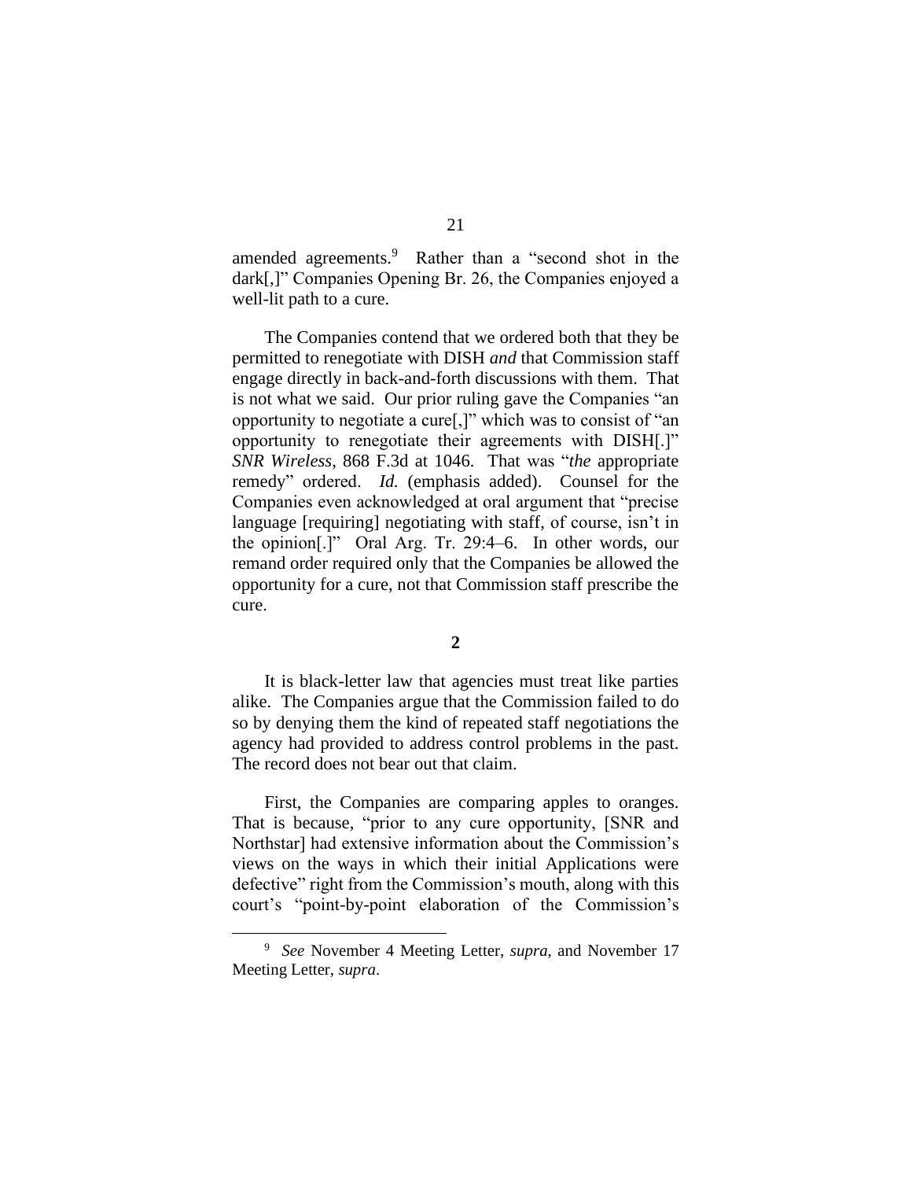amended agreements.[9] Rather than a "second shot in the dark[,]" Companies Opening Br. 26, the Companies enjoyed a well-lit path to a cure.

The Companies contend that we ordered both that they be permitted to renegotiate with DISH *and* that Commission staff engage directly in back-and-forth discussions with them. That is not what we said. Our prior ruling gave the Companies "an opportunity to negotiate a cure[,]" which was to consist of "an opportunity to renegotiate their agreements with DISH[.]" *SNR Wireless*, 868 F.3d at 1046. That was "*the* appropriate remedy" ordered. *Id.* (emphasis added). Counsel for the Companies even acknowledged at oral argument that "precise language [requiring] negotiating with staff, of course, isn't in the opinion[.]" Oral Arg. Tr. 29:4–6. In other words, our remand order required only that the Companies be allowed the opportunity for a cure, not that Commission staff prescribe the cure.

**2**

It is black-letter law that agencies must treat like parties alike. The Companies argue that the Commission failed to do so by denying them the kind of repeated staff negotiations the agency had provided to address control problems in the past. The record does not bear out that claim.

First, the Companies are comparing apples to oranges. That is because, "prior to any cure opportunity, [SNR and Northstar] had extensive information about the Commission's views on the ways in which their initial Applications were defective" right from the Commission's mouth, along with this court's "point-by-point elaboration of the Commission's

[9] *See* November 4 Meeting Letter, *supra*, and November 17 Meeting Letter, *supra*.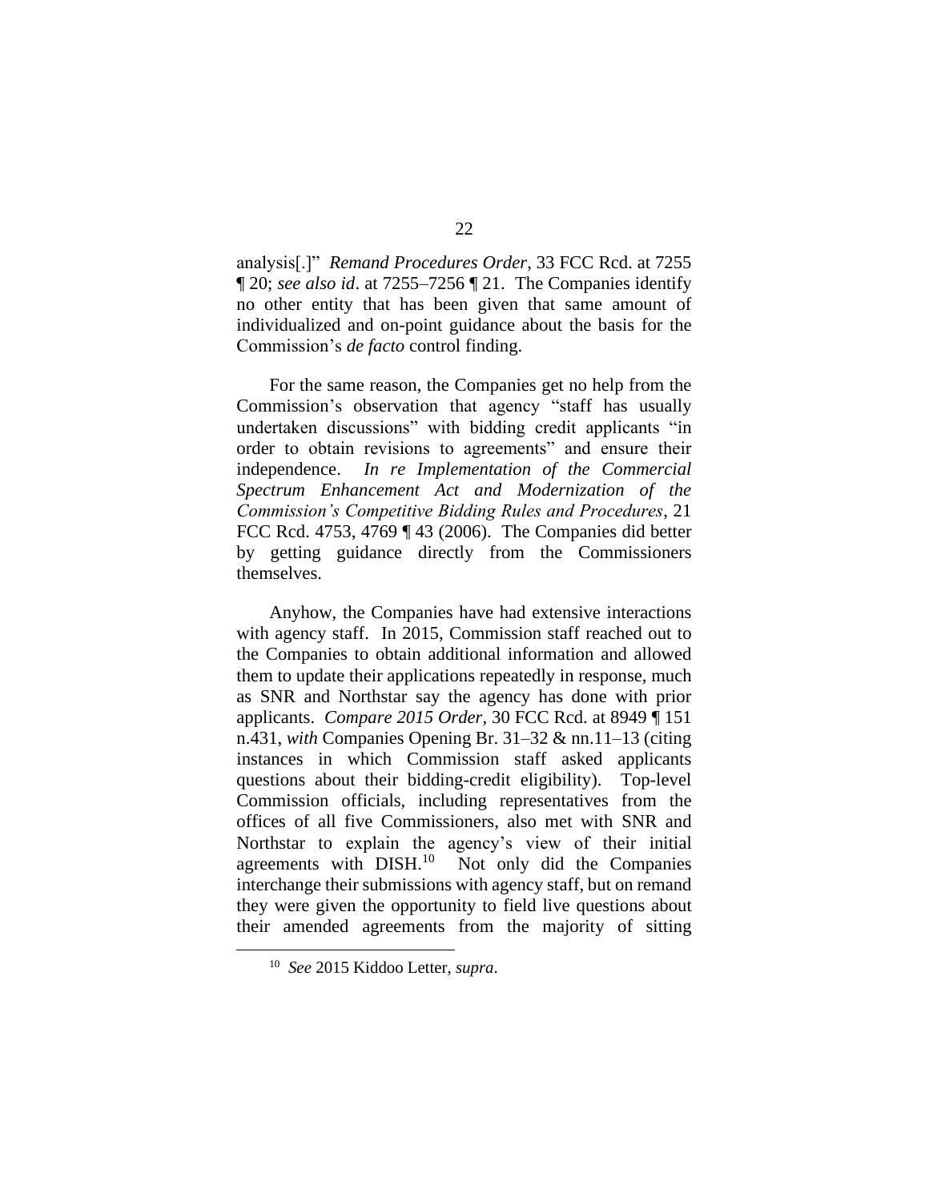analysis[.]" *Remand Procedures Order*, 33 FCC Rcd. at 7255 ¶ 20; *see also id*. at 7255–7256 ¶ 21. The Companies identify no other entity that has been given that same amount of individualized and on-point guidance about the basis for the Commission's *de facto* control finding.

For the same reason, the Companies get no help from the Commission's observation that agency "staff has usually undertaken discussions" with bidding credit applicants "in order to obtain revisions to agreements" and ensure their independence. *In re Implementation of the Commercial Spectrum Enhancement Act and Modernization of the Commission's Competitive Bidding Rules and Procedures*, 21 FCC Rcd. 4753, 4769 ¶ 43 (2006). The Companies did better by getting guidance directly from the Commissioners themselves.

Anyhow, the Companies have had extensive interactions with agency staff. In 2015, Commission staff reached out to the Companies to obtain additional information and allowed them to update their applications repeatedly in response, much as SNR and Northstar say the agency has done with prior applicants. *Compare 2015 Order*, 30 FCC Rcd. at 8949 ¶ 151 n.431, *with* Companies Opening Br. 31–32 & nn.11–13 (citing instances in which Commission staff asked applicants questions about their bidding-credit eligibility). Top-level Commission officials, including representatives from the offices of all five Commissioners, also met with SNR and Northstar to explain the agency's view of their initial agreements with DISH.[10] Not only did the Companies interchange their submissions with agency staff, but on remand they were given the opportunity to field live questions about their amended agreements from the majority of sitting

[10] *See* 2015 Kiddoo Letter, *supra*.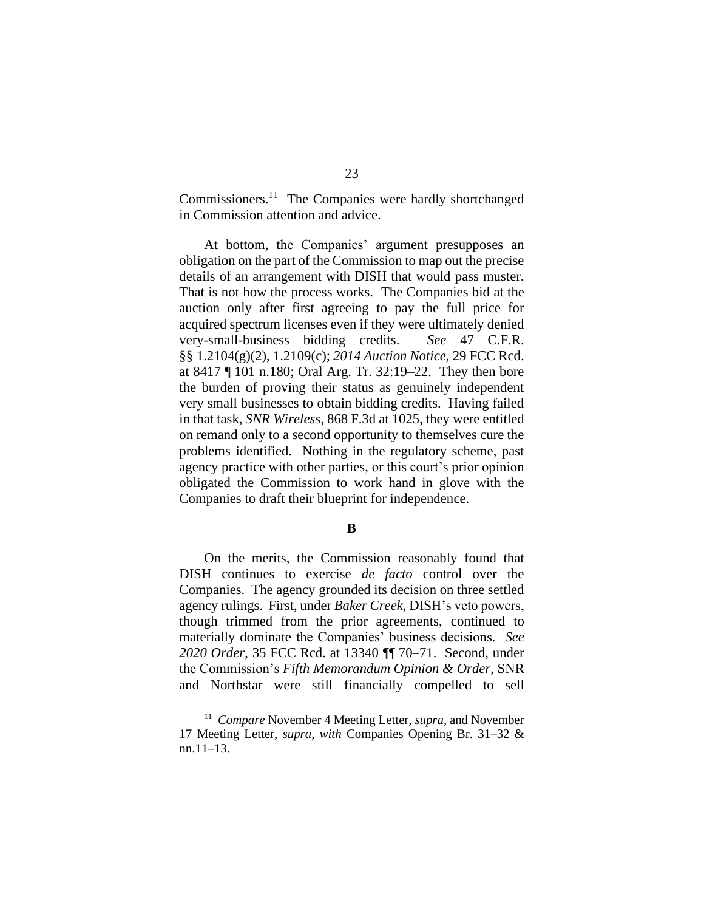Commissioners.[11] The Companies were hardly shortchanged in Commission attention and advice.

At bottom, the Companies' argument presupposes an obligation on the part of the Commission to map out the precise details of an arrangement with DISH that would pass muster. That is not how the process works. The Companies bid at the auction only after first agreeing to pay the full price for acquired spectrum licenses even if they were ultimately denied very-small-business bidding credits. *See* 47 C.F.R. §§ 1.2104(g)(2), 1.2109(c); *2014 Auction Notice*, 29 FCC Rcd. at 8417 ¶ 101 n.180; Oral Arg. Tr. 32:19–22. They then bore the burden of proving their status as genuinely independent very small businesses to obtain bidding credits. Having failed in that task, *SNR Wireless*, 868 F.3d at 1025, they were entitled on remand only to a second opportunity to themselves cure the problems identified. Nothing in the regulatory scheme, past agency practice with other parties, or this court's prior opinion obligated the Commission to work hand in glove with the Companies to draft their blueprint for independence.

**B**

On the merits, the Commission reasonably found that DISH continues to exercise *de facto* control over the Companies. The agency grounded its decision on three settled agency rulings. First, under *Baker Creek*, DISH's veto powers, though trimmed from the prior agreements, continued to materially dominate the Companies' business decisions. *See 2020 Order*, 35 FCC Rcd. at 13340 ¶¶ 70–71. Second, under the Commission's *Fifth Memorandum Opinion & Order*, SNR and Northstar were still financially compelled to sell

[11] *Compare* November 4 Meeting Letter, *supra*, and November 17 Meeting Letter, *supra*, *with* Companies Opening Br. 31–32 & nn.11–13.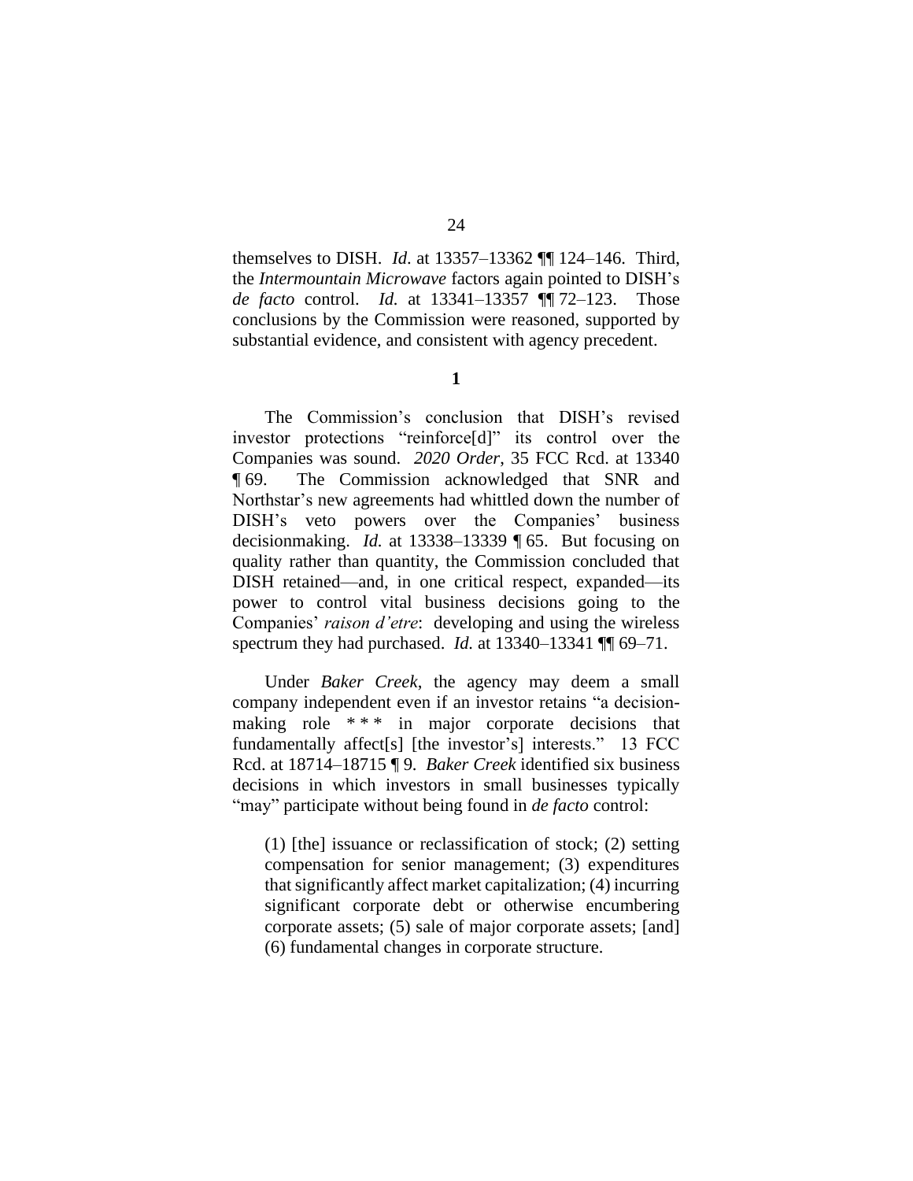themselves to DISH. *Id.* at 13357–13362 ¶¶ 124–146. Third, the *Intermountain Microwave* factors again pointed to DISH's *de facto* control. *Id.* at 13341–13357 ¶¶ 72–123. Those conclusions by the Commission were reasoned, supported by substantial evidence, and consistent with agency precedent.

**1**

The Commission's conclusion that DISH's revised investor protections "reinforce[d]" its control over the Companies was sound. *2020 Order*, 35 FCC Rcd. at 13340 ¶ 69. The Commission acknowledged that SNR and Northstar's new agreements had whittled down the number of DISH's veto powers over the Companies' business decisionmaking. *Id.* at 13338–13339 ¶ 65. But focusing on quality rather than quantity, the Commission concluded that DISH retained—and, in one critical respect, expanded—its power to control vital business decisions going to the Companies' *raison d'etre*: developing and using the wireless spectrum they had purchased. *Id.* at 13340–13341 ¶¶ 69–71.

Under *Baker Creek*, the agency may deem a small company independent even if an investor retains "a decision-making role * * * in major corporate decisions that fundamentally affect[s] [the investor's] interests." 13 FCC Rcd. at 18714–18715 ¶ 9. *Baker Creek* identified six business decisions in which investors in small businesses typically "may" participate without being found in *de facto* control:

> (1) [the] issuance or reclassification of stock; (2) setting compensation for senior management; (3) expenditures that significantly affect market capitalization; (4) incurring significant corporate debt or otherwise encumbering corporate assets; (5) sale of major corporate assets; [and] (6) fundamental changes in corporate structure.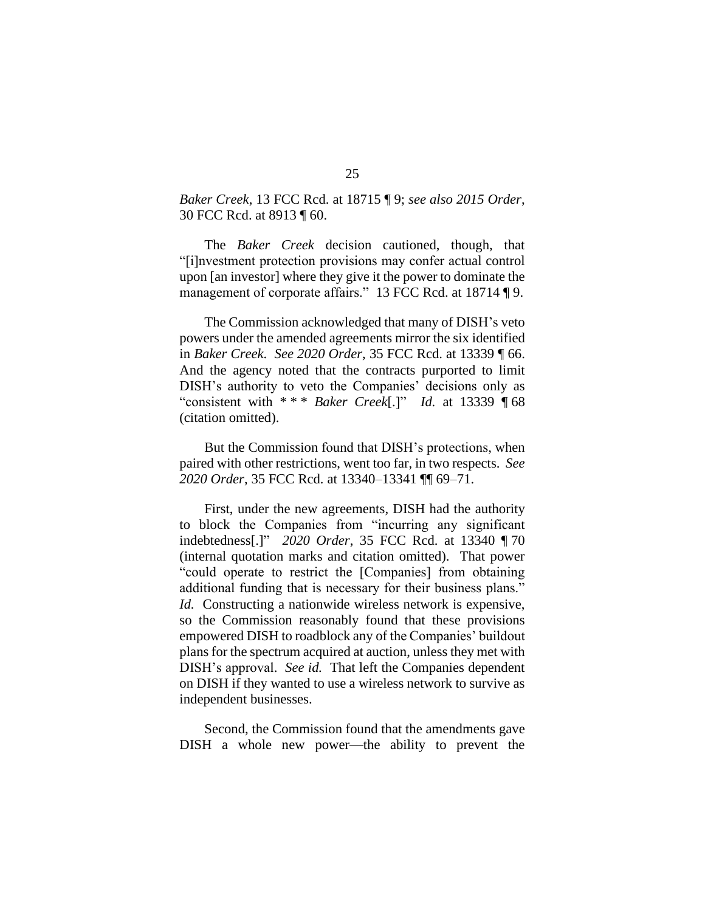*Baker Creek*, 13 FCC Rcd. at 18715 ¶ 9; *see also 2015 Order*, 30 FCC Rcd. at 8913 ¶ 60.

The *Baker Creek* decision cautioned, though, that "[i]nvestment protection provisions may confer actual control upon [an investor] where they give it the power to dominate the management of corporate affairs." 13 FCC Rcd. at 18714 ¶ 9.

The Commission acknowledged that many of DISH's veto powers under the amended agreements mirror the six identified in *Baker Creek*. *See 2020 Order*, 35 FCC Rcd. at 13339 ¶ 66. And the agency noted that the contracts purported to limit DISH's authority to veto the Companies' decisions only as "consistent with * * * *Baker Creek*[.]" *Id.* at 13339 ¶ 68 (citation omitted).

But the Commission found that DISH's protections, when paired with other restrictions, went too far, in two respects. *See 2020 Order*, 35 FCC Rcd. at 13340–13341 ¶¶ 69–71.

First, under the new agreements, DISH had the authority to block the Companies from "incurring any significant indebtedness[.]" *2020 Order*, 35 FCC Rcd. at 13340 ¶ 70 (internal quotation marks and citation omitted). That power "could operate to restrict the [Companies] from obtaining additional funding that is necessary for their business plans." *Id.* Constructing a nationwide wireless network is expensive, so the Commission reasonably found that these provisions empowered DISH to roadblock any of the Companies' buildout plans for the spectrum acquired at auction, unless they met with DISH's approval. *See id.* That left the Companies dependent on DISH if they wanted to use a wireless network to survive as independent businesses.

Second, the Commission found that the amendments gave DISH a whole new power—the ability to prevent the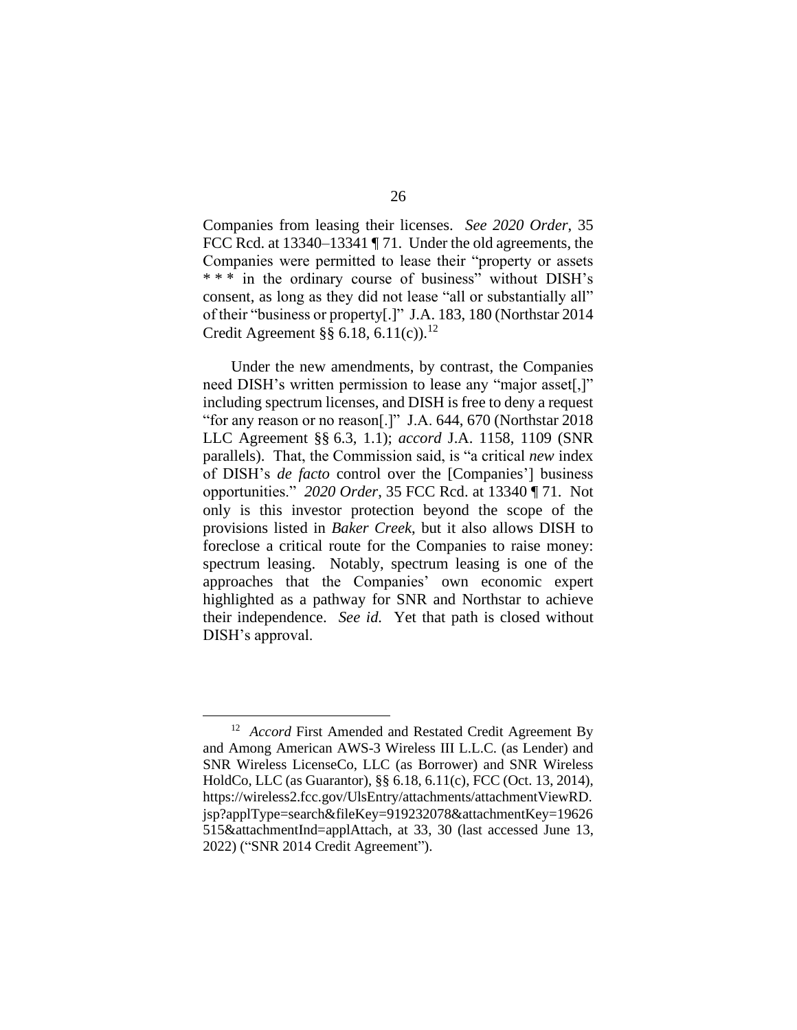Companies from leasing their licenses. *See 2020 Order*, 35 FCC Rcd. at 13340–13341 ¶ 71. Under the old agreements, the Companies were permitted to lease their "property or assets * * * in the ordinary course of business" without DISH's consent, as long as they did not lease "all or substantially all" of their "business or property[.]" J.A. 183, 180 (Northstar 2014 Credit Agreement §§ 6.18, 6.11(c)).[12]

Under the new amendments, by contrast, the Companies need DISH's written permission to lease any "major asset[,]" including spectrum licenses, and DISH is free to deny a request "for any reason or no reason[.]" J.A. 644, 670 (Northstar 2018 LLC Agreement §§ 6.3, 1.1); *accord* J.A. 1158, 1109 (SNR parallels). That, the Commission said, is "a critical *new* index of DISH's *de facto* control over the [Companies'] business opportunities." *2020 Order*, 35 FCC Rcd. at 13340 ¶ 71. Not only is this investor protection beyond the scope of the provisions listed in *Baker Creek*, but it also allows DISH to foreclose a critical route for the Companies to raise money: spectrum leasing. Notably, spectrum leasing is one of the approaches that the Companies' own economic expert highlighted as a pathway for SNR and Northstar to achieve their independence. *See id.* Yet that path is closed without DISH's approval.

---

[12] *Accord* First Amended and Restated Credit Agreement By and Among American AWS-3 Wireless III L.L.C. (as Lender) and SNR Wireless LicenseCo, LLC (as Borrower) and SNR Wireless HoldCo, LLC (as Guarantor), §§ 6.18, 6.11(c), FCC (Oct. 13, 2014), https://wireless2.fcc.gov/UlsEntry/attachments/attachmentViewRD.jsp?applType=search&fileKey=919232078&attachmentKey=19626515&attachmentInd=applAttach, at 33, 30 (last accessed June 13, 2022) ("SNR 2014 Credit Agreement").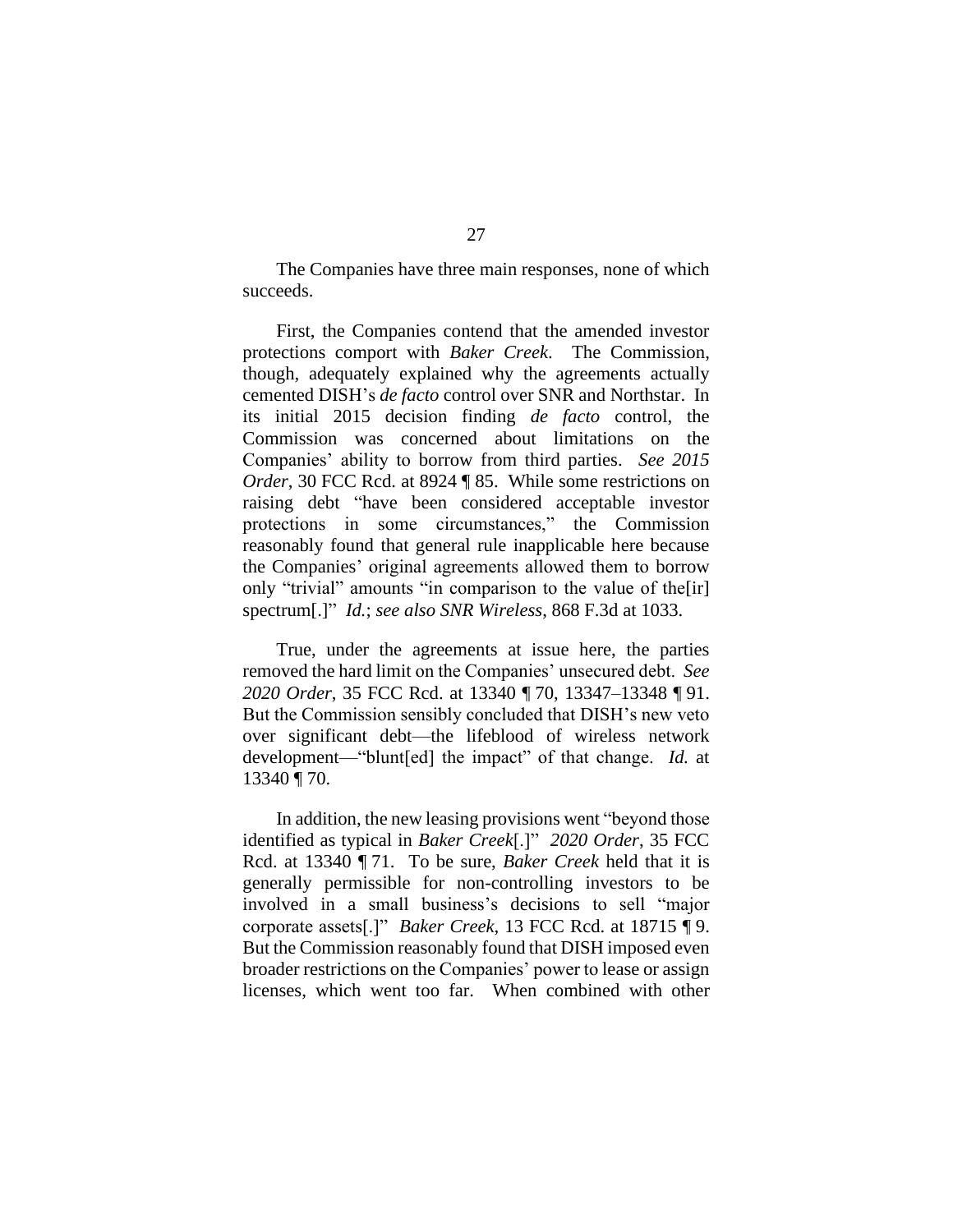The Companies have three main responses, none of which succeeds.

First, the Companies contend that the amended investor protections comport with *Baker Creek*. The Commission, though, adequately explained why the agreements actually cemented DISH's *de facto* control over SNR and Northstar. In its initial 2015 decision finding *de facto* control, the Commission was concerned about limitations on the Companies' ability to borrow from third parties. *See 2015 Order*, 30 FCC Rcd. at 8924 ¶ 85. While some restrictions on raising debt "have been considered acceptable investor protections in some circumstances," the Commission reasonably found that general rule inapplicable here because the Companies' original agreements allowed them to borrow only "trivial" amounts "in comparison to the value of the[ir] spectrum[.]" *Id.*; *see also SNR Wireless*, 868 F.3d at 1033.

True, under the agreements at issue here, the parties removed the hard limit on the Companies' unsecured debt. *See 2020 Order*, 35 FCC Rcd. at 13340 ¶ 70, 13347–13348 ¶ 91. But the Commission sensibly concluded that DISH's new veto over significant debt—the lifeblood of wireless network development—"blunt[ed] the impact" of that change. *Id.* at 13340 ¶ 70.

In addition, the new leasing provisions went "beyond those identified as typical in *Baker Creek*[.]" *2020 Order*, 35 FCC Rcd. at 13340 ¶ 71. To be sure, *Baker Creek* held that it is generally permissible for non-controlling investors to be involved in a small business's decisions to sell "major corporate assets[.]" *Baker Creek*, 13 FCC Rcd. at 18715 ¶ 9. But the Commission reasonably found that DISH imposed even broader restrictions on the Companies' power to lease or assign licenses, which went too far. When combined with other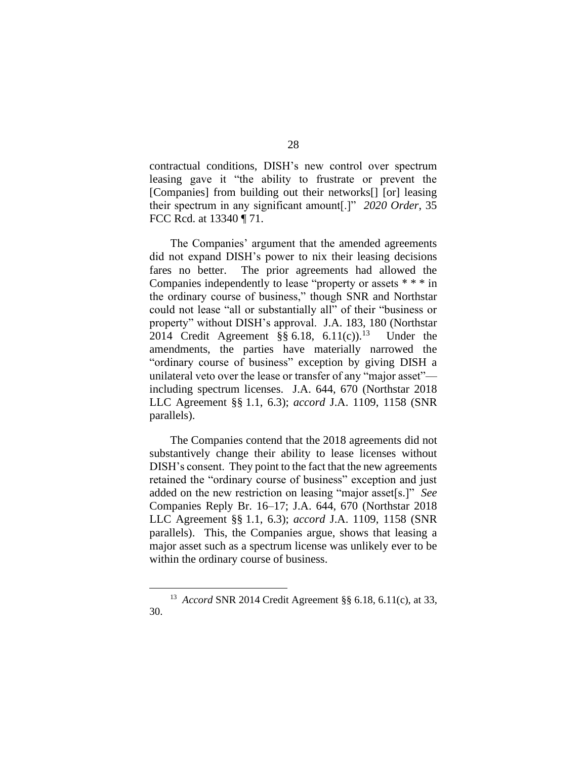contractual conditions, DISH's new control over spectrum leasing gave it "the ability to frustrate or prevent the [Companies] from building out their networks[] [or] leasing their spectrum in any significant amount[.]" *2020 Order*, 35 FCC Rcd. at 13340 ¶ 71.

The Companies' argument that the amended agreements did not expand DISH's power to nix their leasing decisions fares no better. The prior agreements had allowed the Companies independently to lease "property or assets * * * in the ordinary course of business," though SNR and Northstar could not lease "all or substantially all" of their "business or property" without DISH's approval. J.A. 183, 180 (Northstar 2014 Credit Agreement §§ 6.18, 6.11(c)).[13] Under the amendments, the parties have materially narrowed the "ordinary course of business" exception by giving DISH a unilateral veto over the lease or transfer of any "major asset"—including spectrum licenses. J.A. 644, 670 (Northstar 2018 LLC Agreement §§ 1.1, 6.3); *accord* J.A. 1109, 1158 (SNR parallels).

The Companies contend that the 2018 agreements did not substantively change their ability to lease licenses without DISH's consent. They point to the fact that the new agreements retained the "ordinary course of business" exception and just added on the new restriction on leasing "major asset[s.]" *See* Companies Reply Br. 16–17; J.A. 644, 670 (Northstar 2018 LLC Agreement §§ 1.1, 6.3); *accord* J.A. 1109, 1158 (SNR parallels). This, the Companies argue, shows that leasing a major asset such as a spectrum license was unlikely ever to be within the ordinary course of business.

[13] *Accord* SNR 2014 Credit Agreement §§ 6.18, 6.11(c), at 33, 30.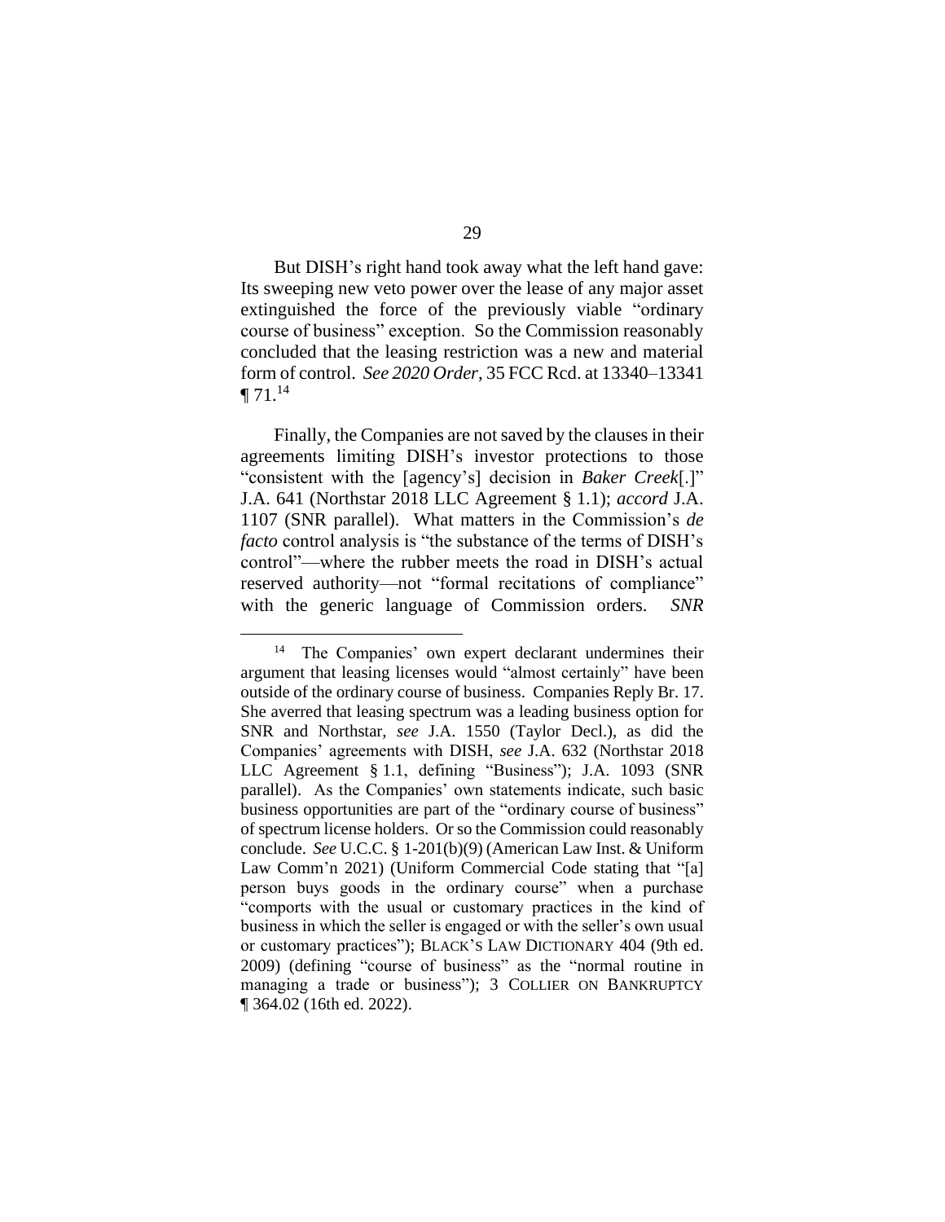But DISH's right hand took away what the left hand gave: Its sweeping new veto power over the lease of any major asset extinguished the force of the previously viable "ordinary course of business" exception. So the Commission reasonably concluded that the leasing restriction was a new and material form of control. *See 2020 Order*, 35 FCC Rcd. at 13340–13341 ¶ 71.[14]

Finally, the Companies are not saved by the clauses in their agreements limiting DISH's investor protections to those "consistent with the [agency's] decision in *Baker Creek*[.]" J.A. 641 (Northstar 2018 LLC Agreement § 1.1); *accord* J.A. 1107 (SNR parallel). What matters in the Commission's *de facto* control analysis is "the substance of the terms of DISH's control"—where the rubber meets the road in DISH's actual reserved authority—not "formal recitations of compliance" with the generic language of Commission orders. *SNR*

---

[14] The Companies' own expert declarant undermines their argument that leasing licenses would "almost certainly" have been outside of the ordinary course of business. Companies Reply Br. 17. She averred that leasing spectrum was a leading business option for SNR and Northstar, *see* J.A. 1550 (Taylor Decl.), as did the Companies' agreements with DISH, *see* J.A. 632 (Northstar 2018 LLC Agreement § 1.1, defining "Business"); J.A. 1093 (SNR parallel). As the Companies' own statements indicate, such basic business opportunities are part of the "ordinary course of business" of spectrum license holders. Or so the Commission could reasonably conclude. *See* U.C.C. § 1-201(b)(9) (American Law Inst. & Uniform Law Comm'n 2021) (Uniform Commercial Code stating that "[a] person buys goods in the ordinary course" when a purchase "comports with the usual or customary practices in the kind of business in which the seller is engaged or with the seller's own usual or customary practices"); BLACK'S LAW DICTIONARY 404 (9th ed. 2009) (defining "course of business" as the "normal routine in managing a trade or business"); 3 COLLIER ON BANKRUPTCY ¶ 364.02 (16th ed. 2022).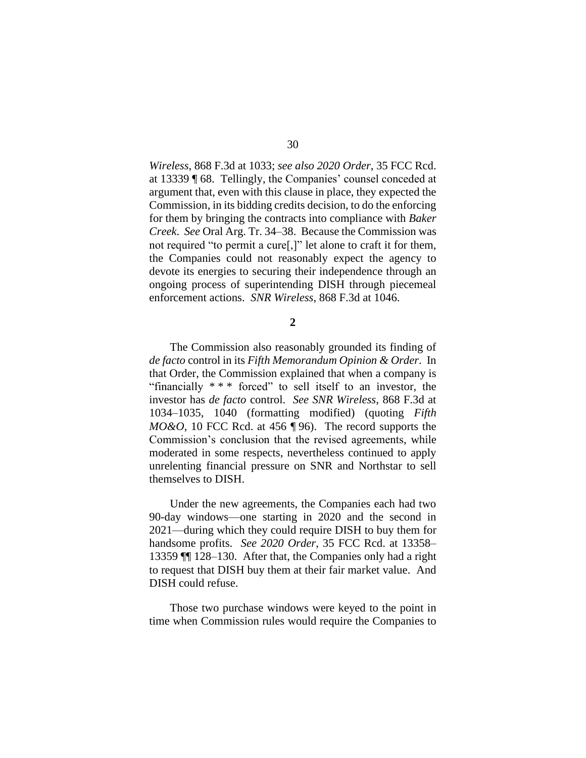*Wireless*, 868 F.3d at 1033; *see also 2020 Order*, 35 FCC Rcd. at 13339 ¶ 68. Tellingly, the Companies' counsel conceded at argument that, even with this clause in place, they expected the Commission, in its bidding credits decision, to do the enforcing for them by bringing the contracts into compliance with *Baker Creek*. *See* Oral Arg. Tr. 34–38. Because the Commission was not required "to permit a cure[,]" let alone to craft it for them, the Companies could not reasonably expect the agency to devote its energies to securing their independence through an ongoing process of superintending DISH through piecemeal enforcement actions. *SNR Wireless*, 868 F.3d at 1046.

**2**

The Commission also reasonably grounded its finding of *de facto* control in its *Fifth Memorandum Opinion & Order*. In that Order, the Commission explained that when a company is "financially * * * forced" to sell itself to an investor, the investor has *de facto* control. *See SNR Wireless*, 868 F.3d at 1034–1035, 1040 (formatting modified) (quoting *Fifth MO&O*, 10 FCC Rcd. at 456 ¶ 96). The record supports the Commission's conclusion that the revised agreements, while moderated in some respects, nevertheless continued to apply unrelenting financial pressure on SNR and Northstar to sell themselves to DISH.

Under the new agreements, the Companies each had two 90-day windows—one starting in 2020 and the second in 2021—during which they could require DISH to buy them for handsome profits. *See 2020 Order*, 35 FCC Rcd. at 13358–13359 ¶¶ 128–130. After that, the Companies only had a right to request that DISH buy them at their fair market value. And DISH could refuse.

Those two purchase windows were keyed to the point in time when Commission rules would require the Companies to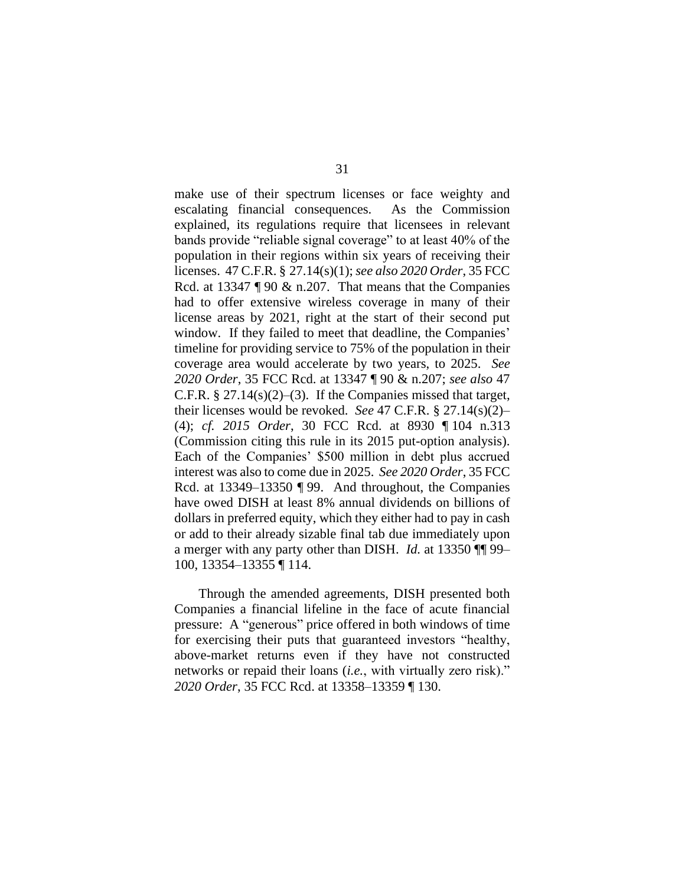make use of their spectrum licenses or face weighty and escalating financial consequences. As the Commission explained, its regulations require that licensees in relevant bands provide "reliable signal coverage" to at least 40% of the population in their regions within six years of receiving their licenses. 47 C.F.R. § 27.14(s)(1); *see also 2020 Order*, 35 FCC Rcd. at 13347 ¶ 90 & n.207. That means that the Companies had to offer extensive wireless coverage in many of their license areas by 2021, right at the start of their second put window. If they failed to meet that deadline, the Companies' timeline for providing service to 75% of the population in their coverage area would accelerate by two years, to 2025. *See 2020 Order*, 35 FCC Rcd. at 13347 ¶ 90 & n.207; *see also* 47 C.F.R. § 27.14(s)(2)–(3). If the Companies missed that target, their licenses would be revoked. *See* 47 C.F.R. § 27.14(s)(2)–(4); *cf. 2015 Order*, 30 FCC Rcd. at 8930 ¶ 104 n.313 (Commission citing this rule in its 2015 put-option analysis). Each of the Companies' $500 million in debt plus accrued interest was also to come due in 2025. *See 2020 Order*, 35 FCC Rcd. at 13349–13350 ¶ 99. And throughout, the Companies have owed DISH at least 8% annual dividends on billions of dollars in preferred equity, which they either had to pay in cash or add to their already sizable final tab due immediately upon a merger with any party other than DISH. *Id.* at 13350 ¶¶ 99–100, 13354–13355 ¶ 114.

Through the amended agreements, DISH presented both Companies a financial lifeline in the face of acute financial pressure: A "generous" price offered in both windows of time for exercising their puts that guaranteed investors "healthy, above-market returns even if they have not constructed networks or repaid their loans (*i.e.*, with virtually zero risk)." *2020 Order*, 35 FCC Rcd. at 13358–13359 ¶ 130.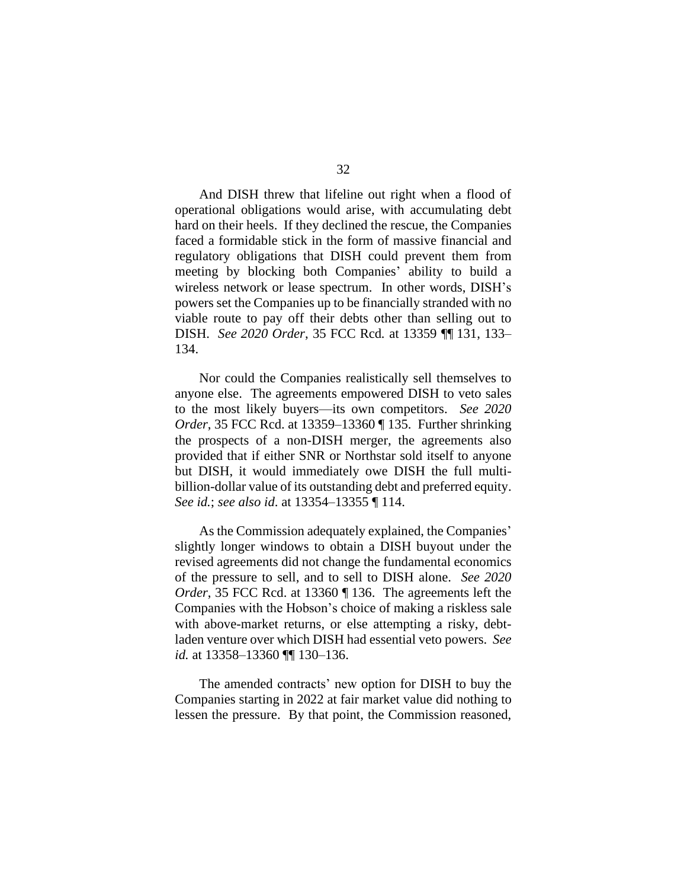And DISH threw that lifeline out right when a flood of operational obligations would arise, with accumulating debt hard on their heels. If they declined the rescue, the Companies faced a formidable stick in the form of massive financial and regulatory obligations that DISH could prevent them from meeting by blocking both Companies' ability to build a wireless network or lease spectrum. In other words, DISH's powers set the Companies up to be financially stranded with no viable route to pay off their debts other than selling out to DISH. *See 2020 Order*, 35 FCC Rcd. at 13359 ¶¶ 131, 133–134.

Nor could the Companies realistically sell themselves to anyone else. The agreements empowered DISH to veto sales to the most likely buyers—its own competitors. *See 2020 Order*, 35 FCC Rcd. at 13359–13360 ¶ 135. Further shrinking the prospects of a non-DISH merger, the agreements also provided that if either SNR or Northstar sold itself to anyone but DISH, it would immediately owe DISH the full multi-billion-dollar value of its outstanding debt and preferred equity. *See id.*; *see also id.* at 13354–13355 ¶ 114.

As the Commission adequately explained, the Companies' slightly longer windows to obtain a DISH buyout under the revised agreements did not change the fundamental economics of the pressure to sell, and to sell to DISH alone. *See 2020 Order*, 35 FCC Rcd. at 13360 ¶ 136. The agreements left the Companies with the Hobson's choice of making a riskless sale with above-market returns, or else attempting a risky, debt-laden venture over which DISH had essential veto powers. *See id.* at 13358–13360 ¶¶ 130–136.

The amended contracts' new option for DISH to buy the Companies starting in 2022 at fair market value did nothing to lessen the pressure. By that point, the Commission reasoned,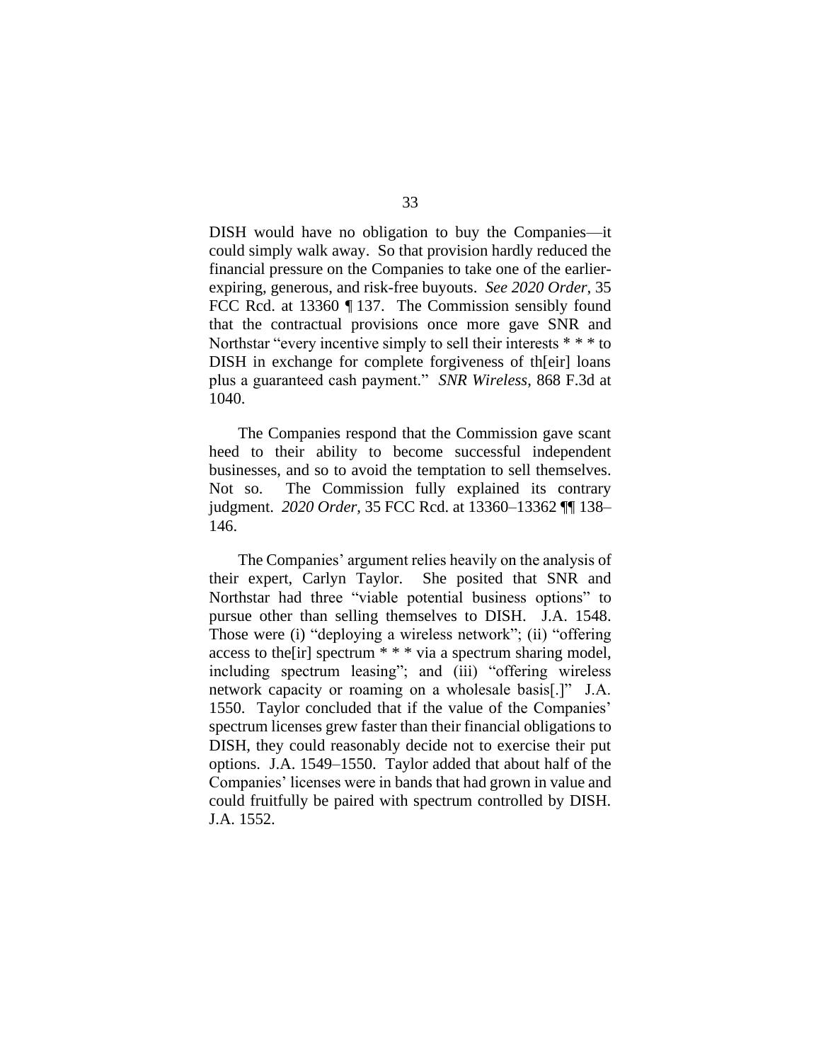DISH would have no obligation to buy the Companies—it could simply walk away. So that provision hardly reduced the financial pressure on the Companies to take one of the earlier-expiring, generous, and risk-free buyouts. *See 2020 Order*, 35 FCC Rcd. at 13360 ¶ 137. The Commission sensibly found that the contractual provisions once more gave SNR and Northstar "every incentive simply to sell their interests * * * to DISH in exchange for complete forgiveness of th[eir] loans plus a guaranteed cash payment." *SNR Wireless*, 868 F.3d at 1040.

The Companies respond that the Commission gave scant heed to their ability to become successful independent businesses, and so to avoid the temptation to sell themselves. Not so. The Commission fully explained its contrary judgment. *2020 Order*, 35 FCC Rcd. at 13360–13362 ¶¶ 138–146.

The Companies' argument relies heavily on the analysis of their expert, Carlyn Taylor. She posited that SNR and Northstar had three "viable potential business options" to pursue other than selling themselves to DISH. J.A. 1548. Those were (i) "deploying a wireless network"; (ii) "offering access to the[ir] spectrum * * * via a spectrum sharing model, including spectrum leasing"; and (iii) "offering wireless network capacity or roaming on a wholesale basis[.]" J.A. 1550. Taylor concluded that if the value of the Companies' spectrum licenses grew faster than their financial obligations to DISH, they could reasonably decide not to exercise their put options. J.A. 1549–1550. Taylor added that about half of the Companies' licenses were in bands that had grown in value and could fruitfully be paired with spectrum controlled by DISH. J.A. 1552.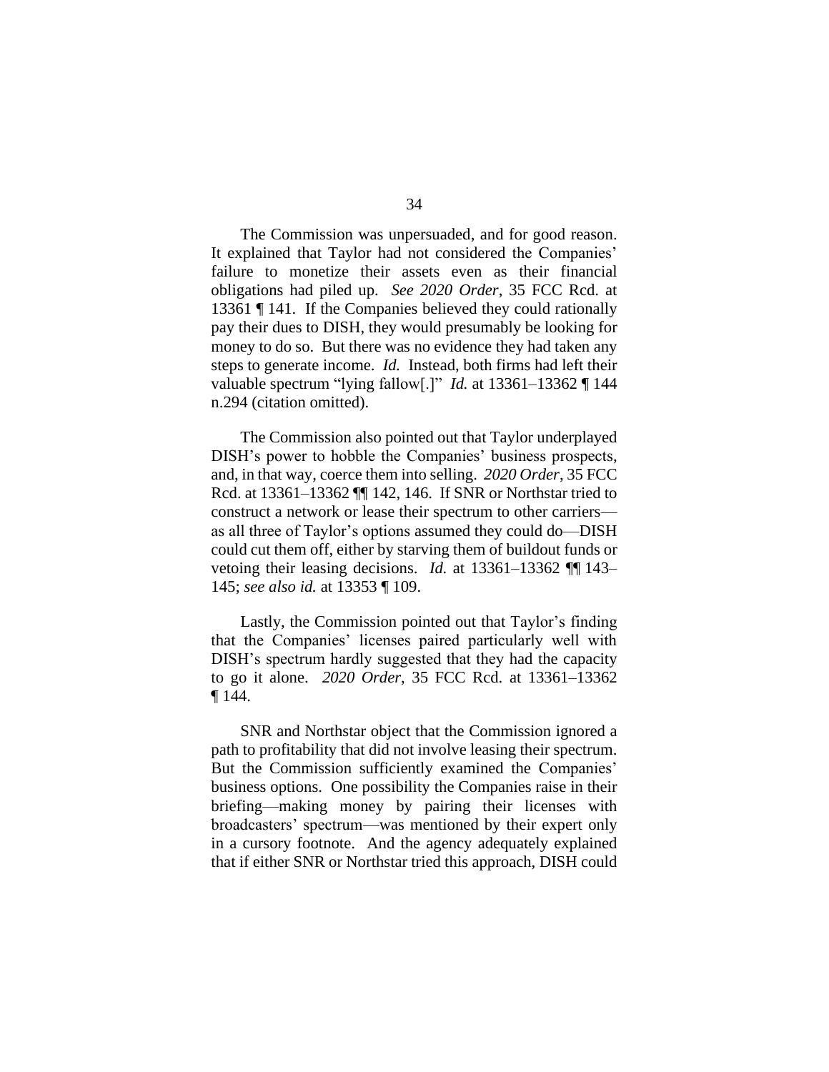The Commission was unpersuaded, and for good reason. It explained that Taylor had not considered the Companies' failure to monetize their assets even as their financial obligations had piled up. *See 2020 Order*, 35 FCC Rcd. at 13361 ¶ 141. If the Companies believed they could rationally pay their dues to DISH, they would presumably be looking for money to do so. But there was no evidence they had taken any steps to generate income. *Id.* Instead, both firms had left their valuable spectrum "lying fallow[.]" *Id.* at 13361–13362 ¶ 144 n.294 (citation omitted).

The Commission also pointed out that Taylor underplayed DISH's power to hobble the Companies' business prospects, and, in that way, coerce them into selling. *2020 Order*, 35 FCC Rcd. at 13361–13362 ¶¶ 142, 146. If SNR or Northstar tried to construct a network or lease their spectrum to other carriers—as all three of Taylor's options assumed they could do—DISH could cut them off, either by starving them of buildout funds or vetoing their leasing decisions. *Id.* at 13361–13362 ¶¶ 143–145; *see also id.* at 13353 ¶ 109.

Lastly, the Commission pointed out that Taylor's finding that the Companies' licenses paired particularly well with DISH's spectrum hardly suggested that they had the capacity to go it alone. *2020 Order*, 35 FCC Rcd. at 13361–13362 ¶ 144.

SNR and Northstar object that the Commission ignored a path to profitability that did not involve leasing their spectrum. But the Commission sufficiently examined the Companies' business options. One possibility the Companies raise in their briefing—making money by pairing their licenses with broadcasters' spectrum—was mentioned by their expert only in a cursory footnote. And the agency adequately explained that if either SNR or Northstar tried this approach, DISH could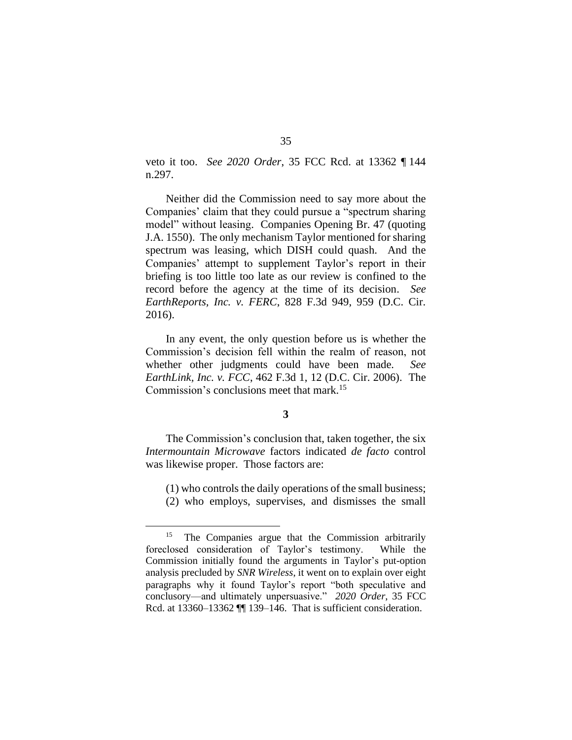veto it too. *See 2020 Order*, 35 FCC Rcd. at 13362 ¶ 144 n.297.

Neither did the Commission need to say more about the Companies' claim that they could pursue a "spectrum sharing model" without leasing. Companies Opening Br. 47 (quoting J.A. 1550). The only mechanism Taylor mentioned for sharing spectrum was leasing, which DISH could quash. And the Companies' attempt to supplement Taylor's report in their briefing is too little too late as our review is confined to the record before the agency at the time of its decision. *See EarthReports, Inc. v. FERC*, 828 F.3d 949, 959 (D.C. Cir. 2016).

In any event, the only question before us is whether the Commission's decision fell within the realm of reason, not whether other judgments could have been made. *See EarthLink, Inc. v. FCC*, 462 F.3d 1, 12 (D.C. Cir. 2006). The Commission's conclusions meet that mark.[15]

**3**

The Commission's conclusion that, taken together, the six *Intermountain Microwave* factors indicated *de facto* control was likewise proper. Those factors are:

(1) who controls the daily operations of the small business; (2) who employs, supervises, and dismisses the small

[15] The Companies argue that the Commission arbitrarily foreclosed consideration of Taylor's testimony. While the Commission initially found the arguments in Taylor's put-option analysis precluded by *SNR Wireless*, it went on to explain over eight paragraphs why it found Taylor's report "both speculative and conclusory—and ultimately unpersuasive." *2020 Order*, 35 FCC Rcd. at 13360–13362 ¶¶ 139–146. That is sufficient consideration.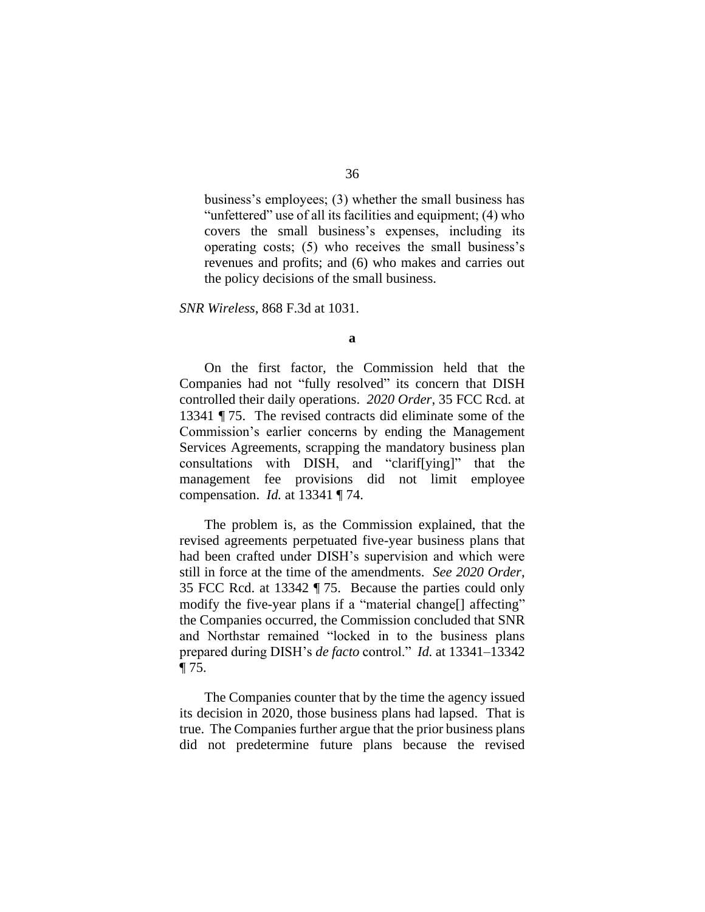> business's employees; (3) whether the small business has "unfettered" use of all its facilities and equipment; (4) who covers the small business's expenses, including its operating costs; (5) who receives the small business's revenues and profits; and (6) who makes and carries out the policy decisions of the small business.

*SNR Wireless*, 868 F.3d at 1031.

**a**

On the first factor, the Commission held that the Companies had not "fully resolved" its concern that DISH controlled their daily operations. *2020 Order*, 35 FCC Rcd. at 13341 ¶ 75. The revised contracts did eliminate some of the Commission's earlier concerns by ending the Management Services Agreements, scrapping the mandatory business plan consultations with DISH, and "clarif[ying]" that the management fee provisions did not limit employee compensation. *Id.* at 13341 ¶ 74.

The problem is, as the Commission explained, that the revised agreements perpetuated five-year business plans that had been crafted under DISH's supervision and which were still in force at the time of the amendments. *See 2020 Order*, 35 FCC Rcd. at 13342 ¶ 75. Because the parties could only modify the five-year plans if a "material change[] affecting" the Companies occurred, the Commission concluded that SNR and Northstar remained "locked in to the business plans prepared during DISH's *de facto* control." *Id.* at 13341–13342 ¶ 75.

The Companies counter that by the time the agency issued its decision in 2020, those business plans had lapsed. That is true. The Companies further argue that the prior business plans did not predetermine future plans because the revised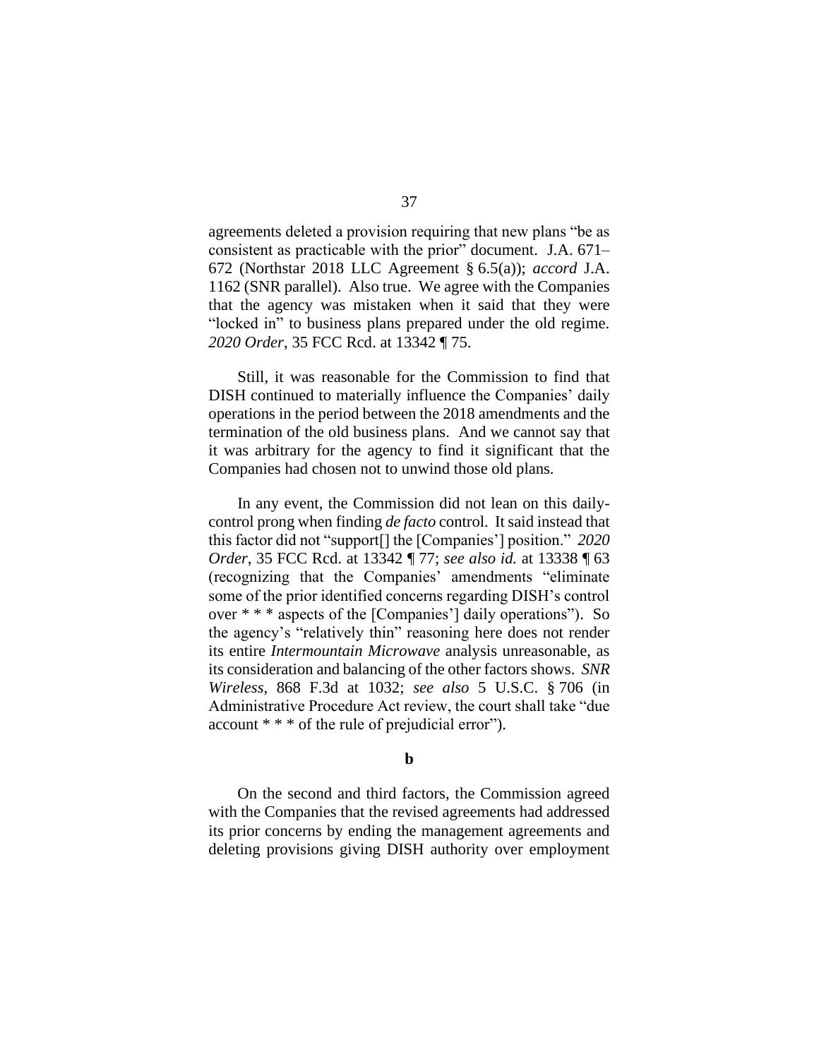agreements deleted a provision requiring that new plans "be as consistent as practicable with the prior" document. J.A. 671–672 (Northstar 2018 LLC Agreement § 6.5(a)); *accord* J.A. 1162 (SNR parallel). Also true. We agree with the Companies that the agency was mistaken when it said that they were "locked in" to business plans prepared under the old regime. *2020 Order*, 35 FCC Rcd. at 13342 ¶ 75.

Still, it was reasonable for the Commission to find that DISH continued to materially influence the Companies' daily operations in the period between the 2018 amendments and the termination of the old business plans. And we cannot say that it was arbitrary for the agency to find it significant that the Companies had chosen not to unwind those old plans.

In any event, the Commission did not lean on this daily-control prong when finding *de facto* control. It said instead that this factor did not "support[] the [Companies'] position." *2020 Order*, 35 FCC Rcd. at 13342 ¶ 77; *see also id.* at 13338 ¶ 63 (recognizing that the Companies' amendments "eliminate some of the prior identified concerns regarding DISH's control over * * * aspects of the [Companies'] daily operations"). So the agency's "relatively thin" reasoning here does not render its entire *Intermountain Microwave* analysis unreasonable, as its consideration and balancing of the other factors shows. *SNR Wireless*, 868 F.3d at 1032; *see also* 5 U.S.C. § 706 (in Administrative Procedure Act review, the court shall take "due account * * * of the rule of prejudicial error").

**b**

On the second and third factors, the Commission agreed with the Companies that the revised agreements had addressed its prior concerns by ending the management agreements and deleting provisions giving DISH authority over employment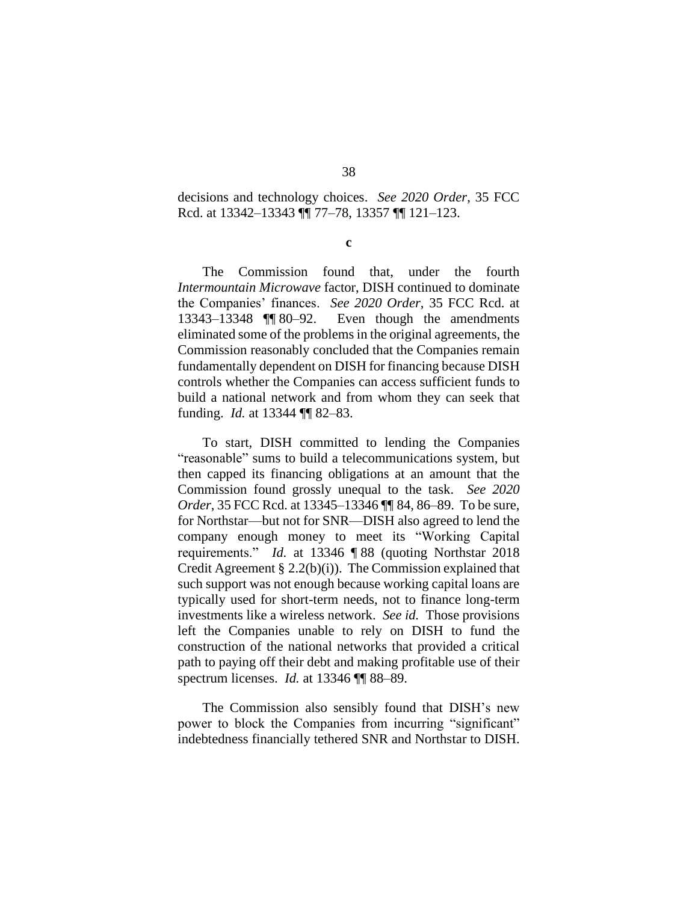decisions and technology choices. *See 2020 Order*, 35 FCC Rcd. at 13342–13343 ¶¶ 77–78, 13357 ¶¶ 121–123.

**c**

The Commission found that, under the fourth *Intermountain Microwave* factor, DISH continued to dominate the Companies' finances. *See 2020 Order*, 35 FCC Rcd. at 13343–13348 ¶¶ 80–92. Even though the amendments eliminated some of the problems in the original agreements, the Commission reasonably concluded that the Companies remain fundamentally dependent on DISH for financing because DISH controls whether the Companies can access sufficient funds to build a national network and from whom they can seek that funding. *Id.* at 13344 ¶¶ 82–83.

To start, DISH committed to lending the Companies "reasonable" sums to build a telecommunications system, but then capped its financing obligations at an amount that the Commission found grossly unequal to the task. *See 2020 Order*, 35 FCC Rcd. at 13345–13346 ¶¶ 84, 86–89. To be sure, for Northstar—but not for SNR—DISH also agreed to lend the company enough money to meet its "Working Capital requirements." *Id.* at 13346 ¶ 88 (quoting Northstar 2018 Credit Agreement § 2.2(b)(i)). The Commission explained that such support was not enough because working capital loans are typically used for short-term needs, not to finance long-term investments like a wireless network. *See id.* Those provisions left the Companies unable to rely on DISH to fund the construction of the national networks that provided a critical path to paying off their debt and making profitable use of their spectrum licenses. *Id.* at 13346 ¶¶ 88–89.

The Commission also sensibly found that DISH's new power to block the Companies from incurring "significant" indebtedness financially tethered SNR and Northstar to DISH.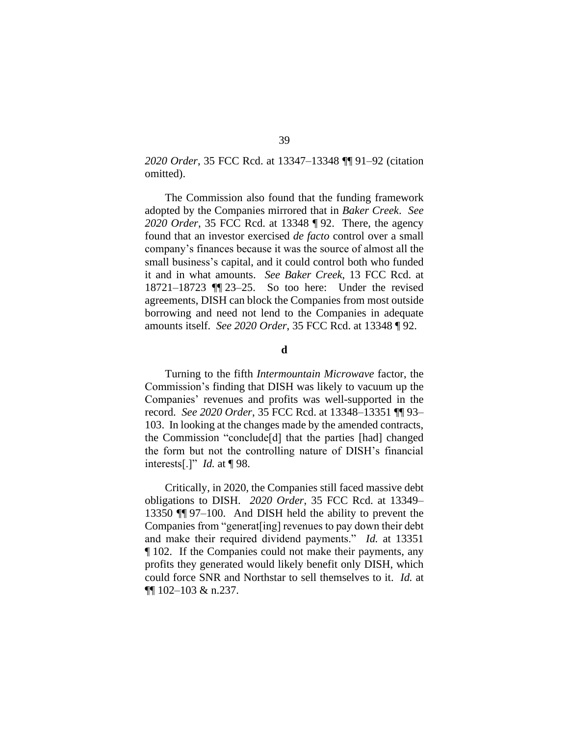*2020 Order*, 35 FCC Rcd. at 13347–13348 ¶¶ 91–92 (citation omitted).

The Commission also found that the funding framework adopted by the Companies mirrored that in *Baker Creek*. *See 2020 Order*, 35 FCC Rcd. at 13348 ¶ 92. There, the agency found that an investor exercised *de facto* control over a small company's finances because it was the source of almost all the small business's capital, and it could control both who funded it and in what amounts. *See Baker Creek*, 13 FCC Rcd. at 18721–18723 ¶¶ 23–25. So too here: Under the revised agreements, DISH can block the Companies from most outside borrowing and need not lend to the Companies in adequate amounts itself. *See 2020 Order*, 35 FCC Rcd. at 13348 ¶ 92.

#### d

Turning to the fifth *Intermountain Microwave* factor, the Commission's finding that DISH was likely to vacuum up the Companies' revenues and profits was well-supported in the record. *See 2020 Order*, 35 FCC Rcd. at 13348–13351 ¶¶ 93–103. In looking at the changes made by the amended contracts, the Commission "conclude[d] that the parties [had] changed the form but not the controlling nature of DISH's financial interests[.]" *Id.* at ¶ 98.

Critically, in 2020, the Companies still faced massive debt obligations to DISH. *2020 Order*, 35 FCC Rcd. at 13349–13350 ¶¶ 97–100. And DISH held the ability to prevent the Companies from "generat[ing] revenues to pay down their debt and make their required dividend payments." *Id.* at 13351 ¶ 102. If the Companies could not make their payments, any profits they generated would likely benefit only DISH, which could force SNR and Northstar to sell themselves to it. *Id.* at ¶¶ 102–103 & n.237.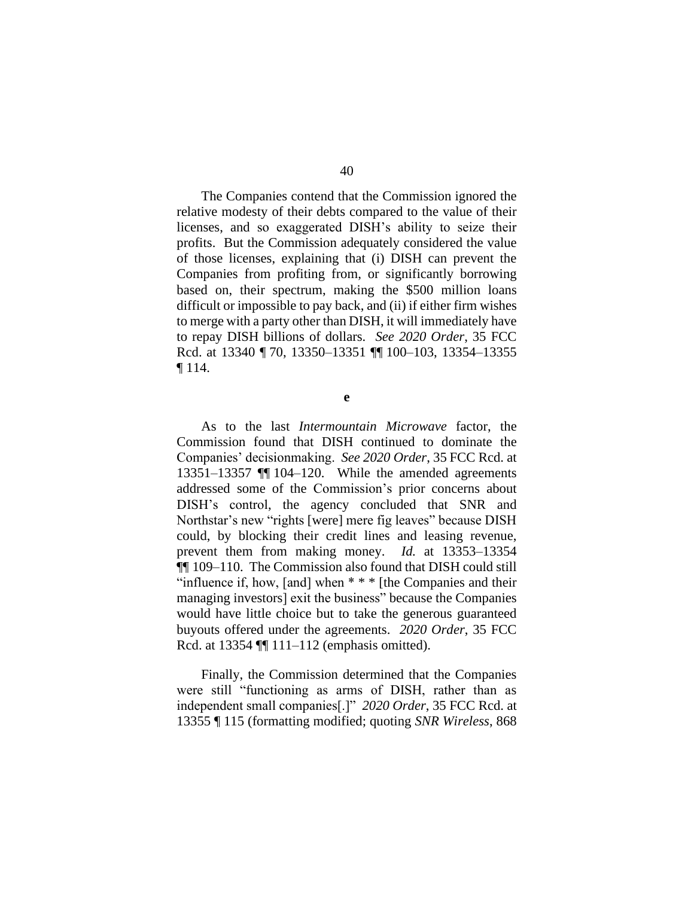The Companies contend that the Commission ignored the relative modesty of their debts compared to the value of their licenses, and so exaggerated DISH's ability to seize their profits. But the Commission adequately considered the value of those licenses, explaining that (i) DISH can prevent the Companies from profiting from, or significantly borrowing based on, their spectrum, making the $500 million loans difficult or impossible to pay back, and (ii) if either firm wishes to merge with a party other than DISH, it will immediately have to repay DISH billions of dollars. *See 2020 Order*, 35 FCC Rcd. at 13340 ¶ 70, 13350–13351 ¶¶ 100–103, 13354–13355 ¶ 114.

**e**

As to the last *Intermountain Microwave* factor, the Commission found that DISH continued to dominate the Companies' decisionmaking. *See 2020 Order*, 35 FCC Rcd. at 13351–13357 ¶¶ 104–120. While the amended agreements addressed some of the Commission's prior concerns about DISH's control, the agency concluded that SNR and Northstar's new "rights [were] mere fig leaves" because DISH could, by blocking their credit lines and leasing revenue, prevent them from making money. *Id.* at 13353–13354 ¶¶ 109–110. The Commission also found that DISH could still "influence if, how, [and] when * * * [the Companies and their managing investors] exit the business" because the Companies would have little choice but to take the generous guaranteed buyouts offered under the agreements. *2020 Order*, 35 FCC Rcd. at 13354 ¶¶ 111–112 (emphasis omitted).

Finally, the Commission determined that the Companies were still "functioning as arms of DISH, rather than as independent small companies[.]" *2020 Order*, 35 FCC Rcd. at 13355 ¶ 115 (formatting modified; quoting *SNR Wireless*, 868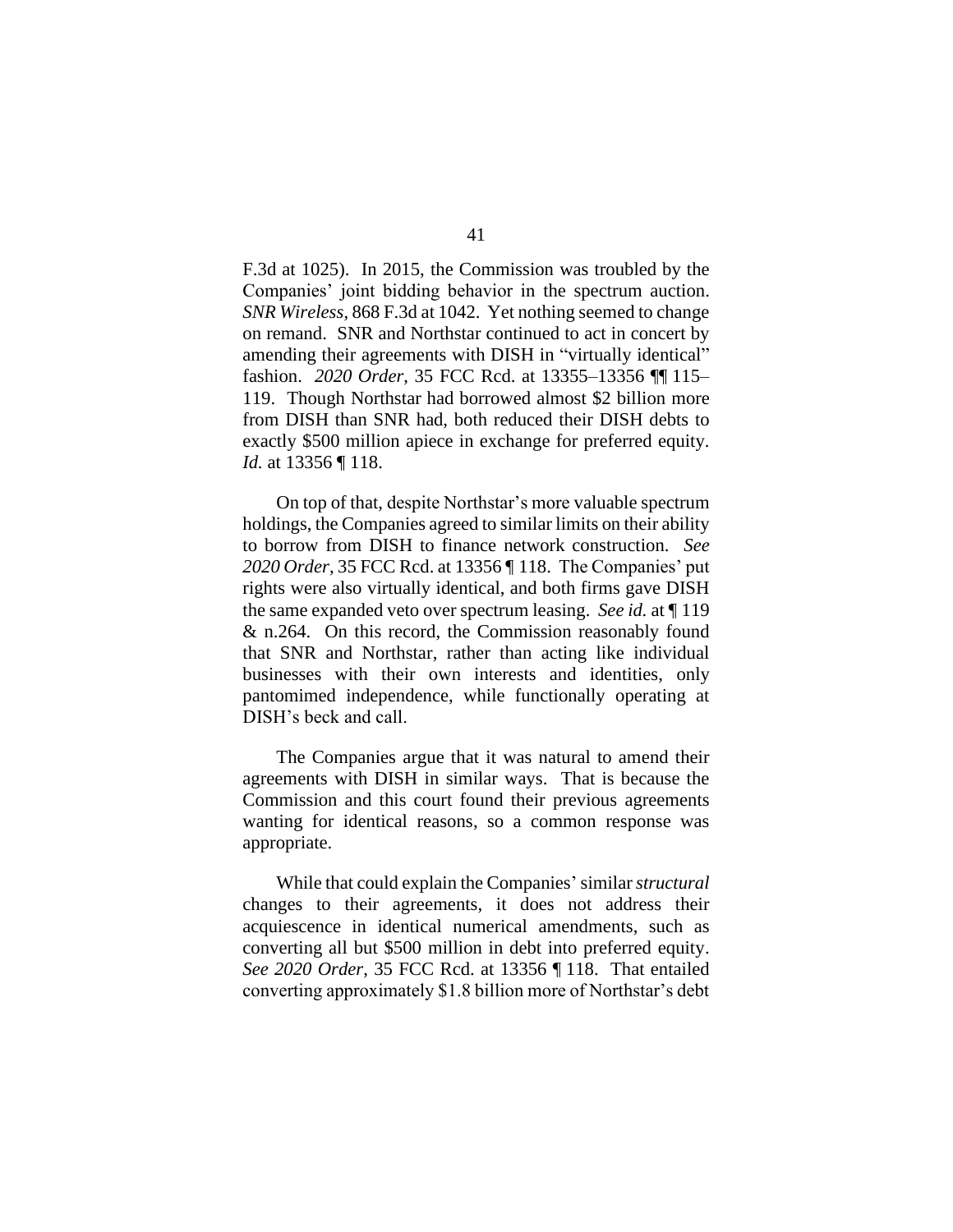F.3d at 1025). In 2015, the Commission was troubled by the Companies' joint bidding behavior in the spectrum auction. *SNR Wireless*, 868 F.3d at 1042. Yet nothing seemed to change on remand. SNR and Northstar continued to act in concert by amending their agreements with DISH in "virtually identical" fashion. *2020 Order*, 35 FCC Rcd. at 13355–13356 ¶¶ 115–119. Though Northstar had borrowed almost $2 billion more from DISH than SNR had, both reduced their DISH debts to exactly $500 million apiece in exchange for preferred equity. *Id.* at 13356 ¶ 118.

On top of that, despite Northstar's more valuable spectrum holdings, the Companies agreed to similar limits on their ability to borrow from DISH to finance network construction. *See 2020 Order*, 35 FCC Rcd. at 13356 ¶ 118. The Companies' put rights were also virtually identical, and both firms gave DISH the same expanded veto over spectrum leasing. *See id.* at ¶ 119 & n.264. On this record, the Commission reasonably found that SNR and Northstar, rather than acting like individual businesses with their own interests and identities, only pantomimed independence, while functionally operating at DISH's beck and call.

The Companies argue that it was natural to amend their agreements with DISH in similar ways. That is because the Commission and this court found their previous agreements wanting for identical reasons, so a common response was appropriate.

While that could explain the Companies' similar *structural* changes to their agreements, it does not address their acquiescence in identical numerical amendments, such as converting all but $500 million in debt into preferred equity. *See 2020 Order*, 35 FCC Rcd. at 13356 ¶ 118. That entailed converting approximately $1.8 billion more of Northstar's debt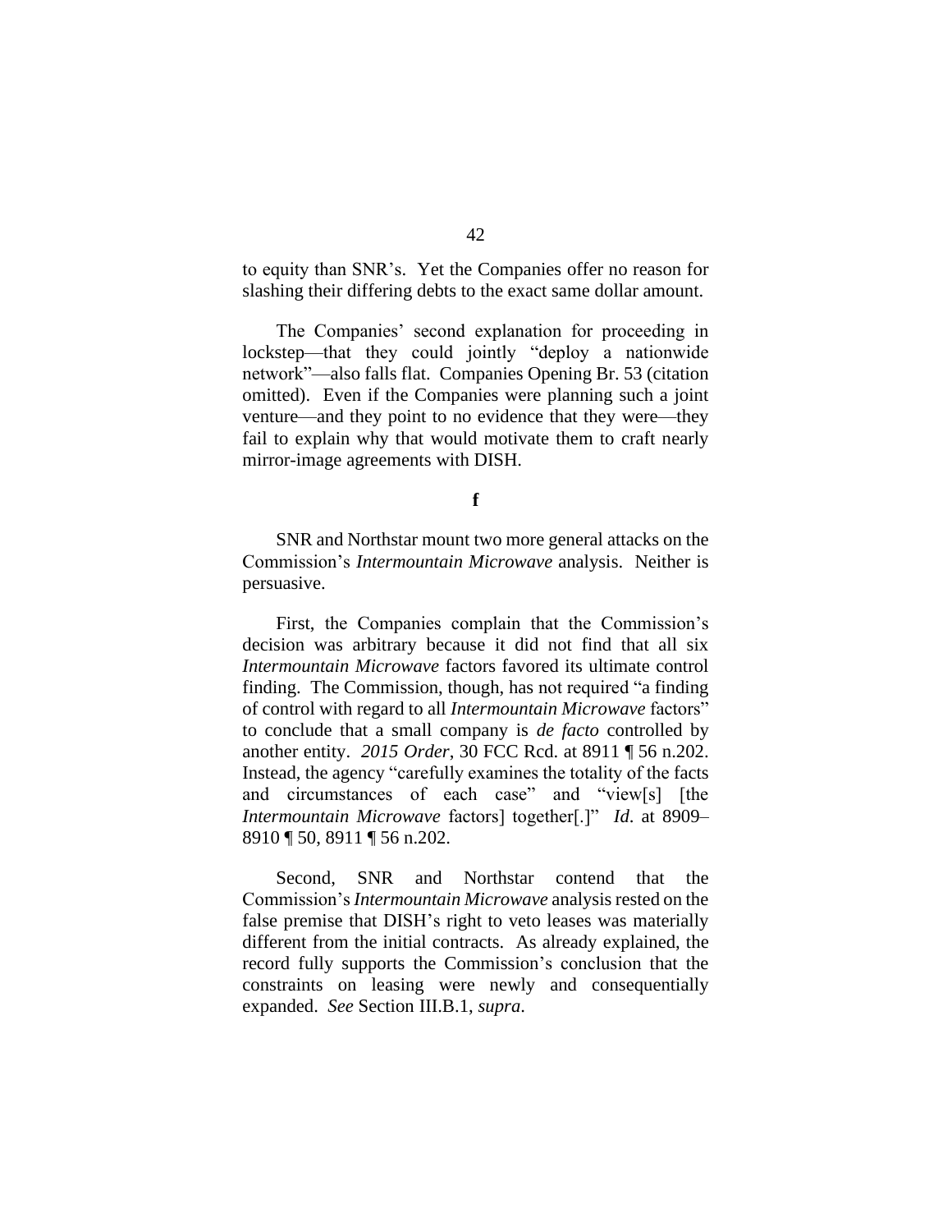to equity than SNR's. Yet the Companies offer no reason for slashing their differing debts to the exact same dollar amount.

The Companies' second explanation for proceeding in lockstep—that they could jointly "deploy a nationwide network"—also falls flat. Companies Opening Br. 53 (citation omitted). Even if the Companies were planning such a joint venture—and they point to no evidence that they were—they fail to explain why that would motivate them to craft nearly mirror-image agreements with DISH.

**f**

SNR and Northstar mount two more general attacks on the Commission's *Intermountain Microwave* analysis. Neither is persuasive.

First, the Companies complain that the Commission's decision was arbitrary because it did not find that all six *Intermountain Microwave* factors favored its ultimate control finding. The Commission, though, has not required "a finding of control with regard to all *Intermountain Microwave* factors" to conclude that a small company is *de facto* controlled by another entity. *2015 Order*, 30 FCC Rcd. at 8911 ¶ 56 n.202. Instead, the agency "carefully examines the totality of the facts and circumstances of each case" and "view[s] [the *Intermountain Microwave* factors] together[.]" *Id*. at 8909–8910 ¶ 50, 8911 ¶ 56 n.202.

Second, SNR and Northstar contend that the Commission's *Intermountain Microwave* analysis rested on the false premise that DISH's right to veto leases was materially different from the initial contracts. As already explained, the record fully supports the Commission's conclusion that the constraints on leasing were newly and consequentially expanded. *See* Section III.B.1, *supra*.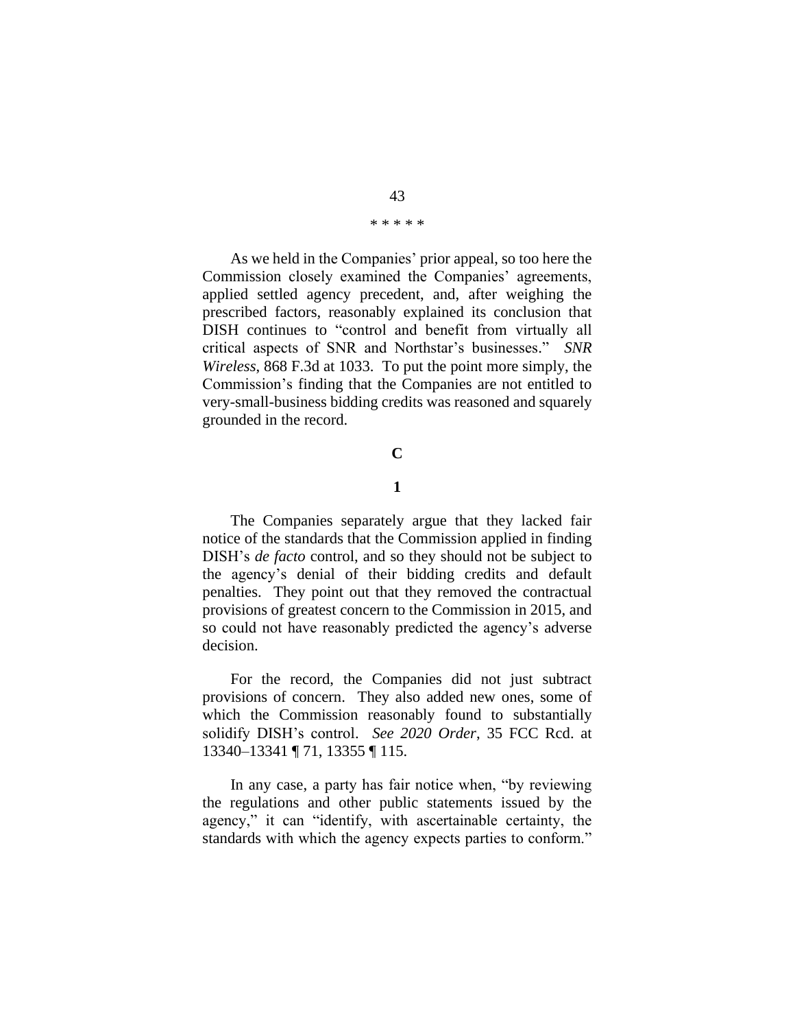\* \* \* \* \*

As we held in the Companies' prior appeal, so too here the Commission closely examined the Companies' agreements, applied settled agency precedent, and, after weighing the prescribed factors, reasonably explained its conclusion that DISH continues to "control and benefit from virtually all critical aspects of SNR and Northstar's businesses." *SNR Wireless*, 868 F.3d at 1033. To put the point more simply, the Commission's finding that the Companies are not entitled to very-small-business bidding credits was reasoned and squarely grounded in the record.

**C**

**1**

The Companies separately argue that they lacked fair notice of the standards that the Commission applied in finding DISH's *de facto* control, and so they should not be subject to the agency's denial of their bidding credits and default penalties. They point out that they removed the contractual provisions of greatest concern to the Commission in 2015, and so could not have reasonably predicted the agency's adverse decision.

For the record, the Companies did not just subtract provisions of concern. They also added new ones, some of which the Commission reasonably found to substantially solidify DISH's control. *See 2020 Order*, 35 FCC Rcd. at 13340–13341 ¶ 71, 13355 ¶ 115.

In any case, a party has fair notice when, "by reviewing the regulations and other public statements issued by the agency," it can "identify, with ascertainable certainty, the standards with which the agency expects parties to conform."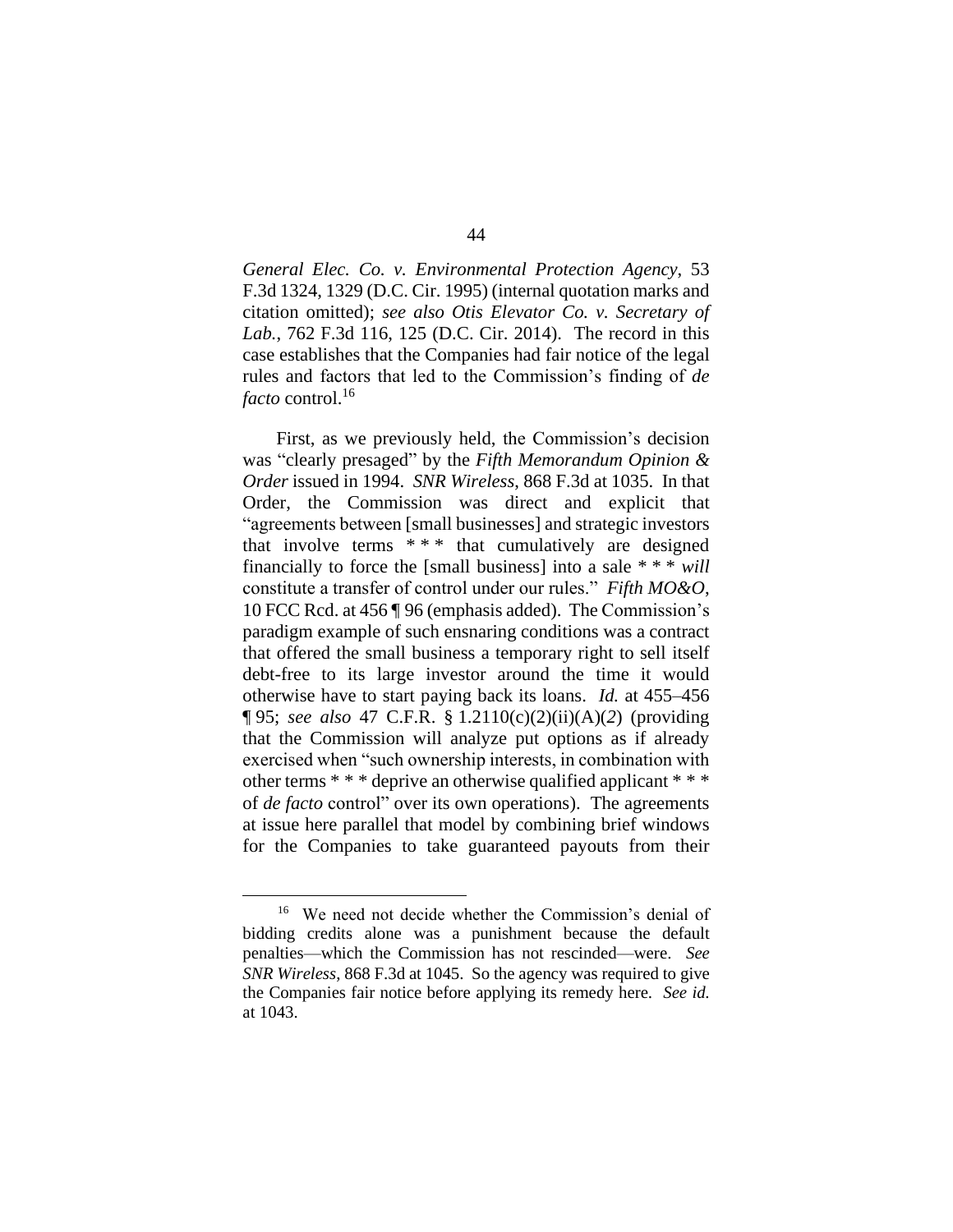*General Elec. Co. v. Environmental Protection Agency*, 53 F.3d 1324, 1329 (D.C. Cir. 1995) (internal quotation marks and citation omitted); *see also Otis Elevator Co. v. Secretary of Lab.*, 762 F.3d 116, 125 (D.C. Cir. 2014). The record in this case establishes that the Companies had fair notice of the legal rules and factors that led to the Commission's finding of *de facto* control.[16]

First, as we previously held, the Commission's decision was "clearly presaged" by the *Fifth Memorandum Opinion & Order* issued in 1994. *SNR Wireless*, 868 F.3d at 1035. In that Order, the Commission was direct and explicit that "agreements between [small businesses] and strategic investors that involve terms * * * that cumulatively are designed financially to force the [small business] into a sale * * * *will* constitute a transfer of control under our rules." *Fifth MO&O*, 10 FCC Rcd. at 456 ¶ 96 (emphasis added). The Commission's paradigm example of such ensnaring conditions was a contract that offered the small business a temporary right to sell itself debt-free to its large investor around the time it would otherwise have to start paying back its loans. *Id.* at 455–456 ¶ 95; *see also* 47 C.F.R. § 1.2110(c)(2)(ii)(A)(*2*) (providing that the Commission will analyze put options as if already exercised when "such ownership interests, in combination with other terms * * * deprive an otherwise qualified applicant * * * of *de facto* control" over its own operations). The agreements at issue here parallel that model by combining brief windows for the Companies to take guaranteed payouts from their

---

[16] We need not decide whether the Commission's denial of bidding credits alone was a punishment because the default penalties—which the Commission has not rescinded—were. *See SNR Wireless*, 868 F.3d at 1045. So the agency was required to give the Companies fair notice before applying its remedy here. *See id.* at 1043.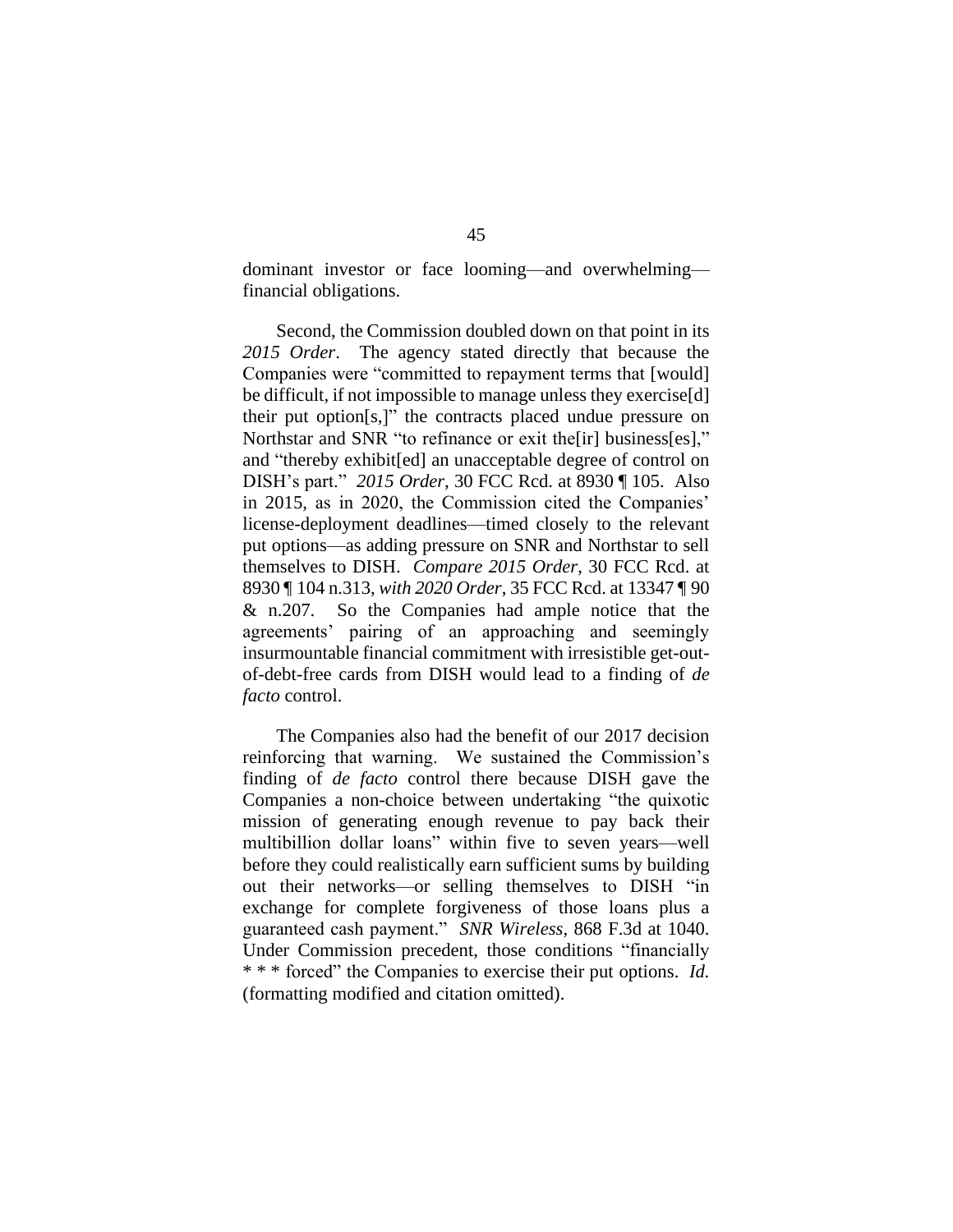dominant investor or face looming—and overwhelming—financial obligations.

Second, the Commission doubled down on that point in its *2015 Order*. The agency stated directly that because the Companies were "committed to repayment terms that [would] be difficult, if not impossible to manage unless they exercise[d] their put option[s,]" the contracts placed undue pressure on Northstar and SNR "to refinance or exit the[ir] business[es]," and "thereby exhibit[ed] an unacceptable degree of control on DISH's part." *2015 Order*, 30 FCC Rcd. at 8930 ¶ 105. Also in 2015, as in 2020, the Commission cited the Companies' license-deployment deadlines—timed closely to the relevant put options—as adding pressure on SNR and Northstar to sell themselves to DISH. *Compare 2015 Order*, 30 FCC Rcd. at 8930 ¶ 104 n.313, *with 2020 Order*, 35 FCC Rcd. at 13347 ¶ 90 & n.207. So the Companies had ample notice that the agreements' pairing of an approaching and seemingly insurmountable financial commitment with irresistible get-out-of-debt-free cards from DISH would lead to a finding of *de facto* control.

The Companies also had the benefit of our 2017 decision reinforcing that warning. We sustained the Commission's finding of *de facto* control there because DISH gave the Companies a non-choice between undertaking "the quixotic mission of generating enough revenue to pay back their multibillion dollar loans" within five to seven years—well before they could realistically earn sufficient sums by building out their networks—or selling themselves to DISH "in exchange for complete forgiveness of those loans plus a guaranteed cash payment." *SNR Wireless*, 868 F.3d at 1040. Under Commission precedent, those conditions "financially * * * forced" the Companies to exercise their put options. *Id.* (formatting modified and citation omitted).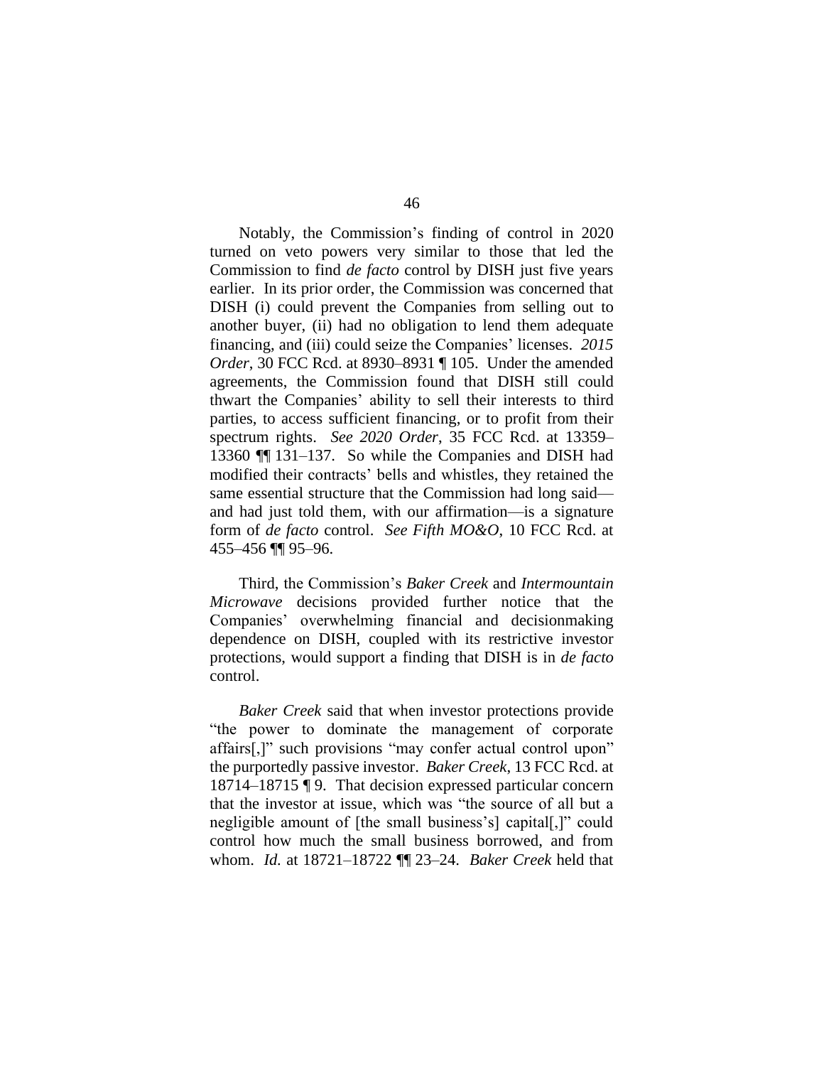Notably, the Commission's finding of control in 2020 turned on veto powers very similar to those that led the Commission to find *de facto* control by DISH just five years earlier. In its prior order, the Commission was concerned that DISH (i) could prevent the Companies from selling out to another buyer, (ii) had no obligation to lend them adequate financing, and (iii) could seize the Companies' licenses. *2015 Order*, 30 FCC Rcd. at 8930–8931 ¶ 105. Under the amended agreements, the Commission found that DISH still could thwart the Companies' ability to sell their interests to third parties, to access sufficient financing, or to profit from their spectrum rights. *See 2020 Order*, 35 FCC Rcd. at 13359–13360 ¶¶ 131–137. So while the Companies and DISH had modified their contracts' bells and whistles, they retained the same essential structure that the Commission had long said—and had just told them, with our affirmation—is a signature form of *de facto* control. *See Fifth MO&O*, 10 FCC Rcd. at 455–456 ¶¶ 95–96.

Third, the Commission's *Baker Creek* and *Intermountain Microwave* decisions provided further notice that the Companies' overwhelming financial and decisionmaking dependence on DISH, coupled with its restrictive investor protections, would support a finding that DISH is in *de facto* control.

*Baker Creek* said that when investor protections provide "the power to dominate the management of corporate affairs[,]" such provisions "may confer actual control upon" the purportedly passive investor. *Baker Creek*, 13 FCC Rcd. at 18714–18715 ¶ 9. That decision expressed particular concern that the investor at issue, which was "the source of all but a negligible amount of [the small business's] capital[,]" could control how much the small business borrowed, and from whom. *Id.* at 18721–18722 ¶¶ 23–24. *Baker Creek* held that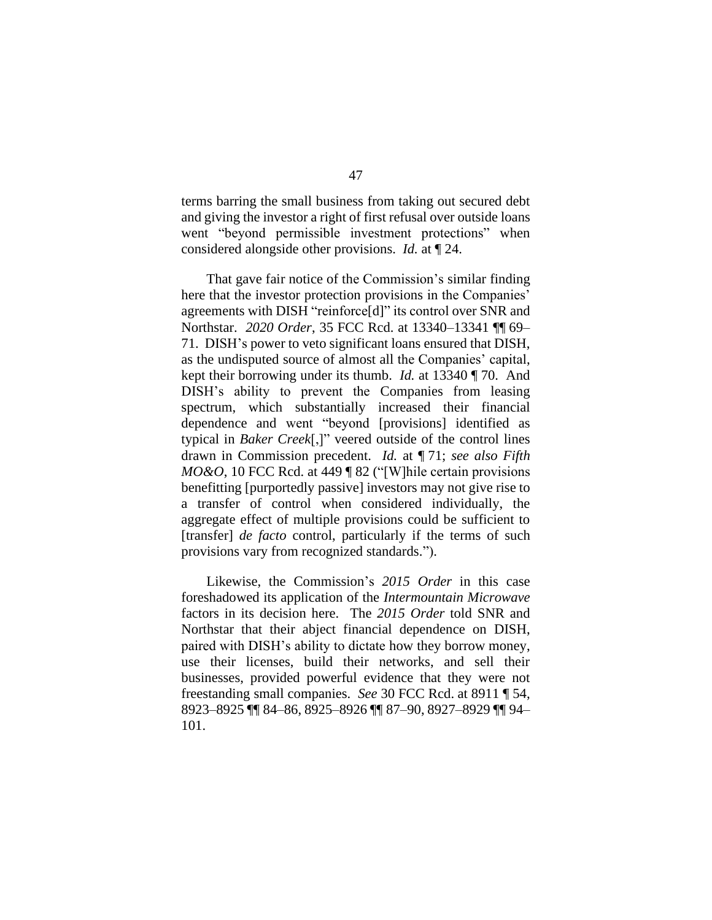terms barring the small business from taking out secured debt and giving the investor a right of first refusal over outside loans went "beyond permissible investment protections" when considered alongside other provisions. *Id.* at ¶ 24.

That gave fair notice of the Commission's similar finding here that the investor protection provisions in the Companies' agreements with DISH "reinforce[d]" its control over SNR and Northstar. *2020 Order*, 35 FCC Rcd. at 13340–13341 ¶¶ 69–71. DISH's power to veto significant loans ensured that DISH, as the undisputed source of almost all the Companies' capital, kept their borrowing under its thumb. *Id.* at 13340 ¶ 70. And DISH's ability to prevent the Companies from leasing spectrum, which substantially increased their financial dependence and went "beyond [provisions] identified as typical in *Baker Creek*[,]" veered outside of the control lines drawn in Commission precedent. *Id.* at ¶ 71; *see also Fifth MO&O*, 10 FCC Rcd. at 449 ¶ 82 ("[W]hile certain provisions benefitting [purportedly passive] investors may not give rise to a transfer of control when considered individually, the aggregate effect of multiple provisions could be sufficient to [transfer] *de facto* control, particularly if the terms of such provisions vary from recognized standards.").

Likewise, the Commission's *2015 Order* in this case foreshadowed its application of the *Intermountain Microwave* factors in its decision here. The *2015 Order* told SNR and Northstar that their abject financial dependence on DISH, paired with DISH's ability to dictate how they borrow money, use their licenses, build their networks, and sell their businesses, provided powerful evidence that they were not freestanding small companies. *See* 30 FCC Rcd. at 8911 ¶ 54, 8923–8925 ¶¶ 84–86, 8925–8926 ¶¶ 87–90, 8927–8929 ¶¶ 94–101.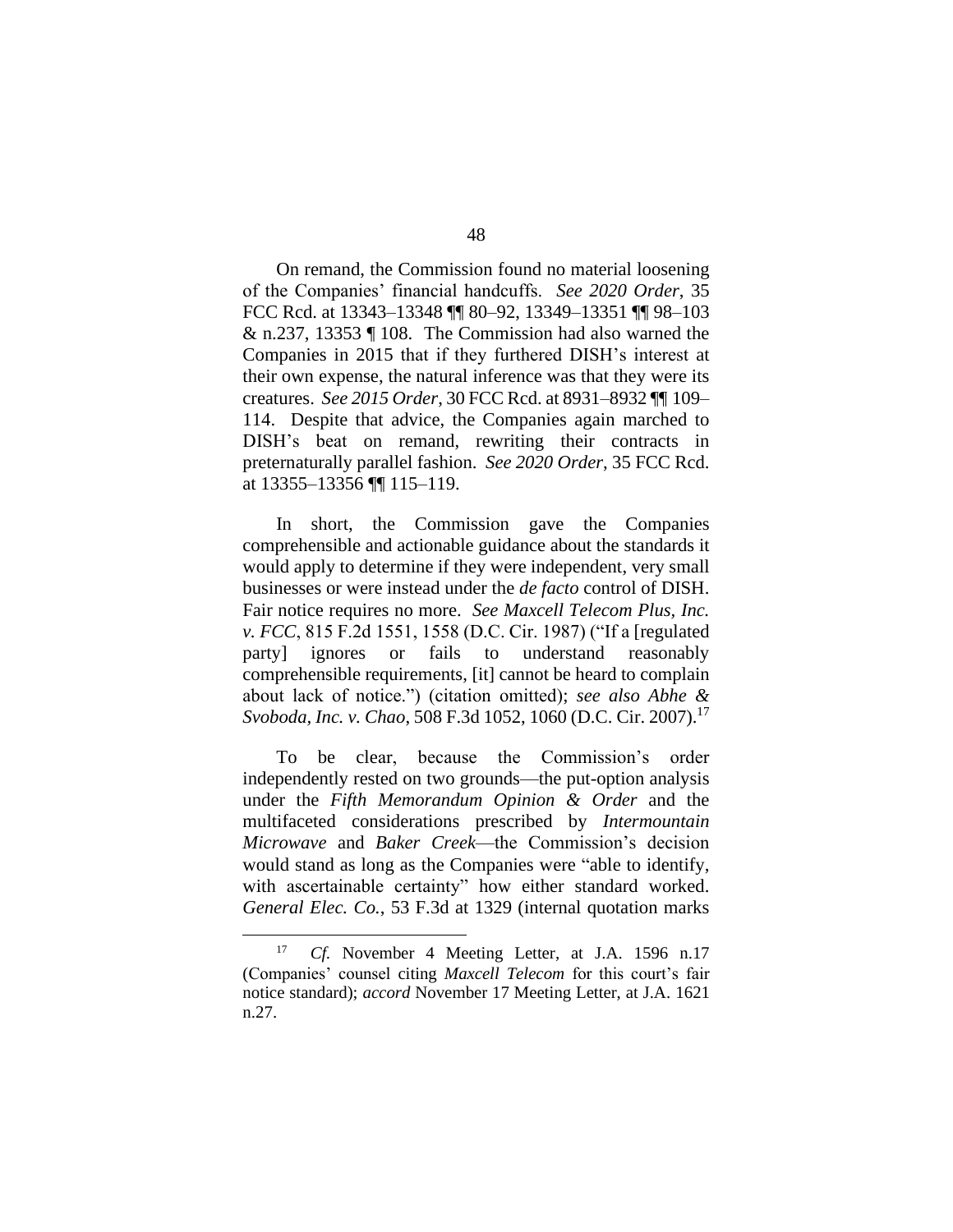On remand, the Commission found no material loosening of the Companies' financial handcuffs. *See 2020 Order*, 35 FCC Rcd. at 13343–13348 ¶¶ 80–92, 13349–13351 ¶¶ 98–103 & n.237, 13353 ¶ 108. The Commission had also warned the Companies in 2015 that if they furthered DISH's interest at their own expense, the natural inference was that they were its creatures. *See 2015 Order*, 30 FCC Rcd. at 8931–8932 ¶¶ 109–114. Despite that advice, the Companies again marched to DISH's beat on remand, rewriting their contracts in preternaturally parallel fashion. *See 2020 Order*, 35 FCC Rcd. at 13355–13356 ¶¶ 115–119.

In short, the Commission gave the Companies comprehensible and actionable guidance about the standards it would apply to determine if they were independent, very small businesses or were instead under the *de facto* control of DISH. Fair notice requires no more. *See Maxcell Telecom Plus, Inc. v. FCC*, 815 F.2d 1551, 1558 (D.C. Cir. 1987) ("If a [regulated party] ignores or fails to understand reasonably comprehensible requirements, [it] cannot be heard to complain about lack of notice.") (citation omitted); *see also Abhe & Svoboda, Inc. v. Chao*, 508 F.3d 1052, 1060 (D.C. Cir. 2007).[17]

To be clear, because the Commission's order independently rested on two grounds—the put-option analysis under the *Fifth Memorandum Opinion & Order* and the multifaceted considerations prescribed by *Intermountain Microwave* and *Baker Creek*—the Commission's decision would stand as long as the Companies were "able to identify, with ascertainable certainty" how either standard worked. *General Elec. Co.*, 53 F.3d at 1329 (internal quotation marks

[17] *Cf.* November 4 Meeting Letter, at J.A. 1596 n.17 (Companies' counsel citing *Maxcell Telecom* for this court's fair notice standard); *accord* November 17 Meeting Letter, at J.A. 1621 n.27.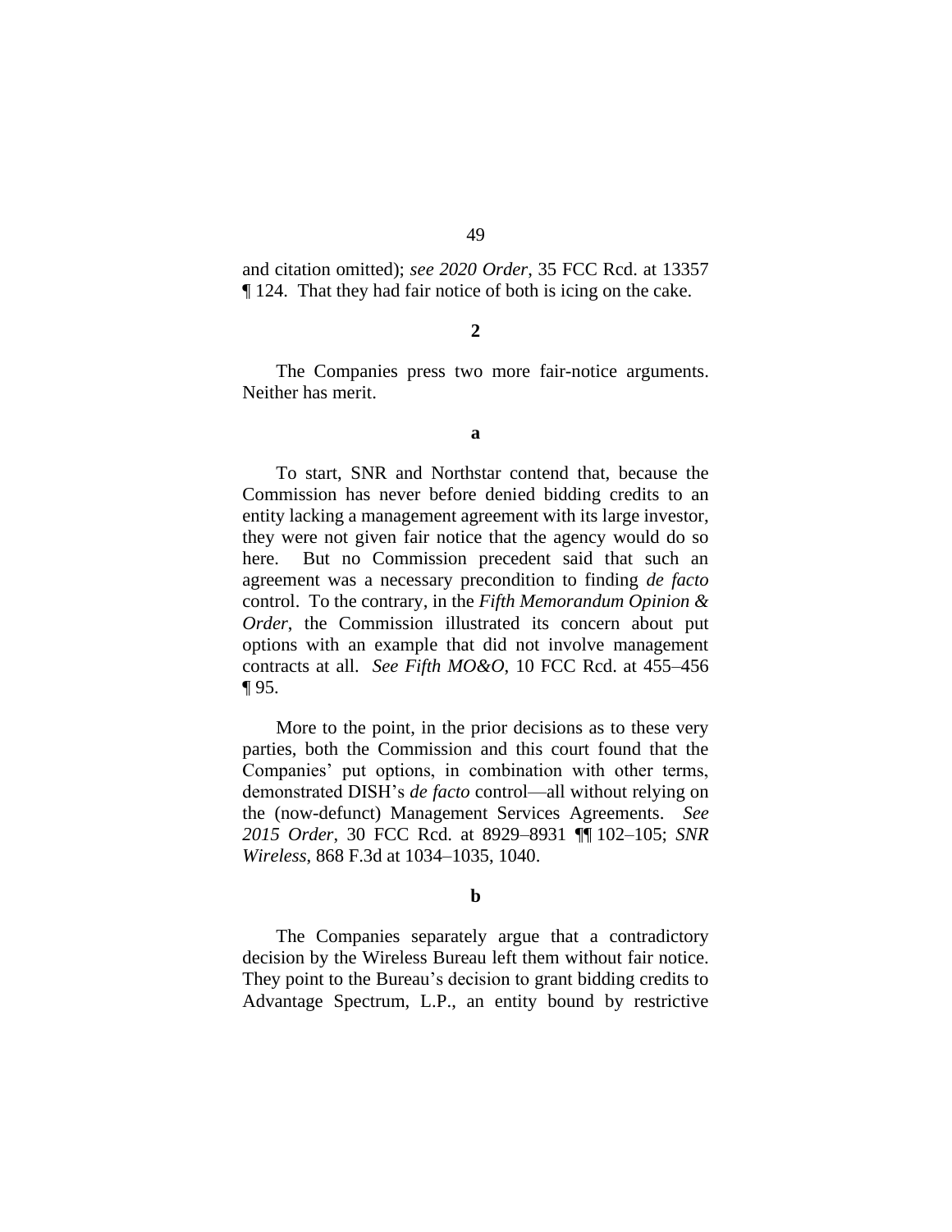and citation omitted); *see 2020 Order*, 35 FCC Rcd. at 13357 ¶ 124. That they had fair notice of both is icing on the cake.

**2**

The Companies press two more fair-notice arguments. Neither has merit.

**a**

To start, SNR and Northstar contend that, because the Commission has never before denied bidding credits to an entity lacking a management agreement with its large investor, they were not given fair notice that the agency would do so here. But no Commission precedent said that such an agreement was a necessary precondition to finding *de facto* control. To the contrary, in the *Fifth Memorandum Opinion & Order*, the Commission illustrated its concern about put options with an example that did not involve management contracts at all. *See Fifth MO&O*, 10 FCC Rcd. at 455–456 ¶ 95.

More to the point, in the prior decisions as to these very parties, both the Commission and this court found that the Companies' put options, in combination with other terms, demonstrated DISH's *de facto* control—all without relying on the (now-defunct) Management Services Agreements. *See 2015 Order*, 30 FCC Rcd. at 8929–8931 ¶¶ 102–105; *SNR Wireless*, 868 F.3d at 1034–1035, 1040.

**b**

The Companies separately argue that a contradictory decision by the Wireless Bureau left them without fair notice. They point to the Bureau's decision to grant bidding credits to Advantage Spectrum, L.P., an entity bound by restrictive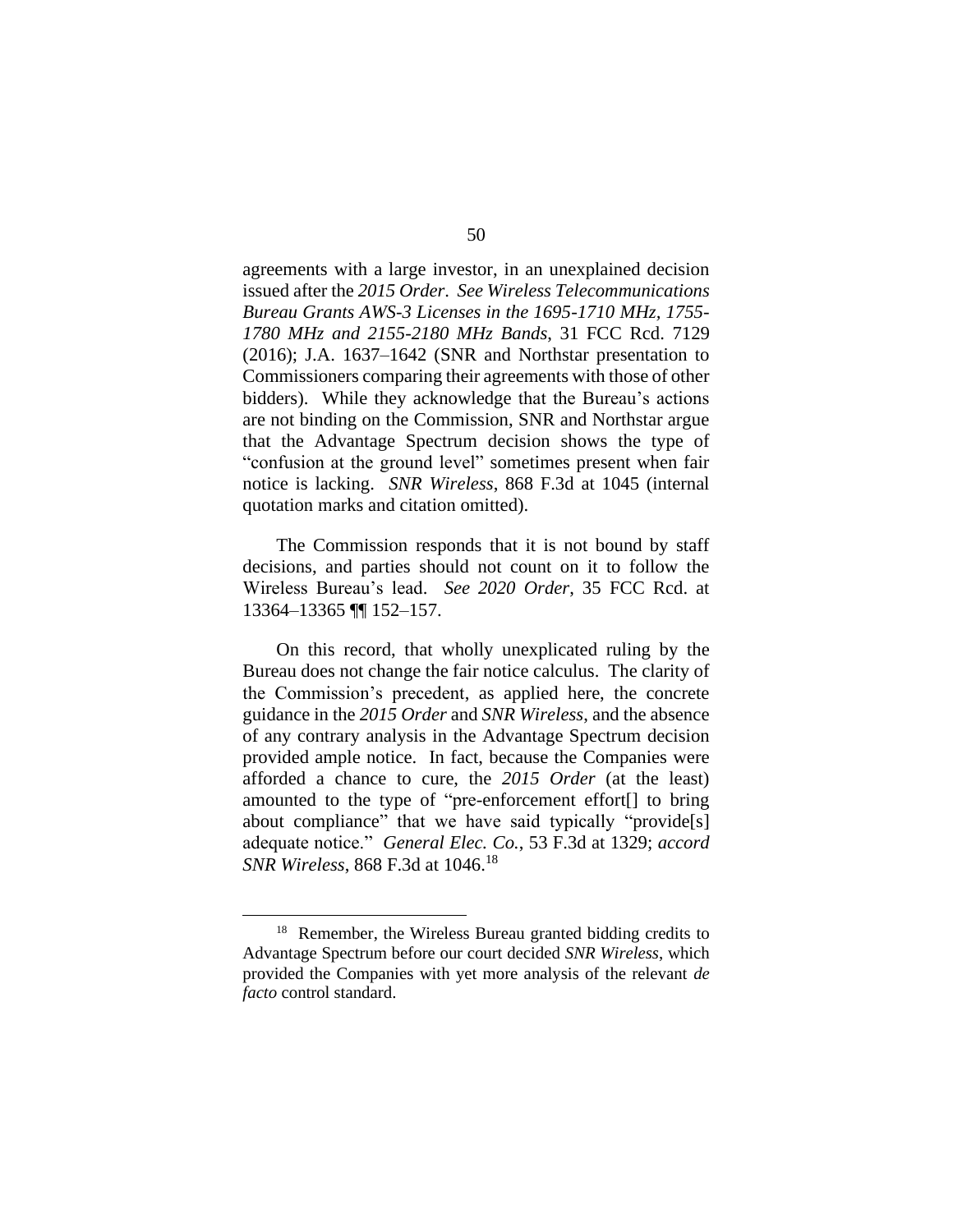agreements with a large investor, in an unexplained decision issued after the *2015 Order*. *See Wireless Telecommunications Bureau Grants AWS-3 Licenses in the 1695-1710 MHz, 1755-1780 MHz and 2155-2180 MHz Bands*, 31 FCC Rcd. 7129 (2016); J.A. 1637–1642 (SNR and Northstar presentation to Commissioners comparing their agreements with those of other bidders). While they acknowledge that the Bureau's actions are not binding on the Commission, SNR and Northstar argue that the Advantage Spectrum decision shows the type of "confusion at the ground level" sometimes present when fair notice is lacking. *SNR Wireless*, 868 F.3d at 1045 (internal quotation marks and citation omitted).

The Commission responds that it is not bound by staff decisions, and parties should not count on it to follow the Wireless Bureau's lead. *See 2020 Order*, 35 FCC Rcd. at 13364–13365 ¶¶ 152–157.

On this record, that wholly unexplicated ruling by the Bureau does not change the fair notice calculus. The clarity of the Commission's precedent, as applied here, the concrete guidance in the *2015 Order* and *SNR Wireless*, and the absence of any contrary analysis in the Advantage Spectrum decision provided ample notice. In fact, because the Companies were afforded a chance to cure, the *2015 Order* (at the least) amounted to the type of "pre-enforcement effort[] to bring about compliance" that we have said typically "provide[s] adequate notice." *General Elec. Co.*, 53 F.3d at 1329; *accord SNR Wireless*, 868 F.3d at 1046.[18]

[18] Remember, the Wireless Bureau granted bidding credits to Advantage Spectrum before our court decided *SNR Wireless*, which provided the Companies with yet more analysis of the relevant *de facto* control standard.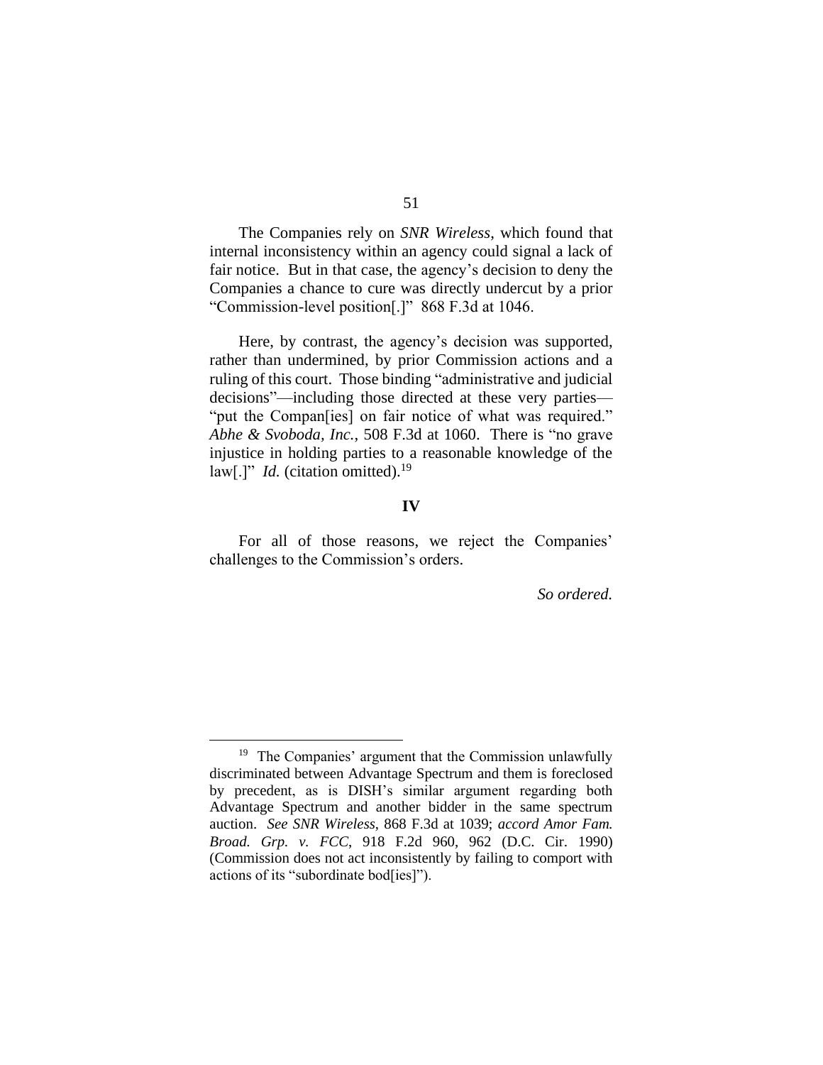The Companies rely on *SNR Wireless*, which found that internal inconsistency within an agency could signal a lack of fair notice. But in that case, the agency's decision to deny the Companies a chance to cure was directly undercut by a prior "Commission-level position[.]" 868 F.3d at 1046.

Here, by contrast, the agency's decision was supported, rather than undermined, by prior Commission actions and a ruling of this court. Those binding "administrative and judicial decisions"—including those directed at these very parties—"put the Compan[ies] on fair notice of what was required." *Abhe & Svoboda, Inc.*, 508 F.3d at 1060. There is "no grave injustice in holding parties to a reasonable knowledge of the law[.]" *Id.* (citation omitted).[19]

## IV

For all of those reasons, we reject the Companies' challenges to the Commission's orders.

*So ordered.*

---

[19] The Companies' argument that the Commission unlawfully discriminated between Advantage Spectrum and them is foreclosed by precedent, as is DISH's similar argument regarding both Advantage Spectrum and another bidder in the same spectrum auction. *See SNR Wireless*, 868 F.3d at 1039; *accord Amor Fam. Broad. Grp. v. FCC*, 918 F.2d 960, 962 (D.C. Cir. 1990) (Commission does not act inconsistently by failing to comport with actions of its "subordinate bod[ies]").